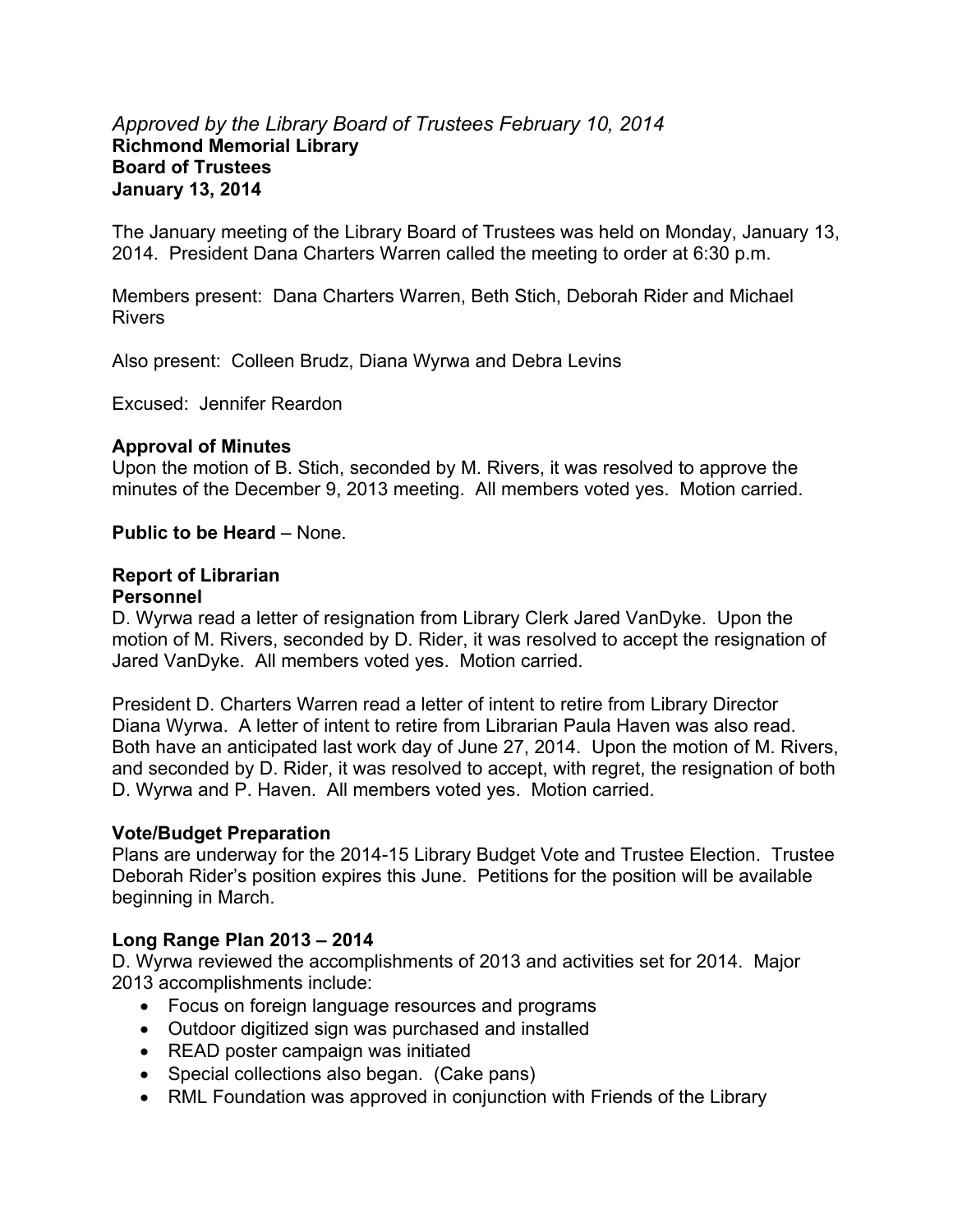*Approved by the Library Board of Trustees February 10, 2014*

**Richmond Memorial Library**
**Board of Trustees**
**January 13, 2014**

The January meeting of the Library Board of Trustees was held on Monday, January 13, 2014. President Dana Charters Warren called the meeting to order at 6:30 p.m.

Members present: Dana Charters Warren, Beth Stich, Deborah Rider and Michael Rivers

Also present: Colleen Brudz, Diana Wyrwa and Debra Levins

Excused: Jennifer Reardon

**Approval of Minutes**

Upon the motion of B. Stich, seconded by M. Rivers, it was resolved to approve the minutes of the December 9, 2013 meeting. All members voted yes. Motion carried.

**Public to be Heard** – None.

**Report of Librarian**

**Personnel**

D. Wyrwa read a letter of resignation from Library Clerk Jared VanDyke. Upon the motion of M. Rivers, seconded by D. Rider, it was resolved to accept the resignation of Jared VanDyke. All members voted yes. Motion carried.

President D. Charters Warren read a letter of intent to retire from Library Director Diana Wyrwa. A letter of intent to retire from Librarian Paula Haven was also read. Both have an anticipated last work day of June 27, 2014. Upon the motion of M. Rivers, and seconded by D. Rider, it was resolved to accept, with regret, the resignation of both D. Wyrwa and P. Haven. All members voted yes. Motion carried.

**Vote/Budget Preparation**

Plans are underway for the 2014-15 Library Budget Vote and Trustee Election. Trustee Deborah Rider's position expires this June. Petitions for the position will be available beginning in March.

**Long Range Plan 2013 – 2014**

D. Wyrwa reviewed the accomplishments of 2013 and activities set for 2014. Major 2013 accomplishments include:

- Focus on foreign language resources and programs
- Outdoor digitized sign was purchased and installed
- READ poster campaign was initiated
- Special collections also began. (Cake pans)
- RML Foundation was approved in conjunction with Friends of the Library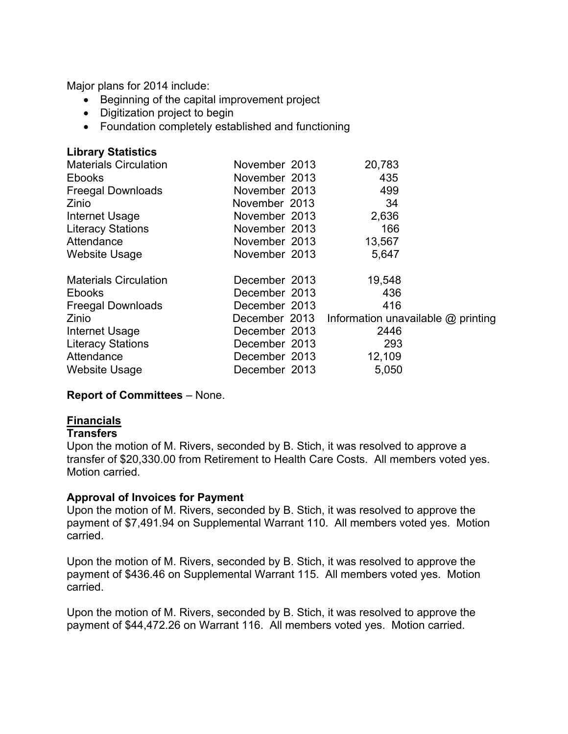Major plans for 2014 include:

- Beginning of the capital improvement project
- Digitization project to begin
- Foundation completely established and functioning

**Library Statistics**

| | | |
|---|---|---|
| Materials Circulation | November 2013 | 20,783 |
| Ebooks | November 2013 | 435 |
| Freegal Downloads | November 2013 | 499 |
| Zinio | November 2013 | 34 |
| Internet Usage | November 2013 | 2,636 |
| Literacy Stations | November 2013 | 166 |
| Attendance | November 2013 | 13,567 |
| Website Usage | November 2013 | 5,647 |
| | | |
| Materials Circulation | December 2013 | 19,548 |
| Ebooks | December 2013 | 436 |
| Freegal Downloads | December 2013 | 416 |
| Zinio | December 2013 | Information unavailable @ printing |
| Internet Usage | December 2013 | 2446 |
| Literacy Stations | December 2013 | 293 |
| Attendance | December 2013 | 12,109 |
| Website Usage | December 2013 | 5,050 |

**Report of Committees** – None.

## Financials

**Transfers**

Upon the motion of M. Rivers, seconded by B. Stich, it was resolved to approve a transfer of $20,330.00 from Retirement to Health Care Costs. All members voted yes. Motion carried.

**Approval of Invoices for Payment**

Upon the motion of M. Rivers, seconded by B. Stich, it was resolved to approve the payment of $7,491.94 on Supplemental Warrant 110. All members voted yes. Motion carried.

Upon the motion of M. Rivers, seconded by B. Stich, it was resolved to approve the payment of $436.46 on Supplemental Warrant 115. All members voted yes. Motion carried.

Upon the motion of M. Rivers, seconded by B. Stich, it was resolved to approve the payment of $44,472.26 on Warrant 116. All members voted yes. Motion carried.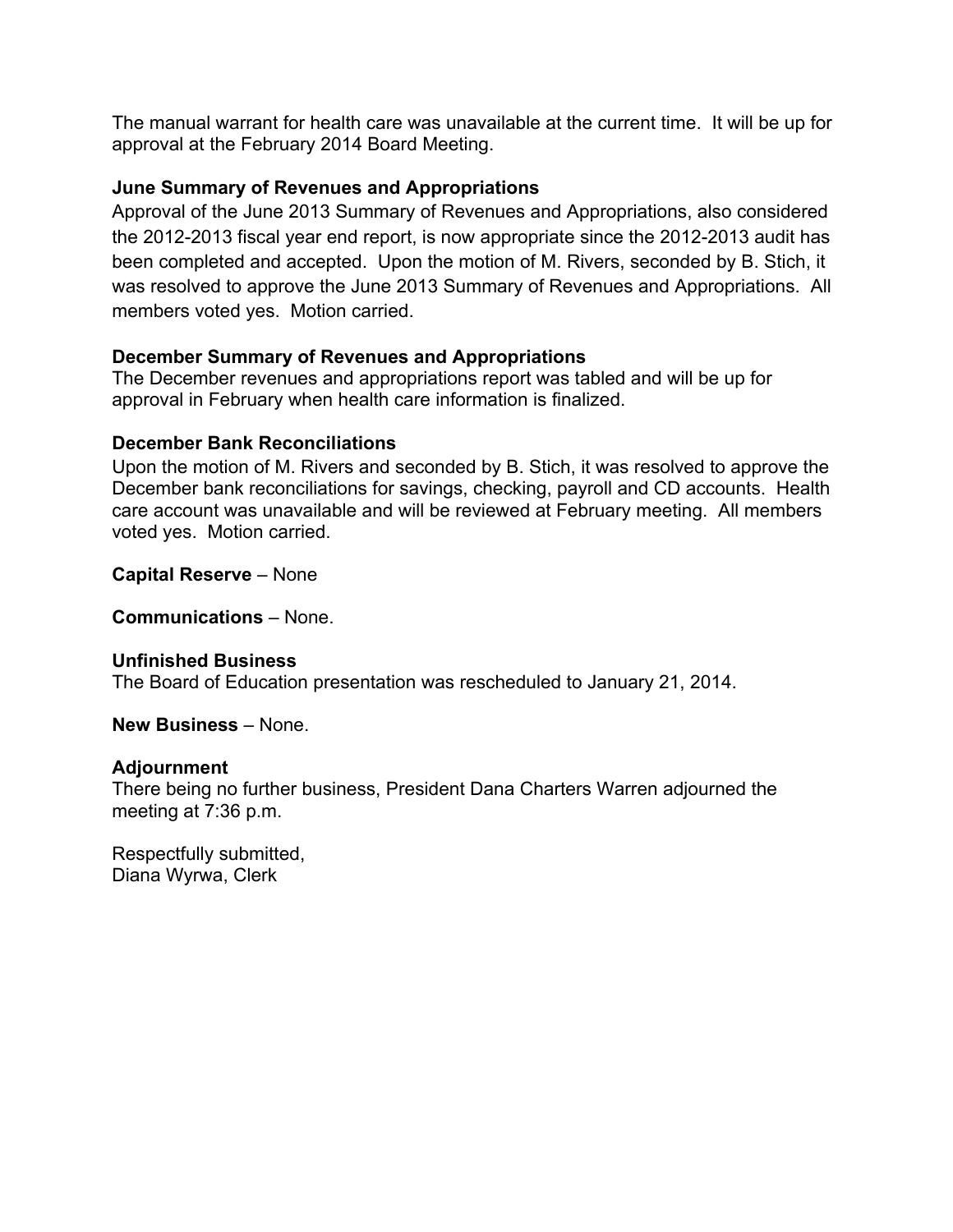The manual warrant for health care was unavailable at the current time. It will be up for approval at the February 2014 Board Meeting.

**June Summary of Revenues and Appropriations**

Approval of the June 2013 Summary of Revenues and Appropriations, also considered the 2012-2013 fiscal year end report, is now appropriate since the 2012-2013 audit has been completed and accepted. Upon the motion of M. Rivers, seconded by B. Stich, it was resolved to approve the June 2013 Summary of Revenues and Appropriations. All members voted yes. Motion carried.

**December Summary of Revenues and Appropriations**

The December revenues and appropriations report was tabled and will be up for approval in February when health care information is finalized.

**December Bank Reconciliations**

Upon the motion of M. Rivers and seconded by B. Stich, it was resolved to approve the December bank reconciliations for savings, checking, payroll and CD accounts. Health care account was unavailable and will be reviewed at February meeting. All members voted yes. Motion carried.

**Capital Reserve** – None

**Communications** – None.

**Unfinished Business**

The Board of Education presentation was rescheduled to January 21, 2014.

**New Business** – None.

**Adjournment**

There being no further business, President Dana Charters Warren adjourned the meeting at 7:36 p.m.

Respectfully submitted,
Diana Wyrwa, Clerk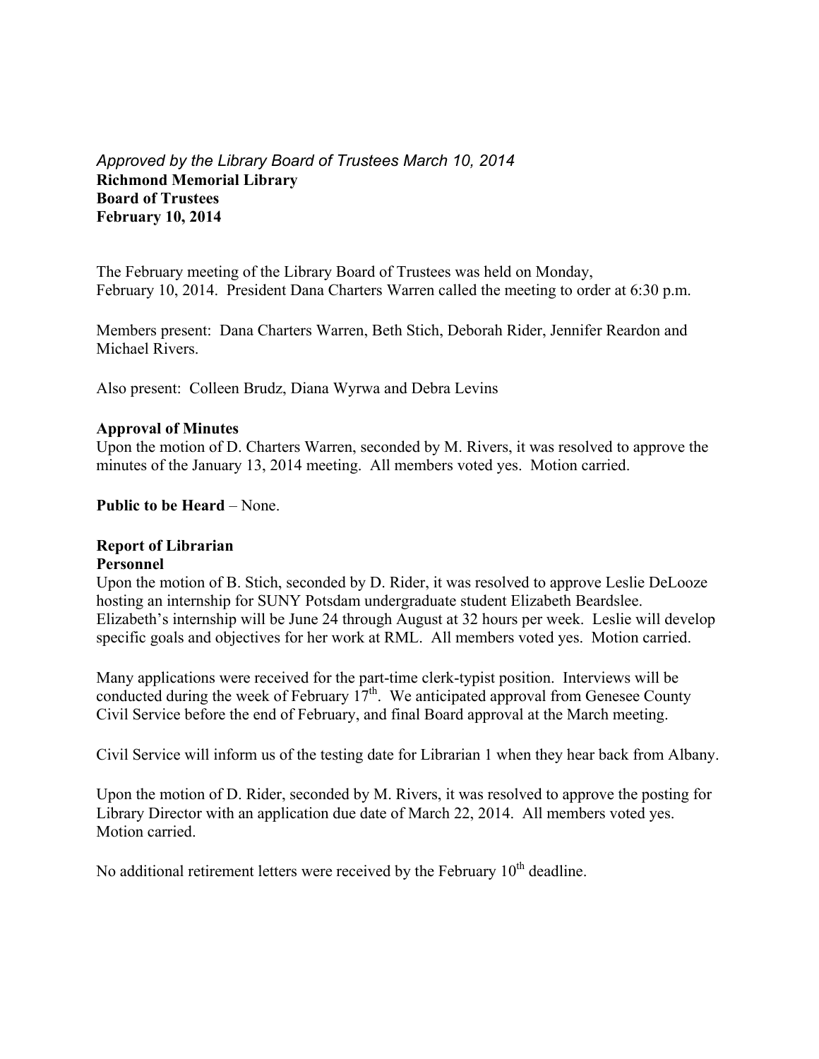*Approved by the Library Board of Trustees March 10, 2014*

**Richmond Memorial Library**
**Board of Trustees**
**February 10, 2014**

The February meeting of the Library Board of Trustees was held on Monday, February 10, 2014. President Dana Charters Warren called the meeting to order at 6:30 p.m.

Members present: Dana Charters Warren, Beth Stich, Deborah Rider, Jennifer Reardon and Michael Rivers.

Also present: Colleen Brudz, Diana Wyrwa and Debra Levins

**Approval of Minutes**
Upon the motion of D. Charters Warren, seconded by M. Rivers, it was resolved to approve the minutes of the January 13, 2014 meeting. All members voted yes. Motion carried.

**Public to be Heard** – None.

**Report of Librarian**
**Personnel**
Upon the motion of B. Stich, seconded by D. Rider, it was resolved to approve Leslie DeLooze hosting an internship for SUNY Potsdam undergraduate student Elizabeth Beardslee. Elizabeth's internship will be June 24 through August at 32 hours per week. Leslie will develop specific goals and objectives for her work at RML. All members voted yes. Motion carried.

Many applications were received for the part-time clerk-typist position. Interviews will be conducted during the week of February 17th. We anticipated approval from Genesee County Civil Service before the end of February, and final Board approval at the March meeting.

Civil Service will inform us of the testing date for Librarian 1 when they hear back from Albany.

Upon the motion of D. Rider, seconded by M. Rivers, it was resolved to approve the posting for Library Director with an application due date of March 22, 2014. All members voted yes. Motion carried.

No additional retirement letters were received by the February 10th deadline.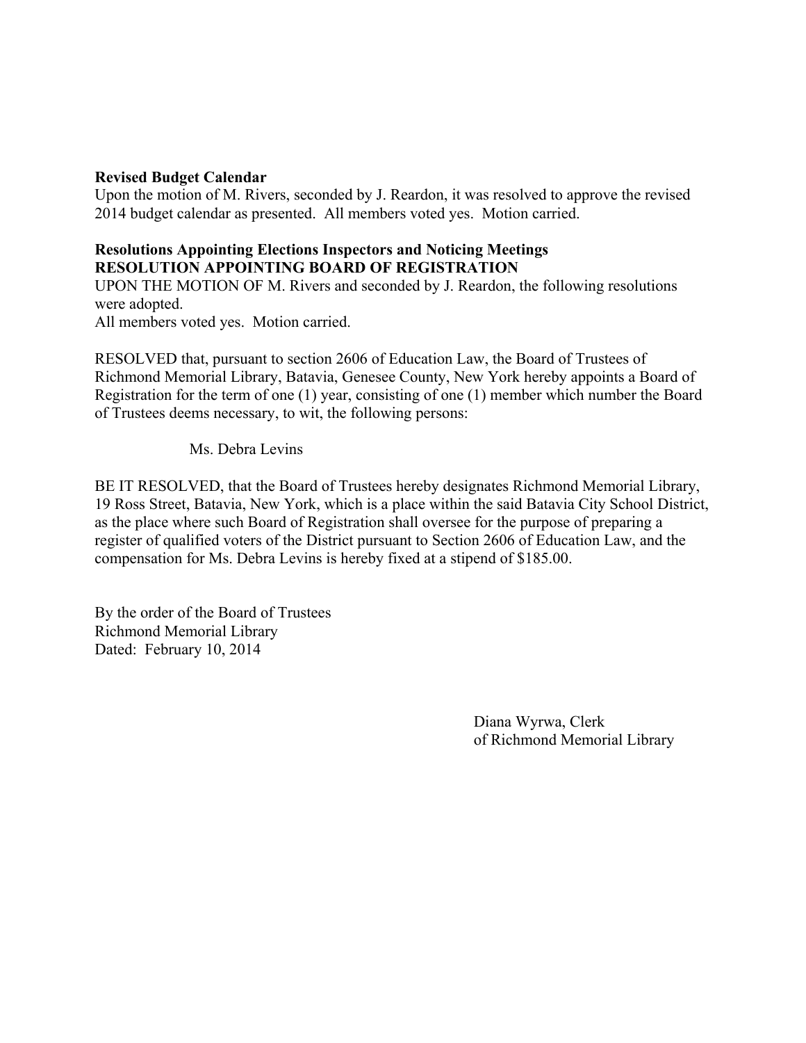**Revised Budget Calendar**
Upon the motion of M. Rivers, seconded by J. Reardon, it was resolved to approve the revised 2014 budget calendar as presented. All members voted yes. Motion carried.

**Resolutions Appointing Elections Inspectors and Noticing Meetings**
**RESOLUTION APPOINTING BOARD OF REGISTRATION**
UPON THE MOTION OF M. Rivers and seconded by J. Reardon, the following resolutions were adopted.
All members voted yes. Motion carried.

RESOLVED that, pursuant to section 2606 of Education Law, the Board of Trustees of Richmond Memorial Library, Batavia, Genesee County, New York hereby appoints a Board of Registration for the term of one (1) year, consisting of one (1) member which number the Board of Trustees deems necessary, to wit, the following persons:

Ms. Debra Levins

BE IT RESOLVED, that the Board of Trustees hereby designates Richmond Memorial Library, 19 Ross Street, Batavia, New York, which is a place within the said Batavia City School District, as the place where such Board of Registration shall oversee for the purpose of preparing a register of qualified voters of the District pursuant to Section 2606 of Education Law, and the compensation for Ms. Debra Levins is hereby fixed at a stipend of $185.00.

By the order of the Board of Trustees
Richmond Memorial Library
Dated: February 10, 2014

Diana Wyrwa, Clerk
of Richmond Memorial Library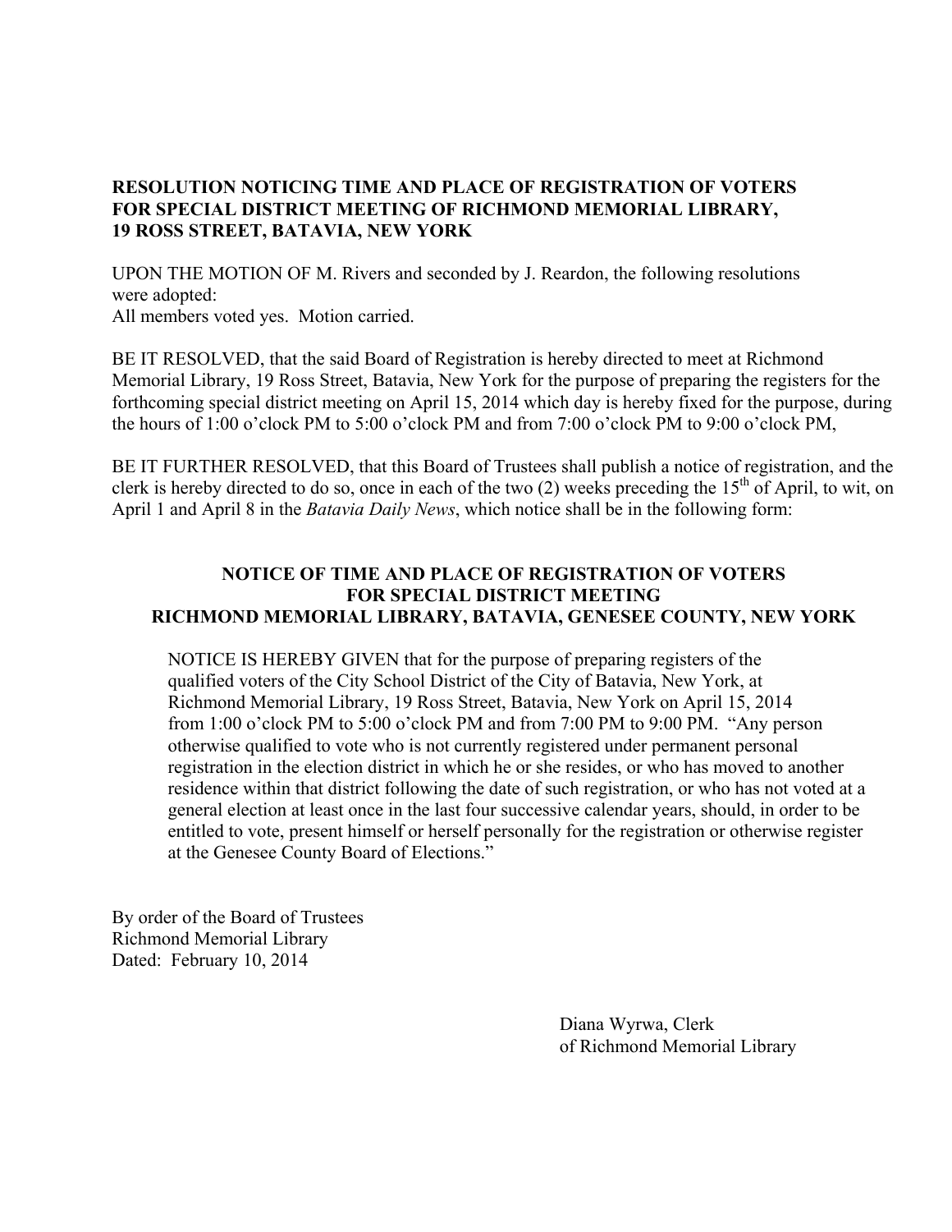**RESOLUTION NOTICING TIME AND PLACE OF REGISTRATION OF VOTERS FOR SPECIAL DISTRICT MEETING OF RICHMOND MEMORIAL LIBRARY, 19 ROSS STREET, BATAVIA, NEW YORK**

UPON THE MOTION OF M. Rivers and seconded by J. Reardon, the following resolutions were adopted:
All members voted yes. Motion carried.

BE IT RESOLVED, that the said Board of Registration is hereby directed to meet at Richmond Memorial Library, 19 Ross Street, Batavia, New York for the purpose of preparing the registers for the forthcoming special district meeting on April 15, 2014 which day is hereby fixed for the purpose, during the hours of 1:00 o'clock PM to 5:00 o'clock PM and from 7:00 o'clock PM to 9:00 o'clock PM,

BE IT FURTHER RESOLVED, that this Board of Trustees shall publish a notice of registration, and the clerk is hereby directed to do so, once in each of the two (2) weeks preceding the 15th of April, to wit, on April 1 and April 8 in the *Batavia Daily News*, which notice shall be in the following form:

**NOTICE OF TIME AND PLACE OF REGISTRATION OF VOTERS FOR SPECIAL DISTRICT MEETING RICHMOND MEMORIAL LIBRARY, BATAVIA, GENESEE COUNTY, NEW YORK**

> NOTICE IS HEREBY GIVEN that for the purpose of preparing registers of the qualified voters of the City School District of the City of Batavia, New York, at Richmond Memorial Library, 19 Ross Street, Batavia, New York on April 15, 2014 from 1:00 o'clock PM to 5:00 o'clock PM and from 7:00 PM to 9:00 PM. "Any person otherwise qualified to vote who is not currently registered under permanent personal registration in the election district in which he or she resides, or who has moved to another residence within that district following the date of such registration, or who has not voted at a general election at least once in the last four successive calendar years, should, in order to be entitled to vote, present himself or herself personally for the registration or otherwise register at the Genesee County Board of Elections."

By order of the Board of Trustees
Richmond Memorial Library
Dated: February 10, 2014

Diana Wyrwa, Clerk
of Richmond Memorial Library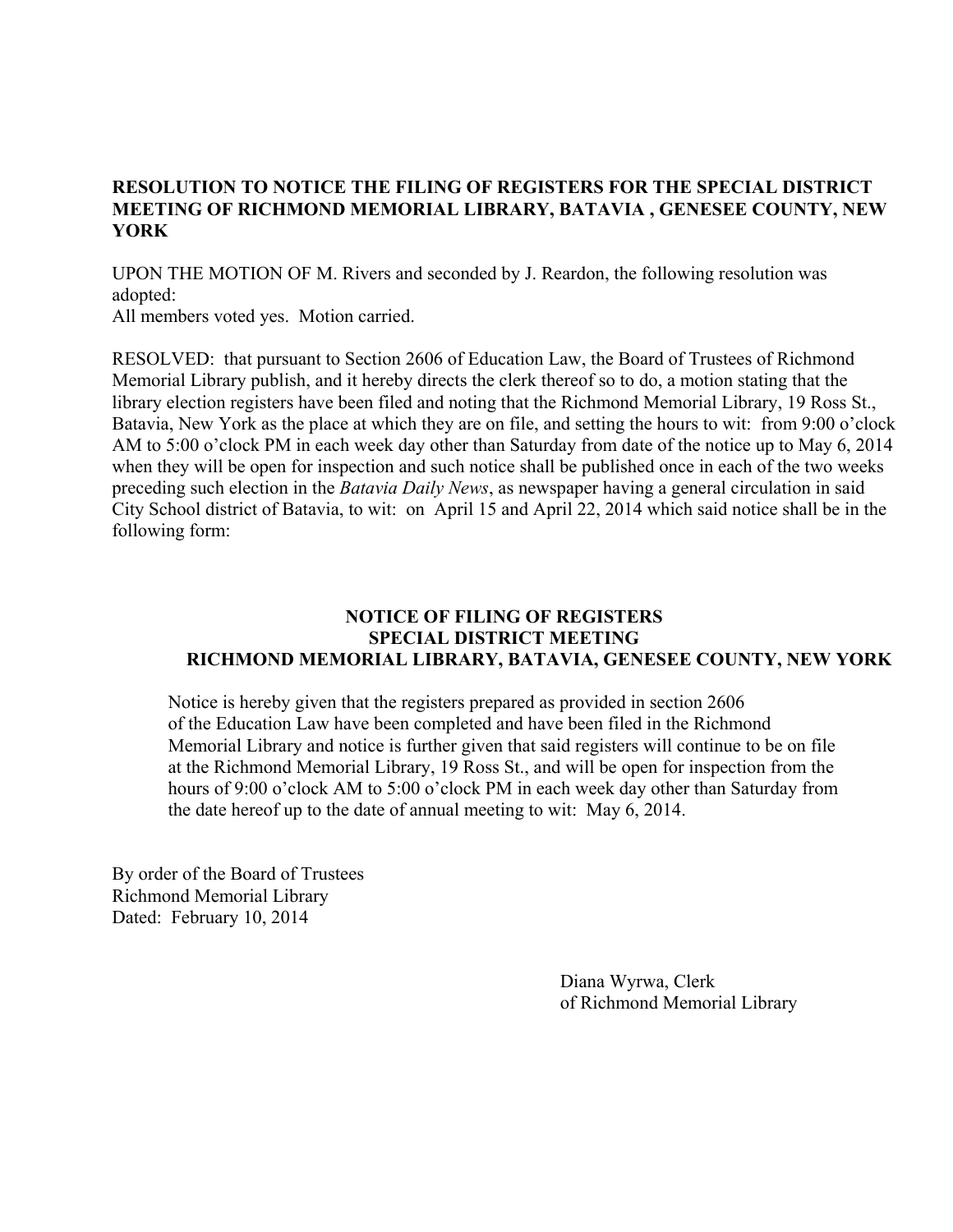**RESOLUTION TO NOTICE THE FILING OF REGISTERS FOR THE SPECIAL DISTRICT MEETING OF RICHMOND MEMORIAL LIBRARY, BATAVIA , GENESEE COUNTY, NEW YORK**

UPON THE MOTION OF M. Rivers and seconded by J. Reardon, the following resolution was adopted:
All members voted yes. Motion carried.

RESOLVED: that pursuant to Section 2606 of Education Law, the Board of Trustees of Richmond Memorial Library publish, and it hereby directs the clerk thereof so to do, a motion stating that the library election registers have been filed and noting that the Richmond Memorial Library, 19 Ross St., Batavia, New York as the place at which they are on file, and setting the hours to wit: from 9:00 o'clock AM to 5:00 o'clock PM in each week day other than Saturday from date of the notice up to May 6, 2014 when they will be open for inspection and such notice shall be published once in each of the two weeks preceding such election in the *Batavia Daily News*, as newspaper having a general circulation in said City School district of Batavia, to wit: on April 15 and April 22, 2014 which said notice shall be in the following form:

**NOTICE OF FILING OF REGISTERS**
**SPECIAL DISTRICT MEETING**
**RICHMOND MEMORIAL LIBRARY, BATAVIA, GENESEE COUNTY, NEW YORK**

Notice is hereby given that the registers prepared as provided in section 2606 of the Education Law have been completed and have been filed in the Richmond Memorial Library and notice is further given that said registers will continue to be on file at the Richmond Memorial Library, 19 Ross St., and will be open for inspection from the hours of 9:00 o'clock AM to 5:00 o'clock PM in each week day other than Saturday from the date hereof up to the date of annual meeting to wit: May 6, 2014.

By order of the Board of Trustees
Richmond Memorial Library
Dated: February 10, 2014

Diana Wyrwa, Clerk
of Richmond Memorial Library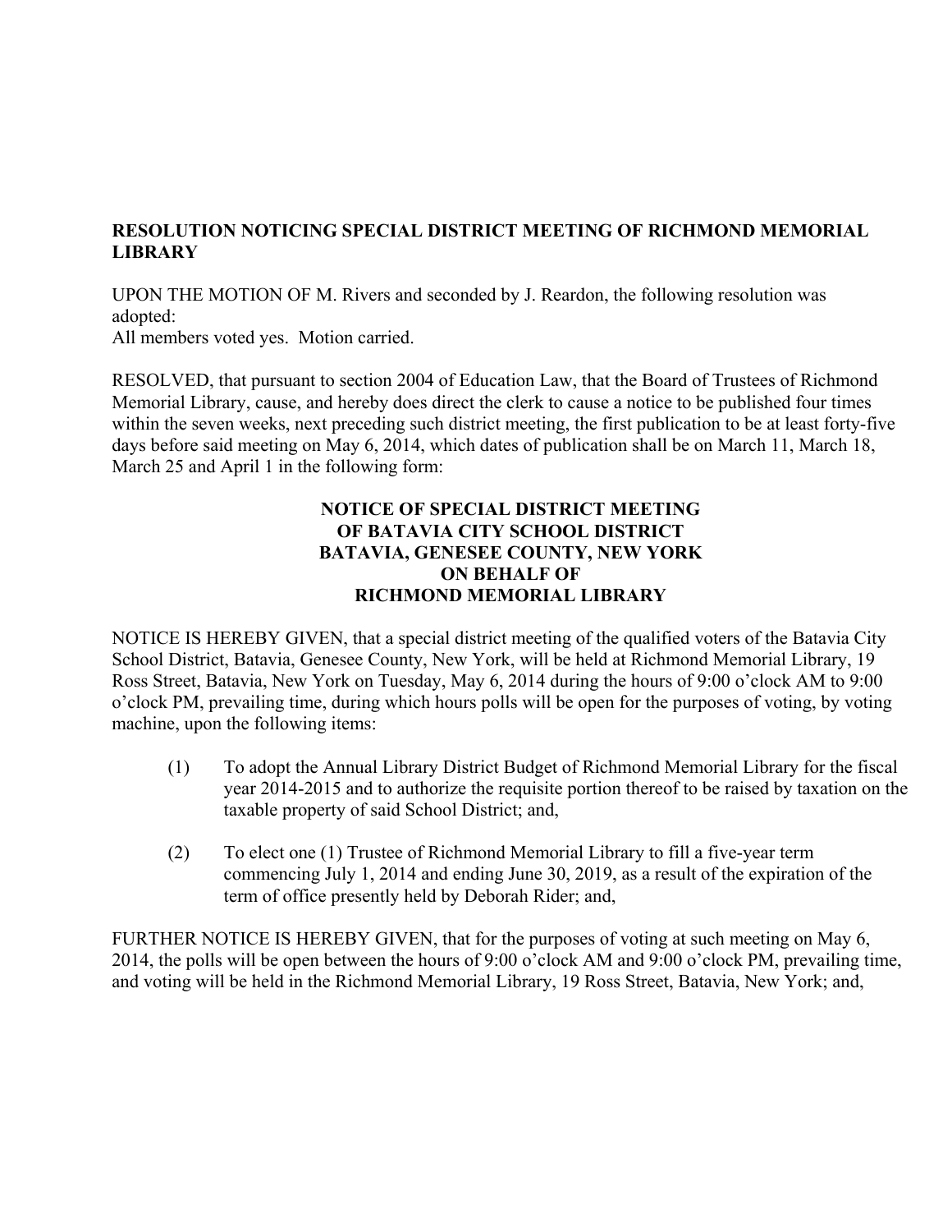**RESOLUTION NOTICING SPECIAL DISTRICT MEETING OF RICHMOND MEMORIAL LIBRARY**

UPON THE MOTION OF M. Rivers and seconded by J. Reardon, the following resolution was adopted:
All members voted yes. Motion carried.

RESOLVED, that pursuant to section 2004 of Education Law, that the Board of Trustees of Richmond Memorial Library, cause, and hereby does direct the clerk to cause a notice to be published four times within the seven weeks, next preceding such district meeting, the first publication to be at least forty-five days before said meeting on May 6, 2014, which dates of publication shall be on March 11, March 18, March 25 and April 1 in the following form:

**NOTICE OF SPECIAL DISTRICT MEETING**
**OF BATAVIA CITY SCHOOL DISTRICT**
**BATAVIA, GENESEE COUNTY, NEW YORK**
**ON BEHALF OF**
**RICHMOND MEMORIAL LIBRARY**

NOTICE IS HEREBY GIVEN, that a special district meeting of the qualified voters of the Batavia City School District, Batavia, Genesee County, New York, will be held at Richmond Memorial Library, 19 Ross Street, Batavia, New York on Tuesday, May 6, 2014 during the hours of 9:00 o'clock AM to 9:00 o'clock PM, prevailing time, during which hours polls will be open for the purposes of voting, by voting machine, upon the following items:

(1) To adopt the Annual Library District Budget of Richmond Memorial Library for the fiscal year 2014-2015 and to authorize the requisite portion thereof to be raised by taxation on the taxable property of said School District; and,

(2) To elect one (1) Trustee of Richmond Memorial Library to fill a five-year term commencing July 1, 2014 and ending June 30, 2019, as a result of the expiration of the term of office presently held by Deborah Rider; and,

FURTHER NOTICE IS HEREBY GIVEN, that for the purposes of voting at such meeting on May 6, 2014, the polls will be open between the hours of 9:00 o'clock AM and 9:00 o'clock PM, prevailing time, and voting will be held in the Richmond Memorial Library, 19 Ross Street, Batavia, New York; and,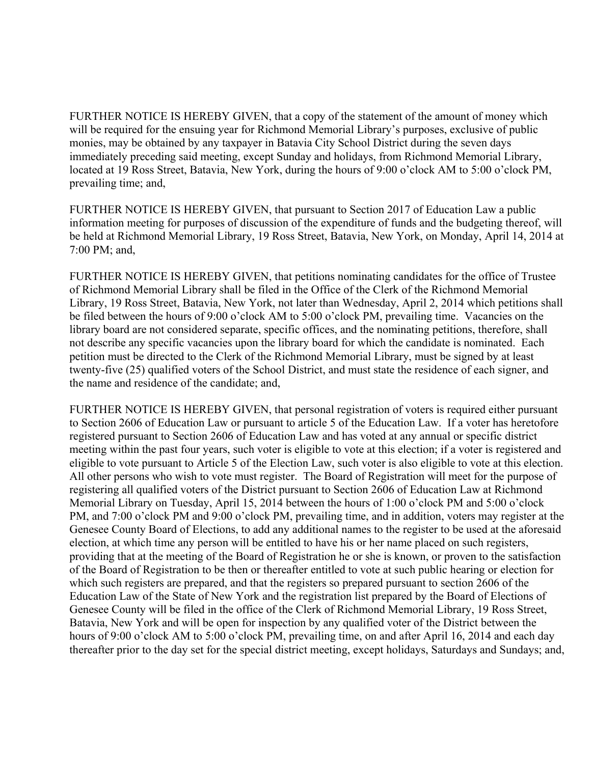FURTHER NOTICE IS HEREBY GIVEN, that a copy of the statement of the amount of money which will be required for the ensuing year for Richmond Memorial Library's purposes, exclusive of public monies, may be obtained by any taxpayer in Batavia City School District during the seven days immediately preceding said meeting, except Sunday and holidays, from Richmond Memorial Library, located at 19 Ross Street, Batavia, New York, during the hours of 9:00 o'clock AM to 5:00 o'clock PM, prevailing time; and,

FURTHER NOTICE IS HEREBY GIVEN, that pursuant to Section 2017 of Education Law a public information meeting for purposes of discussion of the expenditure of funds and the budgeting thereof, will be held at Richmond Memorial Library, 19 Ross Street, Batavia, New York, on Monday, April 14, 2014 at 7:00 PM; and,

FURTHER NOTICE IS HEREBY GIVEN, that petitions nominating candidates for the office of Trustee of Richmond Memorial Library shall be filed in the Office of the Clerk of the Richmond Memorial Library, 19 Ross Street, Batavia, New York, not later than Wednesday, April 2, 2014 which petitions shall be filed between the hours of 9:00 o'clock AM to 5:00 o'clock PM, prevailing time. Vacancies on the library board are not considered separate, specific offices, and the nominating petitions, therefore, shall not describe any specific vacancies upon the library board for which the candidate is nominated. Each petition must be directed to the Clerk of the Richmond Memorial Library, must be signed by at least twenty-five (25) qualified voters of the School District, and must state the residence of each signer, and the name and residence of the candidate; and,

FURTHER NOTICE IS HEREBY GIVEN, that personal registration of voters is required either pursuant to Section 2606 of Education Law or pursuant to article 5 of the Education Law. If a voter has heretofore registered pursuant to Section 2606 of Education Law and has voted at any annual or specific district meeting within the past four years, such voter is eligible to vote at this election; if a voter is registered and eligible to vote pursuant to Article 5 of the Election Law, such voter is also eligible to vote at this election. All other persons who wish to vote must register. The Board of Registration will meet for the purpose of registering all qualified voters of the District pursuant to Section 2606 of Education Law at Richmond Memorial Library on Tuesday, April 15, 2014 between the hours of 1:00 o'clock PM and 5:00 o'clock PM, and 7:00 o'clock PM and 9:00 o'clock PM, prevailing time, and in addition, voters may register at the Genesee County Board of Elections, to add any additional names to the register to be used at the aforesaid election, at which time any person will be entitled to have his or her name placed on such registers, providing that at the meeting of the Board of Registration he or she is known, or proven to the satisfaction of the Board of Registration to be then or thereafter entitled to vote at such public hearing or election for which such registers are prepared, and that the registers so prepared pursuant to section 2606 of the Education Law of the State of New York and the registration list prepared by the Board of Elections of Genesee County will be filed in the office of the Clerk of Richmond Memorial Library, 19 Ross Street, Batavia, New York and will be open for inspection by any qualified voter of the District between the hours of 9:00 o'clock AM to 5:00 o'clock PM, prevailing time, on and after April 16, 2014 and each day thereafter prior to the day set for the special district meeting, except holidays, Saturdays and Sundays; and,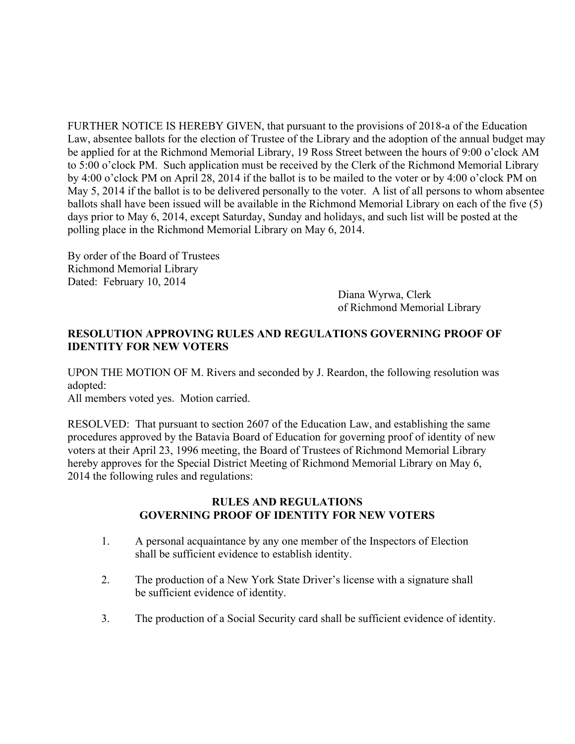FURTHER NOTICE IS HEREBY GIVEN, that pursuant to the provisions of 2018-a of the Education Law, absentee ballots for the election of Trustee of the Library and the adoption of the annual budget may be applied for at the Richmond Memorial Library, 19 Ross Street between the hours of 9:00 o'clock AM to 5:00 o'clock PM. Such application must be received by the Clerk of the Richmond Memorial Library by 4:00 o'clock PM on April 28, 2014 if the ballot is to be mailed to the voter or by 4:00 o'clock PM on May 5, 2014 if the ballot is to be delivered personally to the voter. A list of all persons to whom absentee ballots shall have been issued will be available in the Richmond Memorial Library on each of the five (5) days prior to May 6, 2014, except Saturday, Sunday and holidays, and such list will be posted at the polling place in the Richmond Memorial Library on May 6, 2014.

By order of the Board of Trustees
Richmond Memorial Library
Dated: February 10, 2014

Diana Wyrwa, Clerk
of Richmond Memorial Library

**RESOLUTION APPROVING RULES AND REGULATIONS GOVERNING PROOF OF IDENTITY FOR NEW VOTERS**

UPON THE MOTION OF M. Rivers and seconded by J. Reardon, the following resolution was adopted:
All members voted yes. Motion carried.

RESOLVED: That pursuant to section 2607 of the Education Law, and establishing the same procedures approved by the Batavia Board of Education for governing proof of identity of new voters at their April 23, 1996 meeting, the Board of Trustees of Richmond Memorial Library hereby approves for the Special District Meeting of Richmond Memorial Library on May 6, 2014 the following rules and regulations:

**RULES AND REGULATIONS**
**GOVERNING PROOF OF IDENTITY FOR NEW VOTERS**

1. A personal acquaintance by any one member of the Inspectors of Election shall be sufficient evidence to establish identity.

2. The production of a New York State Driver's license with a signature shall be sufficient evidence of identity.

3. The production of a Social Security card shall be sufficient evidence of identity.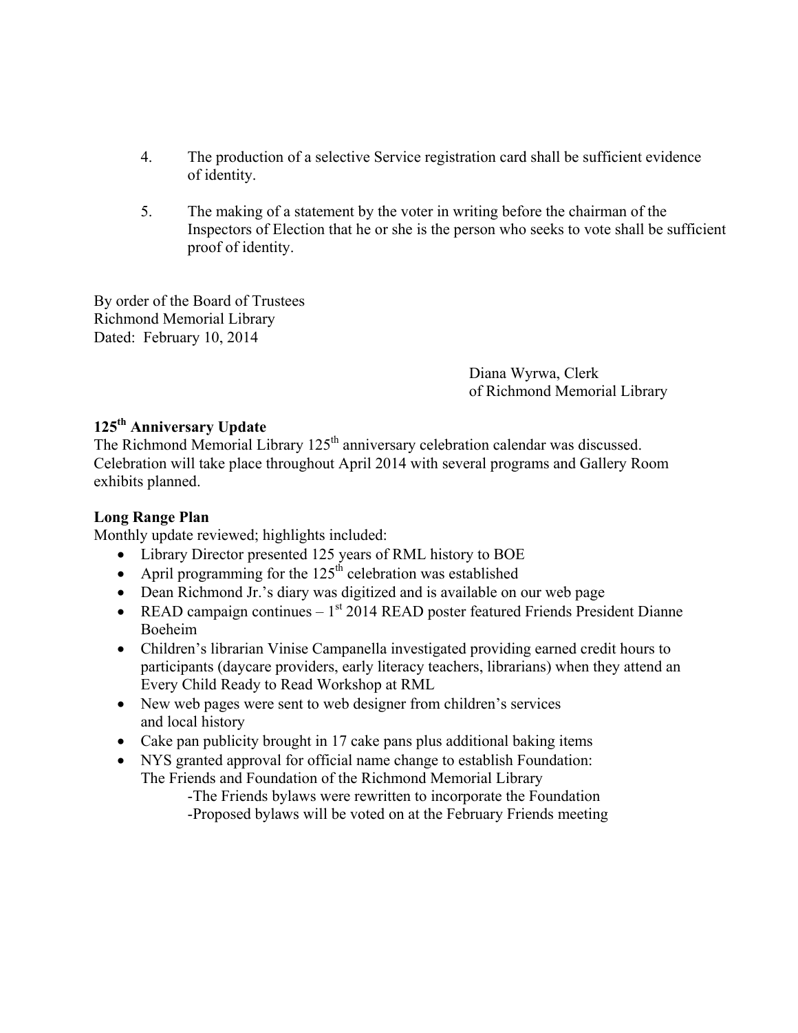4. The production of a selective Service registration card shall be sufficient evidence of identity.

5. The making of a statement by the voter in writing before the chairman of the Inspectors of Election that he or she is the person who seeks to vote shall be sufficient proof of identity.

By order of the Board of Trustees
Richmond Memorial Library
Dated: February 10, 2014

Diana Wyrwa, Clerk
of Richmond Memorial Library

**125th Anniversary Update**

The Richmond Memorial Library 125th anniversary celebration calendar was discussed. Celebration will take place throughout April 2014 with several programs and Gallery Room exhibits planned.

**Long Range Plan**

Monthly update reviewed; highlights included:

- Library Director presented 125 years of RML history to BOE
- April programming for the 125th celebration was established
- Dean Richmond Jr.'s diary was digitized and is available on our web page
- READ campaign continues – 1st 2014 READ poster featured Friends President Dianne Boeheim
- Children's librarian Vinise Campanella investigated providing earned credit hours to participants (daycare providers, early literacy teachers, librarians) when they attend an Every Child Ready to Read Workshop at RML
- New web pages were sent to web designer from children's services and local history
- Cake pan publicity brought in 17 cake pans plus additional baking items
- NYS granted approval for official name change to establish Foundation: The Friends and Foundation of the Richmond Memorial Library
  - -The Friends bylaws were rewritten to incorporate the Foundation
  - -Proposed bylaws will be voted on at the February Friends meeting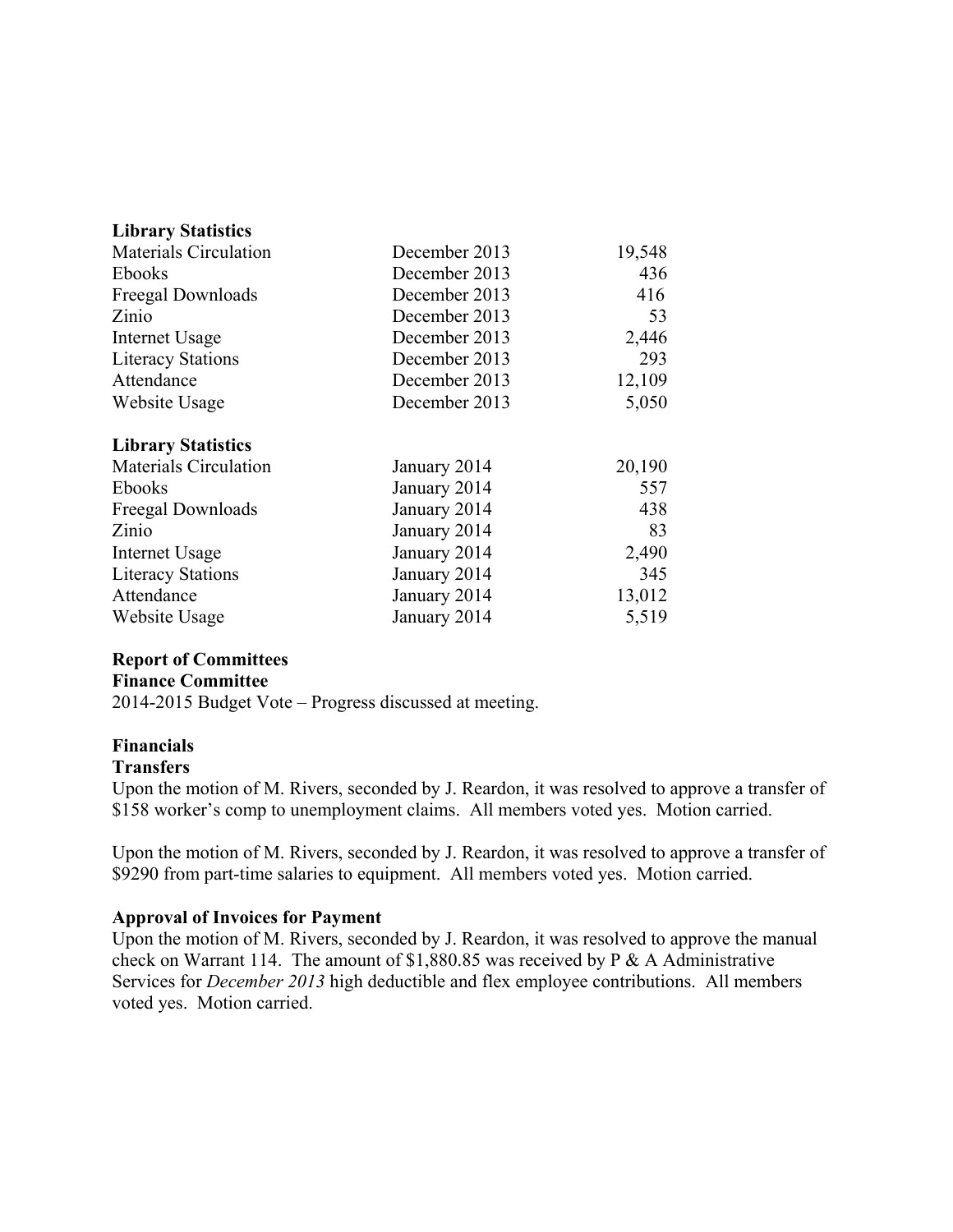**Library Statistics**

| | | |
|---|---|---|
| Materials Circulation | December 2013 | 19,548 |
| Ebooks | December 2013 | 436 |
| Freegal Downloads | December 2013 | 416 |
| Zinio | December 2013 | 53 |
| Internet Usage | December 2013 | 2,446 |
| Literacy Stations | December 2013 | 293 |
| Attendance | December 2013 | 12,109 |
| Website Usage | December 2013 | 5,050 |

**Library Statistics**

| | | |
|---|---|---|
| Materials Circulation | January 2014 | 20,190 |
| Ebooks | January 2014 | 557 |
| Freegal Downloads | January 2014 | 438 |
| Zinio | January 2014 | 83 |
| Internet Usage | January 2014 | 2,490 |
| Literacy Stations | January 2014 | 345 |
| Attendance | January 2014 | 13,012 |
| Website Usage | January 2014 | 5,519 |

**Report of Committees**

**Finance Committee**

2014-2015 Budget Vote – Progress discussed at meeting.

**Financials**

**Transfers**

Upon the motion of M. Rivers, seconded by J. Reardon, it was resolved to approve a transfer of $158 worker's comp to unemployment claims. All members voted yes. Motion carried.

Upon the motion of M. Rivers, seconded by J. Reardon, it was resolved to approve a transfer of $9290 from part-time salaries to equipment. All members voted yes. Motion carried.

**Approval of Invoices for Payment**

Upon the motion of M. Rivers, seconded by J. Reardon, it was resolved to approve the manual check on Warrant 114. The amount of $1,880.85 was received by P & A Administrative Services for *December 2013* high deductible and flex employee contributions. All members voted yes. Motion carried.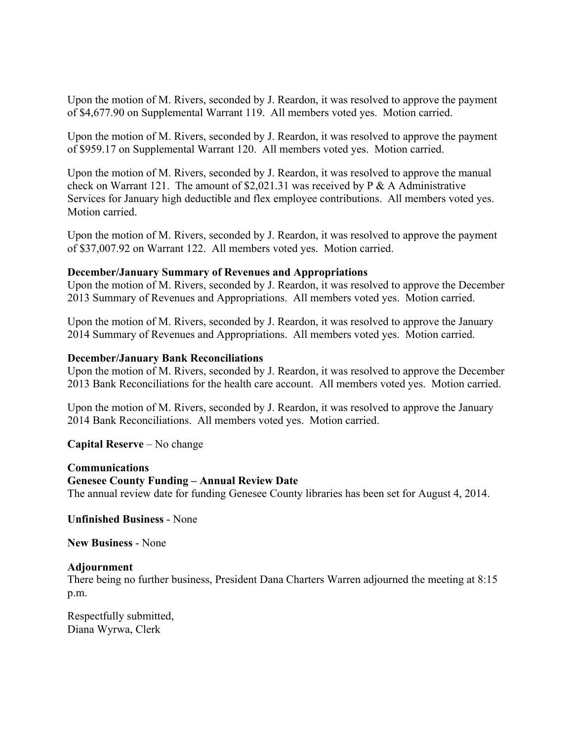Upon the motion of M. Rivers, seconded by J. Reardon, it was resolved to approve the payment of $4,677.90 on Supplemental Warrant 119. All members voted yes. Motion carried.

Upon the motion of M. Rivers, seconded by J. Reardon, it was resolved to approve the payment of $959.17 on Supplemental Warrant 120. All members voted yes. Motion carried.

Upon the motion of M. Rivers, seconded by J. Reardon, it was resolved to approve the manual check on Warrant 121. The amount of $2,021.31 was received by P & A Administrative Services for January high deductible and flex employee contributions. All members voted yes. Motion carried.

Upon the motion of M. Rivers, seconded by J. Reardon, it was resolved to approve the payment of $37,007.92 on Warrant 122. All members voted yes. Motion carried.

**December/January Summary of Revenues and Appropriations**
Upon the motion of M. Rivers, seconded by J. Reardon, it was resolved to approve the December 2013 Summary of Revenues and Appropriations. All members voted yes. Motion carried.

Upon the motion of M. Rivers, seconded by J. Reardon, it was resolved to approve the January 2014 Summary of Revenues and Appropriations. All members voted yes. Motion carried.

**December/January Bank Reconciliations**
Upon the motion of M. Rivers, seconded by J. Reardon, it was resolved to approve the December 2013 Bank Reconciliations for the health care account. All members voted yes. Motion carried.

Upon the motion of M. Rivers, seconded by J. Reardon, it was resolved to approve the January 2014 Bank Reconciliations. All members voted yes. Motion carried.

**Capital Reserve** – No change

**Communications**
**Genesee County Funding – Annual Review Date**
The annual review date for funding Genesee County libraries has been set for August 4, 2014.

**Unfinished Business** - None

**New Business** - None

**Adjournment**
There being no further business, President Dana Charters Warren adjourned the meeting at 8:15 p.m.

Respectfully submitted,
Diana Wyrwa, Clerk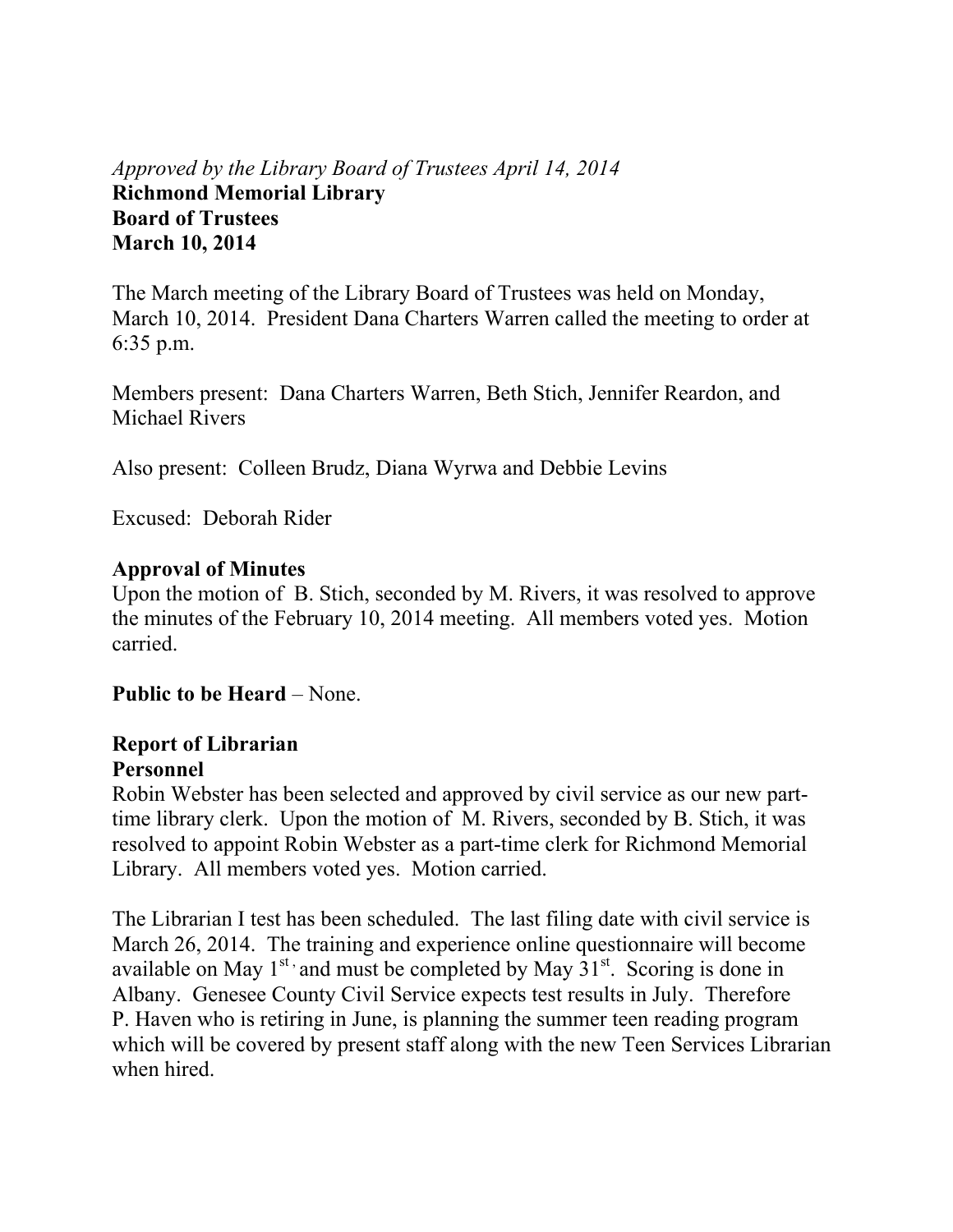*Approved by the Library Board of Trustees April 14, 2014*

**Richmond Memorial Library**
**Board of Trustees**
**March 10, 2014**

The March meeting of the Library Board of Trustees was held on Monday, March 10, 2014. President Dana Charters Warren called the meeting to order at 6:35 p.m.

Members present: Dana Charters Warren, Beth Stich, Jennifer Reardon, and Michael Rivers

Also present: Colleen Brudz, Diana Wyrwa and Debbie Levins

Excused: Deborah Rider

**Approval of Minutes**

Upon the motion of B. Stich, seconded by M. Rivers, it was resolved to approve the minutes of the February 10, 2014 meeting. All members voted yes. Motion carried.

**Public to be Heard** – None.

**Report of Librarian**

**Personnel**

Robin Webster has been selected and approved by civil service as our new part-time library clerk. Upon the motion of M. Rivers, seconded by B. Stich, it was resolved to appoint Robin Webster as a part-time clerk for Richmond Memorial Library. All members voted yes. Motion carried.

The Librarian I test has been scheduled. The last filing date with civil service is March 26, 2014. The training and experience online questionnaire will become available on May 1st, and must be completed by May 31st. Scoring is done in Albany. Genesee County Civil Service expects test results in July. Therefore P. Haven who is retiring in June, is planning the summer teen reading program which will be covered by present staff along with the new Teen Services Librarian when hired.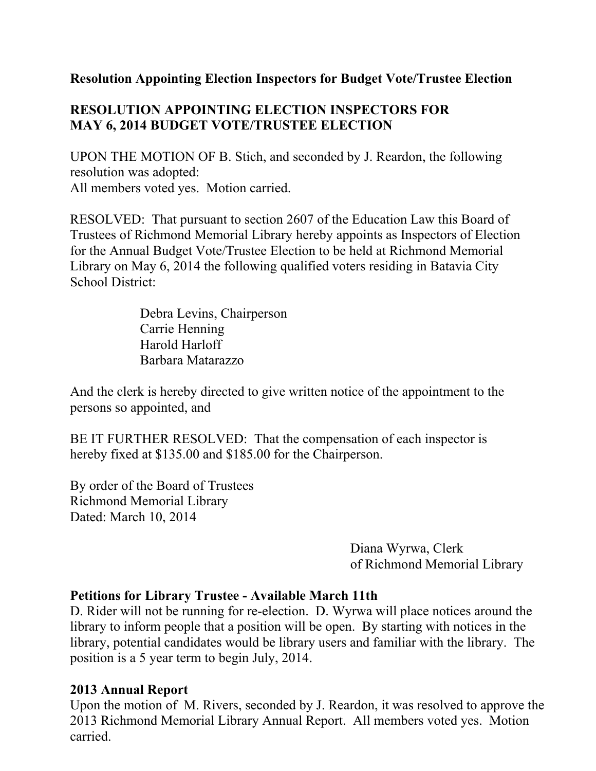**Resolution Appointing Election Inspectors for Budget Vote/Trustee Election**

**RESOLUTION APPOINTING ELECTION INSPECTORS FOR MAY 6, 2014 BUDGET VOTE/TRUSTEE ELECTION**

UPON THE MOTION OF B. Stich, and seconded by J. Reardon, the following resolution was adopted:
All members voted yes. Motion carried.

RESOLVED: That pursuant to section 2607 of the Education Law this Board of Trustees of Richmond Memorial Library hereby appoints as Inspectors of Election for the Annual Budget Vote/Trustee Election to be held at Richmond Memorial Library on May 6, 2014 the following qualified voters residing in Batavia City School District:

Debra Levins, Chairperson
Carrie Henning
Harold Harloff
Barbara Matarazzo

And the clerk is hereby directed to give written notice of the appointment to the persons so appointed, and

BE IT FURTHER RESOLVED: That the compensation of each inspector is hereby fixed at $135.00 and $185.00 for the Chairperson.

By order of the Board of Trustees
Richmond Memorial Library
Dated: March 10, 2014

Diana Wyrwa, Clerk
of Richmond Memorial Library

**Petitions for Library Trustee - Available March 11th**
D. Rider will not be running for re-election. D. Wyrwa will place notices around the library to inform people that a position will be open. By starting with notices in the library, potential candidates would be library users and familiar with the library. The position is a 5 year term to begin July, 2014.

**2013 Annual Report**
Upon the motion of M. Rivers, seconded by J. Reardon, it was resolved to approve the 2013 Richmond Memorial Library Annual Report. All members voted yes. Motion carried.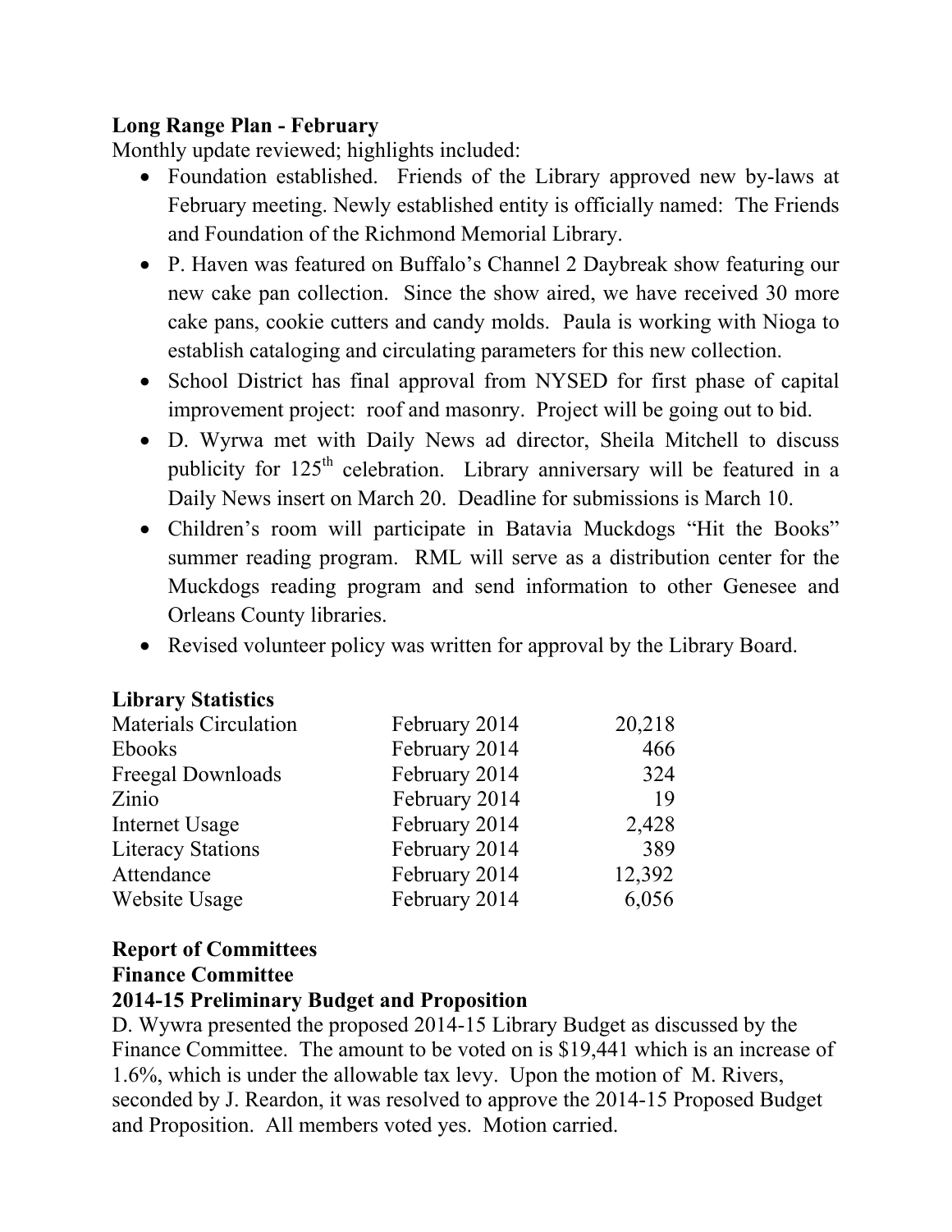**Long Range Plan - February**

Monthly update reviewed; highlights included:

- Foundation established. Friends of the Library approved new by-laws at February meeting. Newly established entity is officially named: The Friends and Foundation of the Richmond Memorial Library.
- P. Haven was featured on Buffalo's Channel 2 Daybreak show featuring our new cake pan collection. Since the show aired, we have received 30 more cake pans, cookie cutters and candy molds. Paula is working with Nioga to establish cataloging and circulating parameters for this new collection.
- School District has final approval from NYSED for first phase of capital improvement project: roof and masonry. Project will be going out to bid.
- D. Wyrwa met with Daily News ad director, Sheila Mitchell to discuss publicity for 125th celebration. Library anniversary will be featured in a Daily News insert on March 20. Deadline for submissions is March 10.
- Children's room will participate in Batavia Muckdogs "Hit the Books" summer reading program. RML will serve as a distribution center for the Muckdogs reading program and send information to other Genesee and Orleans County libraries.
- Revised volunteer policy was written for approval by the Library Board.

**Library Statistics**

| | | |
|---|---|---|
| Materials Circulation | February 2014 | 20,218 |
| Ebooks | February 2014 | 466 |
| Freegal Downloads | February 2014 | 324 |
| Zinio | February 2014 | 19 |
| Internet Usage | February 2014 | 2,428 |
| Literacy Stations | February 2014 | 389 |
| Attendance | February 2014 | 12,392 |
| Website Usage | February 2014 | 6,056 |

**Report of Committees**

**Finance Committee**

**2014-15 Preliminary Budget and Proposition**

D. Wywra presented the proposed 2014-15 Library Budget as discussed by the Finance Committee. The amount to be voted on is $19,441 which is an increase of 1.6%, which is under the allowable tax levy. Upon the motion of M. Rivers, seconded by J. Reardon, it was resolved to approve the 2014-15 Proposed Budget and Proposition. All members voted yes. Motion carried.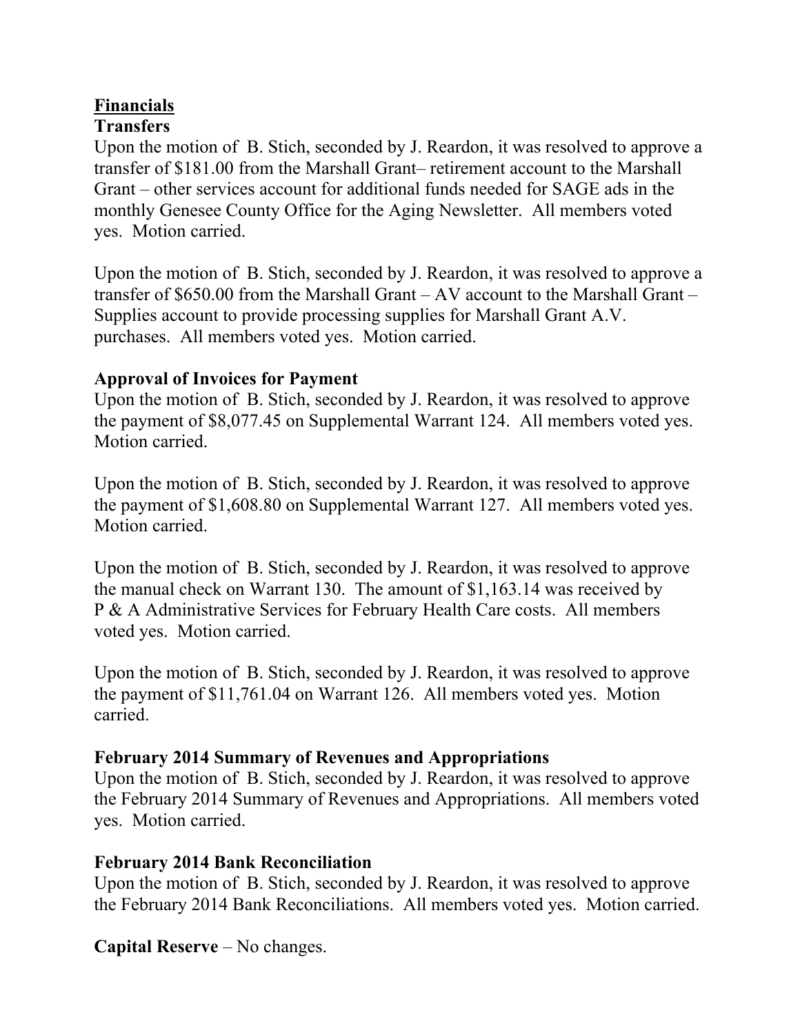**<u>Financials</u>**

**Transfers**

Upon the motion of B. Stich, seconded by J. Reardon, it was resolved to approve a transfer of $181.00 from the Marshall Grant– retirement account to the Marshall Grant – other services account for additional funds needed for SAGE ads in the monthly Genesee County Office for the Aging Newsletter. All members voted yes. Motion carried.

Upon the motion of B. Stich, seconded by J. Reardon, it was resolved to approve a transfer of $650.00 from the Marshall Grant – AV account to the Marshall Grant – Supplies account to provide processing supplies for Marshall Grant A.V. purchases. All members voted yes. Motion carried.

**Approval of Invoices for Payment**

Upon the motion of B. Stich, seconded by J. Reardon, it was resolved to approve the payment of $8,077.45 on Supplemental Warrant 124. All members voted yes. Motion carried.

Upon the motion of B. Stich, seconded by J. Reardon, it was resolved to approve the payment of $1,608.80 on Supplemental Warrant 127. All members voted yes. Motion carried.

Upon the motion of B. Stich, seconded by J. Reardon, it was resolved to approve the manual check on Warrant 130. The amount of $1,163.14 was received by P & A Administrative Services for February Health Care costs. All members voted yes. Motion carried.

Upon the motion of B. Stich, seconded by J. Reardon, it was resolved to approve the payment of $11,761.04 on Warrant 126. All members voted yes. Motion carried.

**February 2014 Summary of Revenues and Appropriations**

Upon the motion of B. Stich, seconded by J. Reardon, it was resolved to approve the February 2014 Summary of Revenues and Appropriations. All members voted yes. Motion carried.

**February 2014 Bank Reconciliation**

Upon the motion of B. Stich, seconded by J. Reardon, it was resolved to approve the February 2014 Bank Reconciliations. All members voted yes. Motion carried.

**Capital Reserve** – No changes.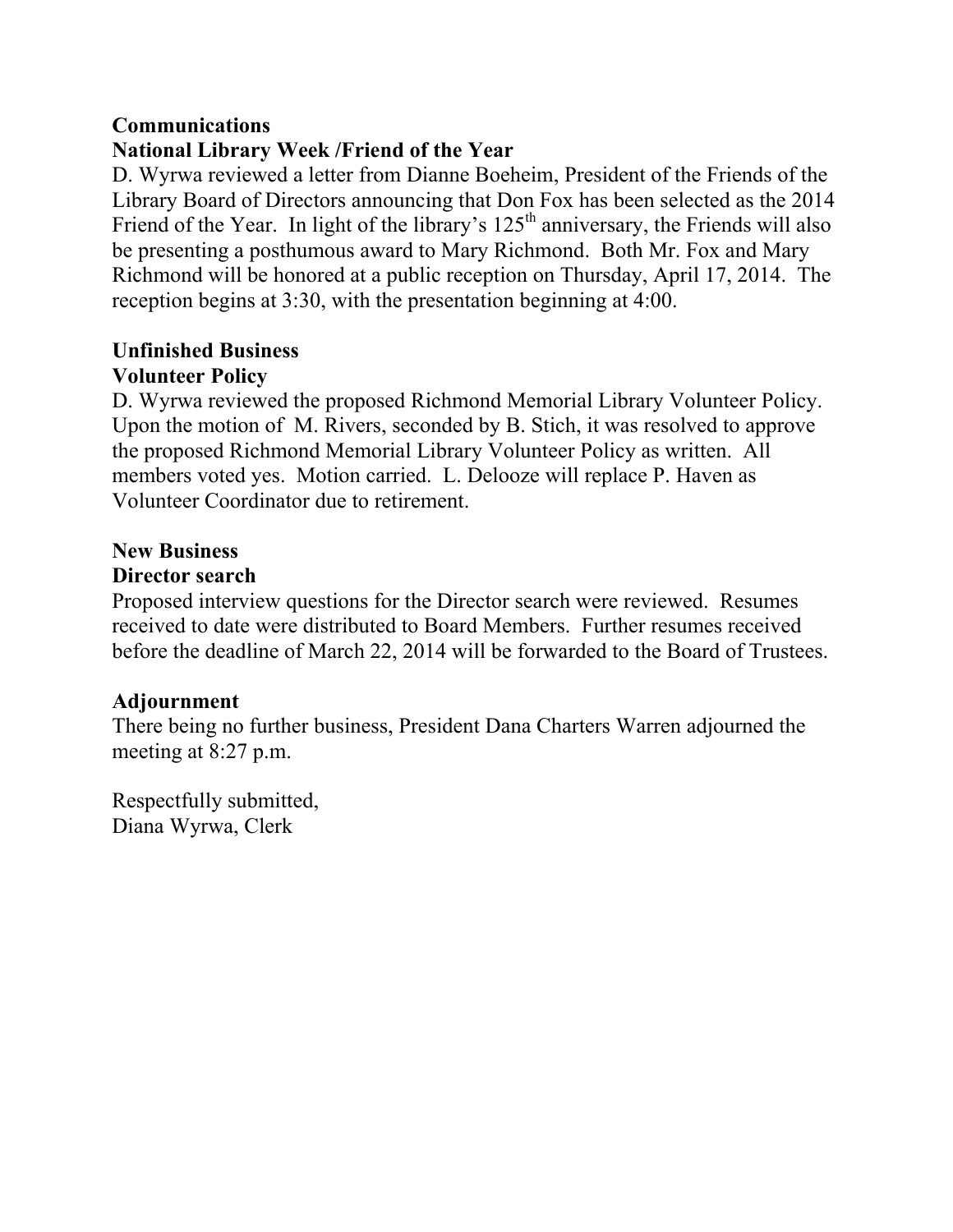**Communications**

**National Library Week /Friend of the Year**

D. Wyrwa reviewed a letter from Dianne Boeheim, President of the Friends of the Library Board of Directors announcing that Don Fox has been selected as the 2014 Friend of the Year. In light of the library's 125th anniversary, the Friends will also be presenting a posthumous award to Mary Richmond. Both Mr. Fox and Mary Richmond will be honored at a public reception on Thursday, April 17, 2014. The reception begins at 3:30, with the presentation beginning at 4:00.

**Unfinished Business**

**Volunteer Policy**

D. Wyrwa reviewed the proposed Richmond Memorial Library Volunteer Policy. Upon the motion of M. Rivers, seconded by B. Stich, it was resolved to approve the proposed Richmond Memorial Library Volunteer Policy as written. All members voted yes. Motion carried. L. Delooze will replace P. Haven as Volunteer Coordinator due to retirement.

**New Business**

**Director search**

Proposed interview questions for the Director search were reviewed. Resumes received to date were distributed to Board Members. Further resumes received before the deadline of March 22, 2014 will be forwarded to the Board of Trustees.

**Adjournment**

There being no further business, President Dana Charters Warren adjourned the meeting at 8:27 p.m.

Respectfully submitted,
Diana Wyrwa, Clerk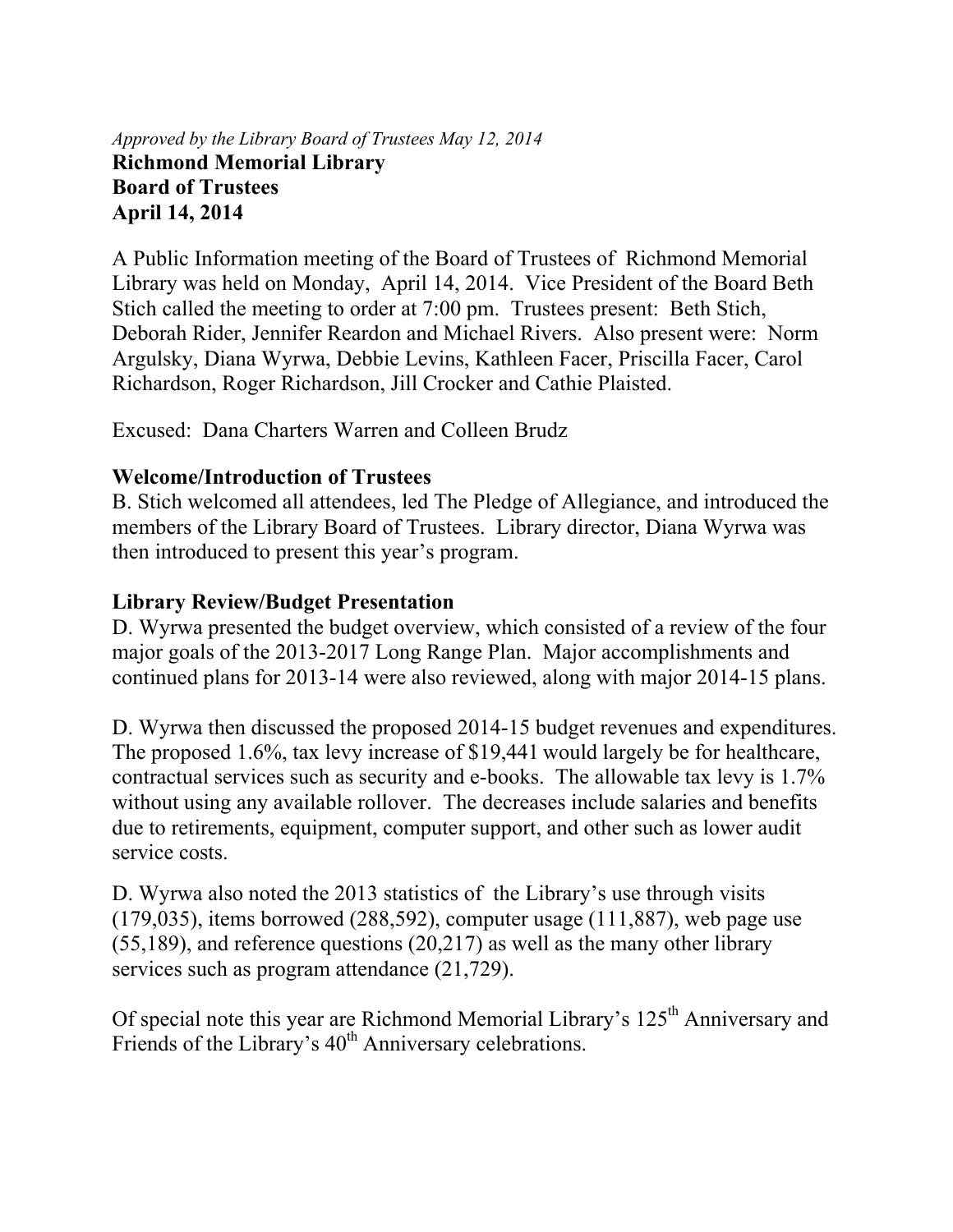*Approved by the Library Board of Trustees May 12, 2014*

**Richmond Memorial Library**
**Board of Trustees**
**April 14, 2014**

A Public Information meeting of the Board of Trustees of Richmond Memorial Library was held on Monday, April 14, 2014. Vice President of the Board Beth Stich called the meeting to order at 7:00 pm. Trustees present: Beth Stich, Deborah Rider, Jennifer Reardon and Michael Rivers. Also present were: Norm Argulsky, Diana Wyrwa, Debbie Levins, Kathleen Facer, Priscilla Facer, Carol Richardson, Roger Richardson, Jill Crocker and Cathie Plaisted.

Excused: Dana Charters Warren and Colleen Brudz

**Welcome/Introduction of Trustees**

B. Stich welcomed all attendees, led The Pledge of Allegiance, and introduced the members of the Library Board of Trustees. Library director, Diana Wyrwa was then introduced to present this year's program.

**Library Review/Budget Presentation**

D. Wyrwa presented the budget overview, which consisted of a review of the four major goals of the 2013-2017 Long Range Plan. Major accomplishments and continued plans for 2013-14 were also reviewed, along with major 2014-15 plans.

D. Wyrwa then discussed the proposed 2014-15 budget revenues and expenditures. The proposed 1.6%, tax levy increase of $19,441 would largely be for healthcare, contractual services such as security and e-books. The allowable tax levy is 1.7% without using any available rollover. The decreases include salaries and benefits due to retirements, equipment, computer support, and other such as lower audit service costs.

D. Wyrwa also noted the 2013 statistics of the Library's use through visits (179,035), items borrowed (288,592), computer usage (111,887), web page use (55,189), and reference questions (20,217) as well as the many other library services such as program attendance (21,729).

Of special note this year are Richmond Memorial Library's 125th Anniversary and Friends of the Library's 40th Anniversary celebrations.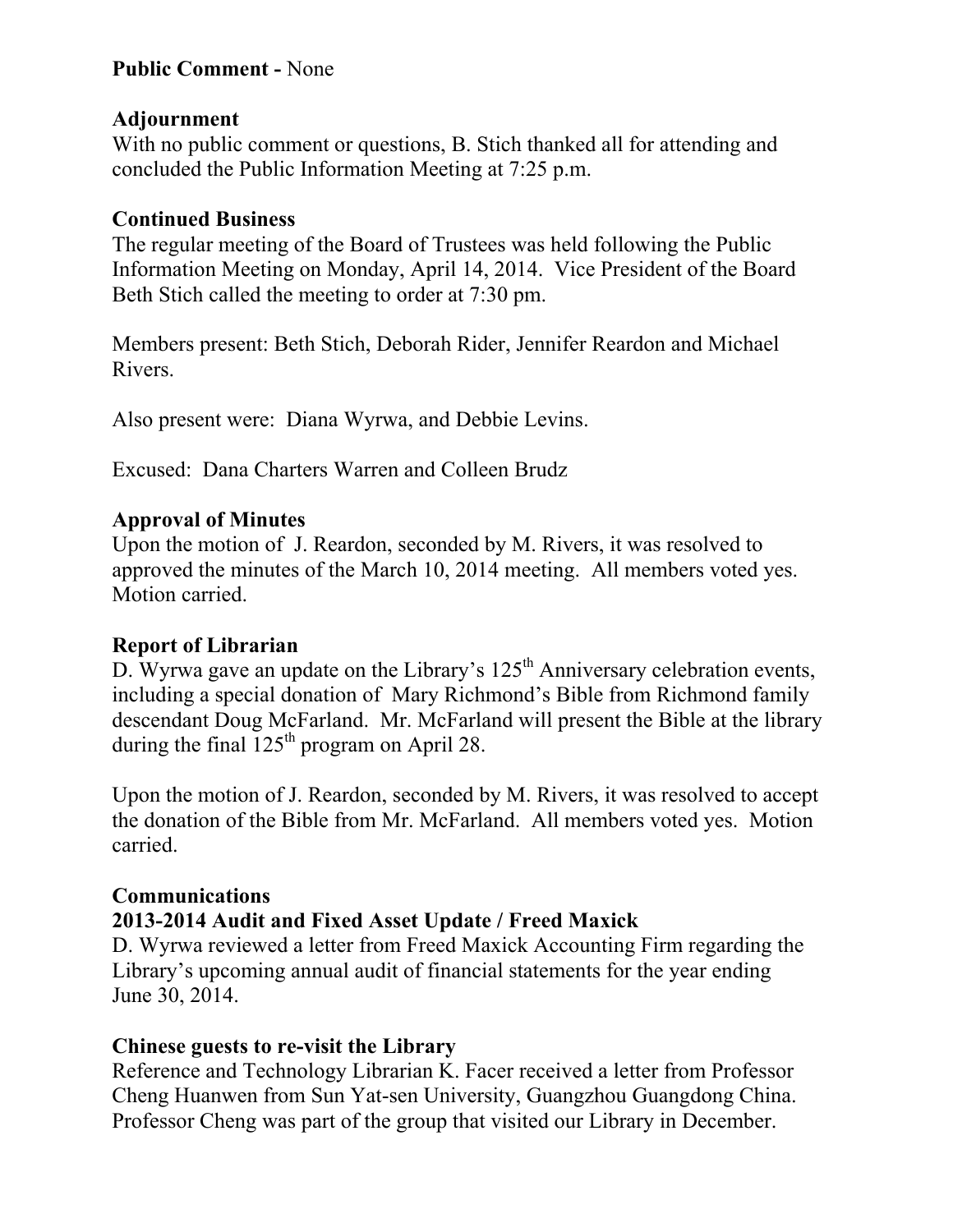**Public Comment -** None

**Adjournment**

With no public comment or questions, B. Stich thanked all for attending and concluded the Public Information Meeting at 7:25 p.m.

**Continued Business**

The regular meeting of the Board of Trustees was held following the Public Information Meeting on Monday, April 14, 2014. Vice President of the Board Beth Stich called the meeting to order at 7:30 pm.

Members present: Beth Stich, Deborah Rider, Jennifer Reardon and Michael Rivers.

Also present were: Diana Wyrwa, and Debbie Levins.

Excused: Dana Charters Warren and Colleen Brudz

**Approval of Minutes**

Upon the motion of J. Reardon, seconded by M. Rivers, it was resolved to approved the minutes of the March 10, 2014 meeting. All members voted yes. Motion carried.

**Report of Librarian**

D. Wyrwa gave an update on the Library's 125th Anniversary celebration events, including a special donation of Mary Richmond's Bible from Richmond family descendant Doug McFarland. Mr. McFarland will present the Bible at the library during the final 125th program on April 28.

Upon the motion of J. Reardon, seconded by M. Rivers, it was resolved to accept the donation of the Bible from Mr. McFarland. All members voted yes. Motion carried.

**Communications**

**2013-2014 Audit and Fixed Asset Update / Freed Maxick**

D. Wyrwa reviewed a letter from Freed Maxick Accounting Firm regarding the Library's upcoming annual audit of financial statements for the year ending June 30, 2014.

**Chinese guests to re-visit the Library**

Reference and Technology Librarian K. Facer received a letter from Professor Cheng Huanwen from Sun Yat-sen University, Guangzhou Guangdong China. Professor Cheng was part of the group that visited our Library in December.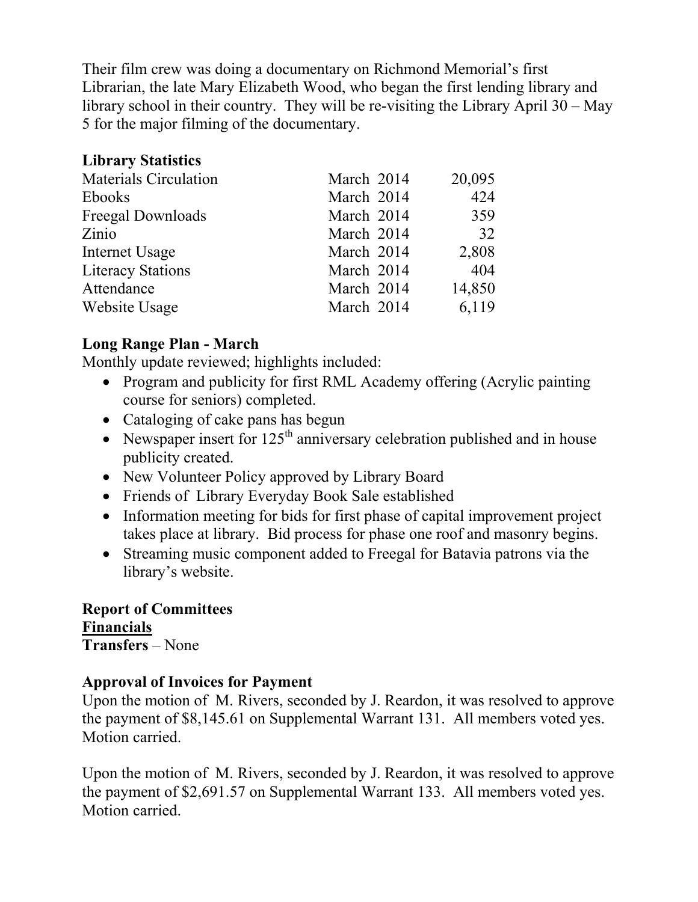Their film crew was doing a documentary on Richmond Memorial's first Librarian, the late Mary Elizabeth Wood, who began the first lending library and library school in their country. They will be re-visiting the Library April 30 – May 5 for the major filming of the documentary.

**Library Statistics**

| | | |
|---|---|---|
| Materials Circulation | March 2014 | 20,095 |
| Ebooks | March 2014 | 424 |
| Freegal Downloads | March 2014 | 359 |
| Zinio | March 2014 | 32 |
| Internet Usage | March 2014 | 2,808 |
| Literacy Stations | March 2014 | 404 |
| Attendance | March 2014 | 14,850 |
| Website Usage | March 2014 | 6,119 |

**Long Range Plan - March**

Monthly update reviewed; highlights included:

- Program and publicity for first RML Academy offering (Acrylic painting course for seniors) completed.
- Cataloging of cake pans has begun
- Newspaper insert for 125th anniversary celebration published and in house publicity created.
- New Volunteer Policy approved by Library Board
- Friends of Library Everyday Book Sale established
- Information meeting for bids for first phase of capital improvement project takes place at library. Bid process for phase one roof and masonry begins.
- Streaming music component added to Freegal for Batavia patrons via the library's website.

**Report of Committees**

**Financials**

**Transfers** – None

**Approval of Invoices for Payment**

Upon the motion of M. Rivers, seconded by J. Reardon, it was resolved to approve the payment of $8,145.61 on Supplemental Warrant 131. All members voted yes. Motion carried.

Upon the motion of M. Rivers, seconded by J. Reardon, it was resolved to approve the payment of $2,691.57 on Supplemental Warrant 133. All members voted yes. Motion carried.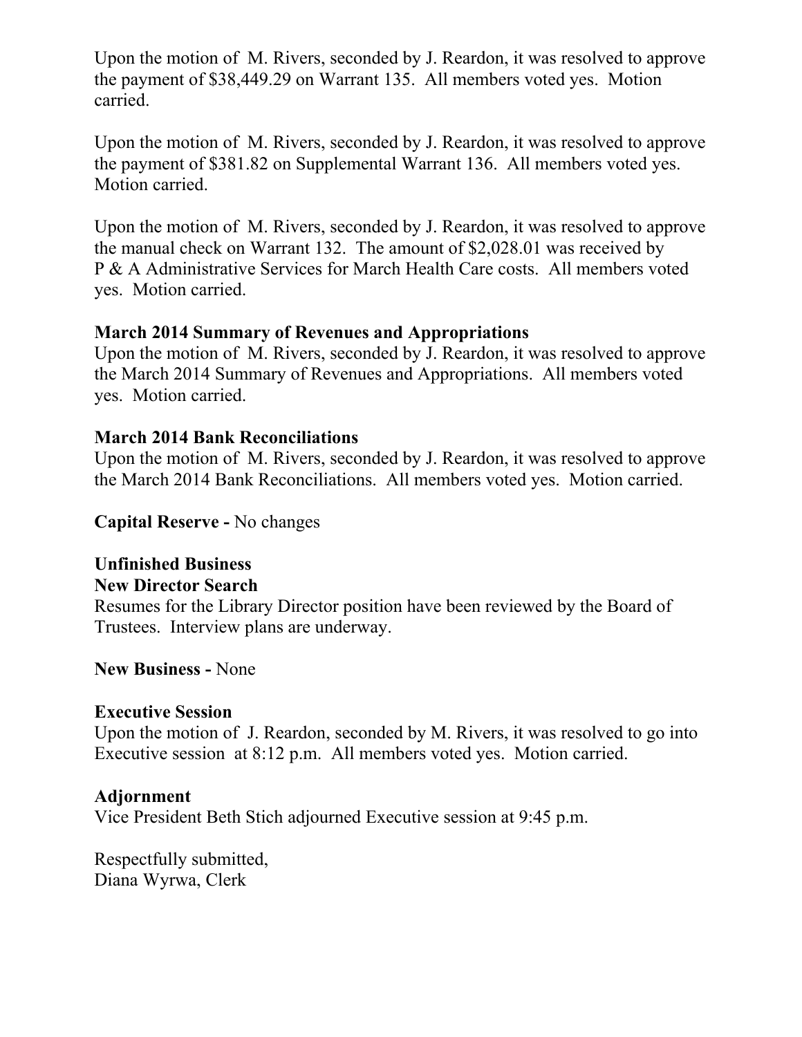Upon the motion of M. Rivers, seconded by J. Reardon, it was resolved to approve the payment of $38,449.29 on Warrant 135. All members voted yes. Motion carried.

Upon the motion of M. Rivers, seconded by J. Reardon, it was resolved to approve the payment of $381.82 on Supplemental Warrant 136. All members voted yes. Motion carried.

Upon the motion of M. Rivers, seconded by J. Reardon, it was resolved to approve the manual check on Warrant 132. The amount of $2,028.01 was received by P & A Administrative Services for March Health Care costs. All members voted yes. Motion carried.

**March 2014 Summary of Revenues and Appropriations**
Upon the motion of M. Rivers, seconded by J. Reardon, it was resolved to approve the March 2014 Summary of Revenues and Appropriations. All members voted yes. Motion carried.

**March 2014 Bank Reconciliations**
Upon the motion of M. Rivers, seconded by J. Reardon, it was resolved to approve the March 2014 Bank Reconciliations. All members voted yes. Motion carried.

**Capital Reserve -** No changes

**Unfinished Business**
**New Director Search**
Resumes for the Library Director position have been reviewed by the Board of Trustees. Interview plans are underway.

**New Business -** None

**Executive Session**
Upon the motion of J. Reardon, seconded by M. Rivers, it was resolved to go into Executive session at 8:12 p.m. All members voted yes. Motion carried.

**Adjornment**
Vice President Beth Stich adjourned Executive session at 9:45 p.m.

Respectfully submitted,
Diana Wyrwa, Clerk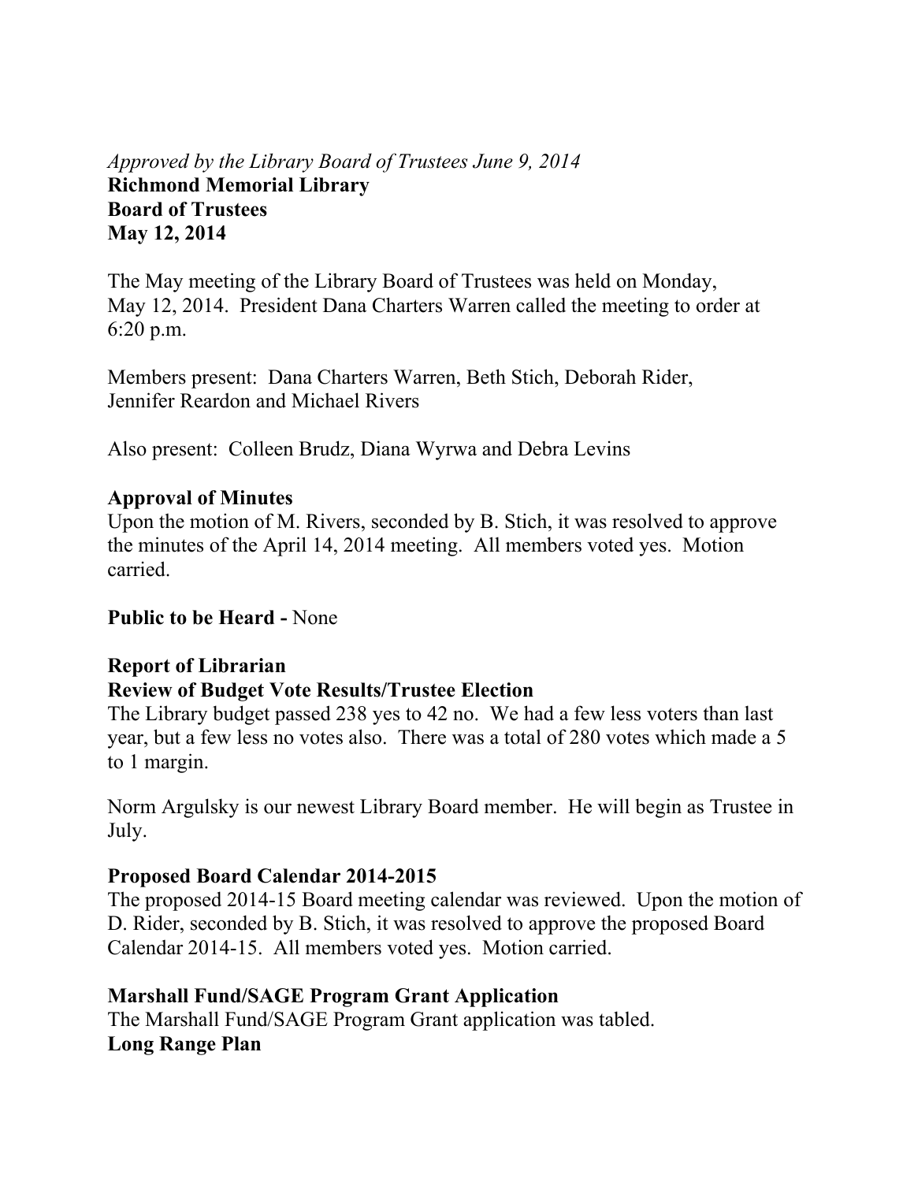*Approved by the Library Board of Trustees June 9, 2014*

**Richmond Memorial Library**
**Board of Trustees**
**May 12, 2014**

The May meeting of the Library Board of Trustees was held on Monday, May 12, 2014. President Dana Charters Warren called the meeting to order at 6:20 p.m.

Members present: Dana Charters Warren, Beth Stich, Deborah Rider, Jennifer Reardon and Michael Rivers

Also present: Colleen Brudz, Diana Wyrwa and Debra Levins

**Approval of Minutes**

Upon the motion of M. Rivers, seconded by B. Stich, it was resolved to approve the minutes of the April 14, 2014 meeting. All members voted yes. Motion carried.

**Public to be Heard -** None

**Report of Librarian**

**Review of Budget Vote Results/Trustee Election**

The Library budget passed 238 yes to 42 no. We had a few less voters than last year, but a few less no votes also. There was a total of 280 votes which made a 5 to 1 margin.

Norm Argulsky is our newest Library Board member. He will begin as Trustee in July.

**Proposed Board Calendar 2014-2015**

The proposed 2014-15 Board meeting calendar was reviewed. Upon the motion of D. Rider, seconded by B. Stich, it was resolved to approve the proposed Board Calendar 2014-15. All members voted yes. Motion carried.

**Marshall Fund/SAGE Program Grant Application**

The Marshall Fund/SAGE Program Grant application was tabled.

**Long Range Plan**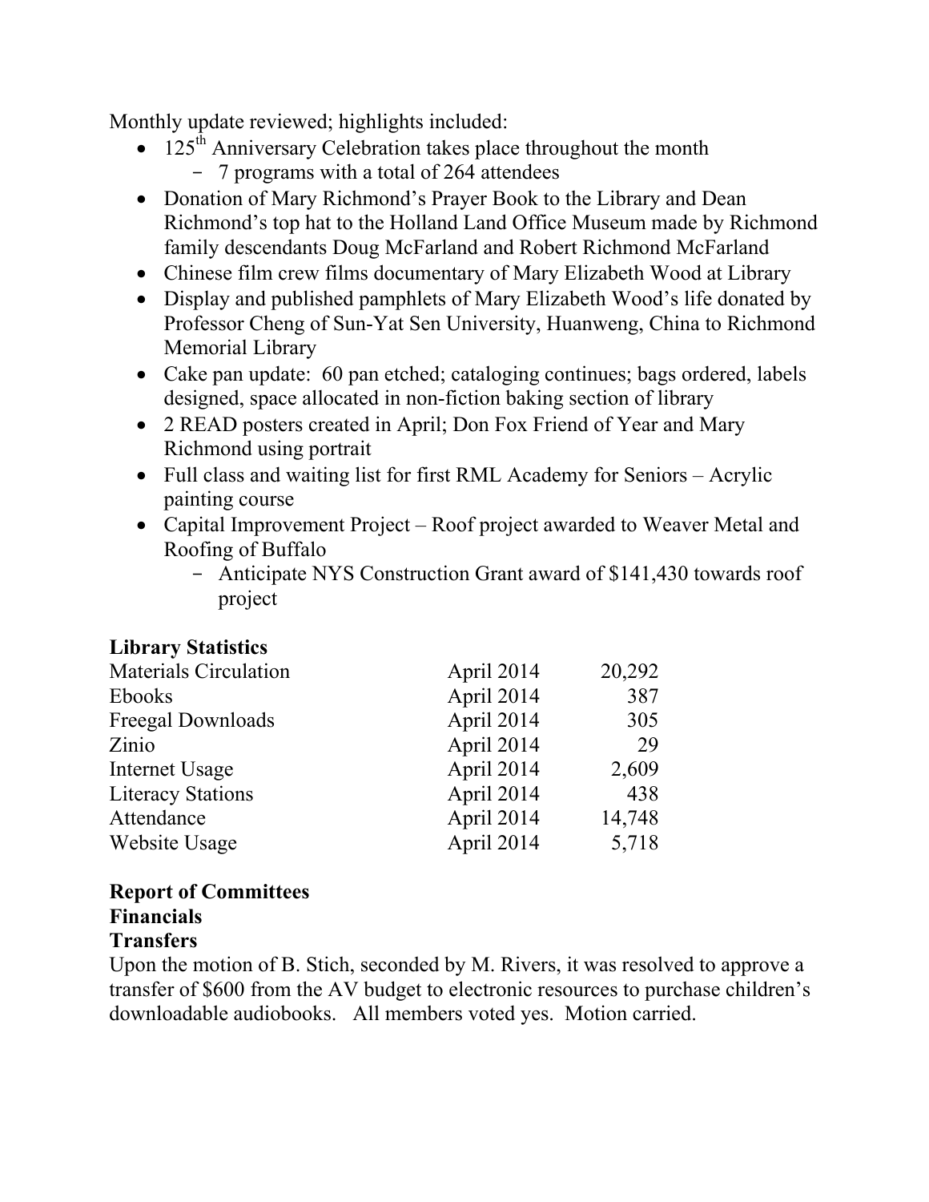Monthly update reviewed; highlights included:

- 125th Anniversary Celebration takes place throughout the month
  - 7 programs with a total of 264 attendees
- Donation of Mary Richmond's Prayer Book to the Library and Dean Richmond's top hat to the Holland Land Office Museum made by Richmond family descendants Doug McFarland and Robert Richmond McFarland
- Chinese film crew films documentary of Mary Elizabeth Wood at Library
- Display and published pamphlets of Mary Elizabeth Wood's life donated by Professor Cheng of Sun-Yat Sen University, Huanweng, China to Richmond Memorial Library
- Cake pan update: 60 pan etched; cataloging continues; bags ordered, labels designed, space allocated in non-fiction baking section of library
- 2 READ posters created in April; Don Fox Friend of Year and Mary Richmond using portrait
- Full class and waiting list for first RML Academy for Seniors – Acrylic painting course
- Capital Improvement Project – Roof project awarded to Weaver Metal and Roofing of Buffalo
  - Anticipate NYS Construction Grant award of $141,430 towards roof project

**Library Statistics**

| | | |
|---|---|---|
| Materials Circulation | April 2014 | 20,292 |
| Ebooks | April 2014 | 387 |
| Freegal Downloads | April 2014 | 305 |
| Zinio | April 2014 | 29 |
| Internet Usage | April 2014 | 2,609 |
| Literacy Stations | April 2014 | 438 |
| Attendance | April 2014 | 14,748 |
| Website Usage | April 2014 | 5,718 |

**Report of Committees**

**Financials**

**Transfers**

Upon the motion of B. Stich, seconded by M. Rivers, it was resolved to approve a transfer of $600 from the AV budget to electronic resources to purchase children's downloadable audiobooks. All members voted yes. Motion carried.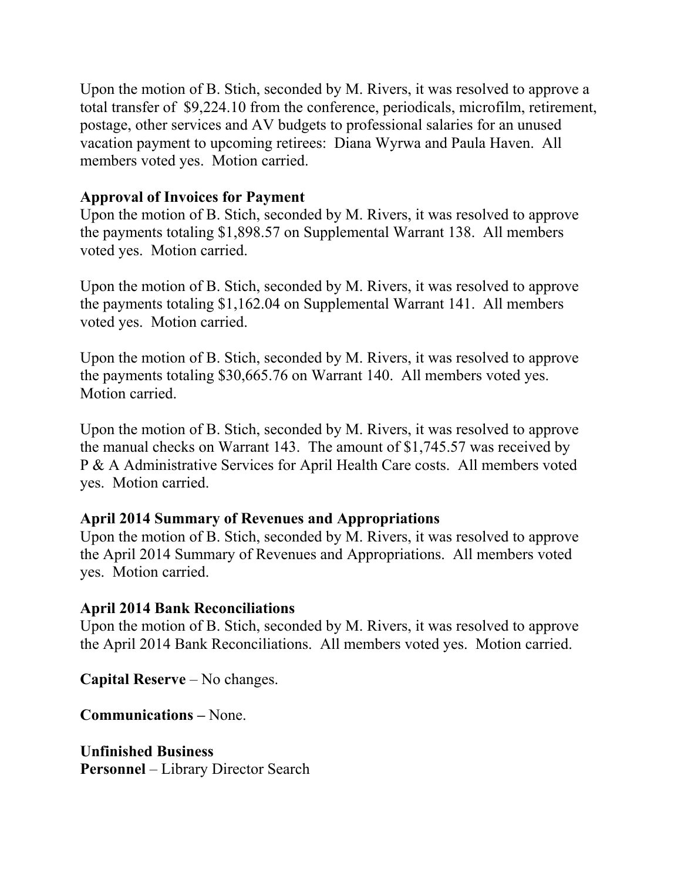Upon the motion of B. Stich, seconded by M. Rivers, it was resolved to approve a total transfer of $9,224.10 from the conference, periodicals, microfilm, retirement, postage, other services and AV budgets to professional salaries for an unused vacation payment to upcoming retirees: Diana Wyrwa and Paula Haven. All members voted yes. Motion carried.

**Approval of Invoices for Payment**
Upon the motion of B. Stich, seconded by M. Rivers, it was resolved to approve the payments totaling $1,898.57 on Supplemental Warrant 138. All members voted yes. Motion carried.

Upon the motion of B. Stich, seconded by M. Rivers, it was resolved to approve the payments totaling $1,162.04 on Supplemental Warrant 141. All members voted yes. Motion carried.

Upon the motion of B. Stich, seconded by M. Rivers, it was resolved to approve the payments totaling $30,665.76 on Warrant 140. All members voted yes. Motion carried.

Upon the motion of B. Stich, seconded by M. Rivers, it was resolved to approve the manual checks on Warrant 143. The amount of $1,745.57 was received by P & A Administrative Services for April Health Care costs. All members voted yes. Motion carried.

**April 2014 Summary of Revenues and Appropriations**
Upon the motion of B. Stich, seconded by M. Rivers, it was resolved to approve the April 2014 Summary of Revenues and Appropriations. All members voted yes. Motion carried.

**April 2014 Bank Reconciliations**
Upon the motion of B. Stich, seconded by M. Rivers, it was resolved to approve the April 2014 Bank Reconciliations. All members voted yes. Motion carried.

**Capital Reserve** – No changes.

**Communications –** None.

**Unfinished Business**
**Personnel** – Library Director Search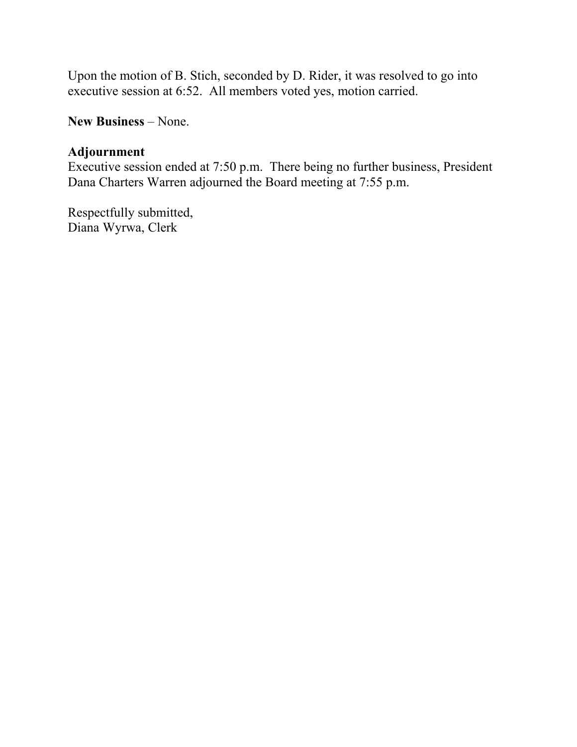Upon the motion of B. Stich, seconded by D. Rider, it was resolved to go into executive session at 6:52. All members voted yes, motion carried.

**New Business** – None.

**Adjournment**
Executive session ended at 7:50 p.m. There being no further business, President Dana Charters Warren adjourned the Board meeting at 7:55 p.m.

Respectfully submitted,
Diana Wyrwa, Clerk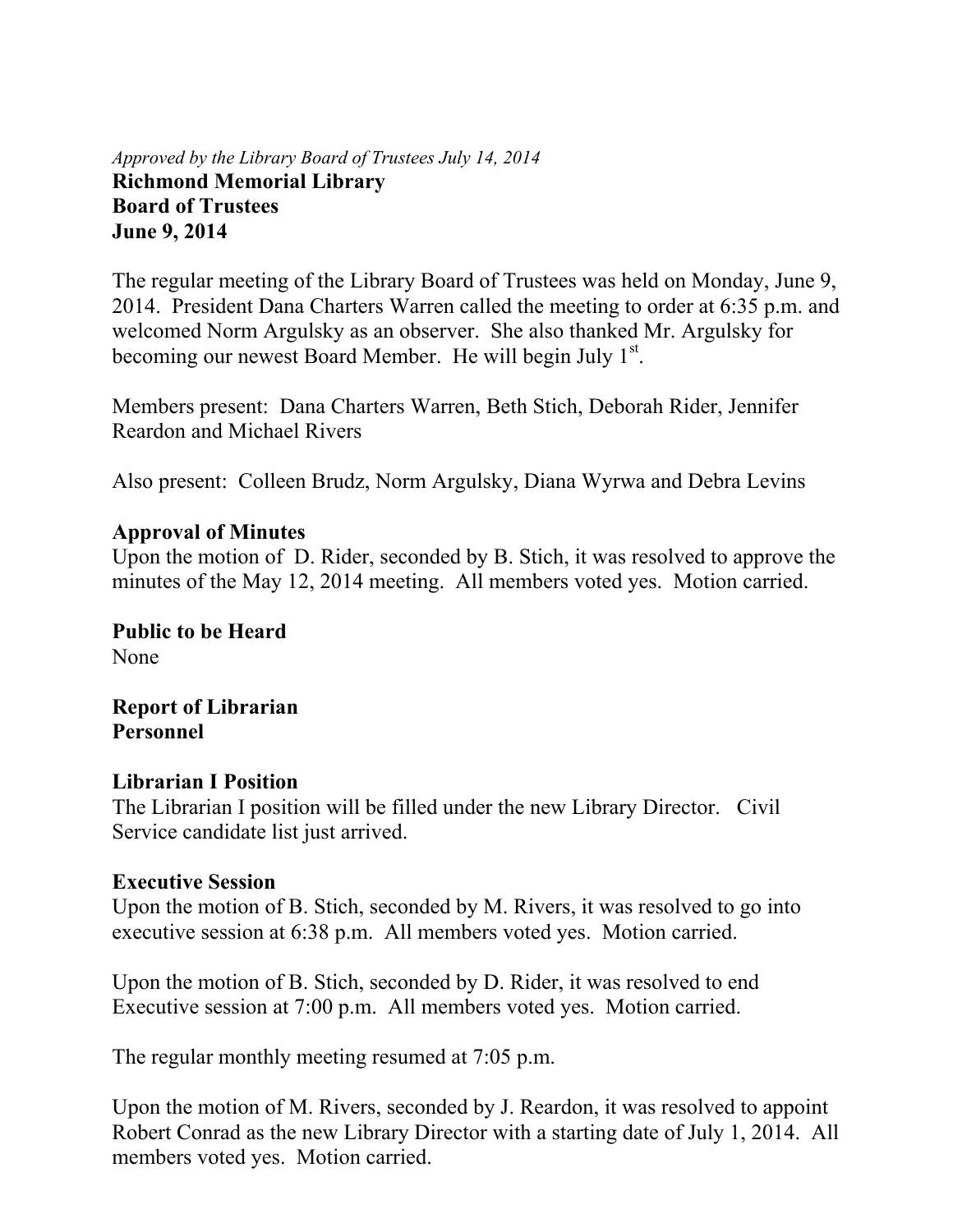*Approved by the Library Board of Trustees July 14, 2014*

**Richmond Memorial Library**
**Board of Trustees**
**June 9, 2014**

The regular meeting of the Library Board of Trustees was held on Monday, June 9, 2014. President Dana Charters Warren called the meeting to order at 6:35 p.m. and welcomed Norm Argulsky as an observer. She also thanked Mr. Argulsky for becoming our newest Board Member. He will begin July 1st.

Members present: Dana Charters Warren, Beth Stich, Deborah Rider, Jennifer Reardon and Michael Rivers

Also present: Colleen Brudz, Norm Argulsky, Diana Wyrwa and Debra Levins

**Approval of Minutes**

Upon the motion of D. Rider, seconded by B. Stich, it was resolved to approve the minutes of the May 12, 2014 meeting. All members voted yes. Motion carried.

**Public to be Heard**

None

**Report of Librarian**

**Personnel**

**Librarian I Position**

The Librarian I position will be filled under the new Library Director. Civil Service candidate list just arrived.

**Executive Session**

Upon the motion of B. Stich, seconded by M. Rivers, it was resolved to go into executive session at 6:38 p.m. All members voted yes. Motion carried.

Upon the motion of B. Stich, seconded by D. Rider, it was resolved to end Executive session at 7:00 p.m. All members voted yes. Motion carried.

The regular monthly meeting resumed at 7:05 p.m.

Upon the motion of M. Rivers, seconded by J. Reardon, it was resolved to appoint Robert Conrad as the new Library Director with a starting date of July 1, 2014. All members voted yes. Motion carried.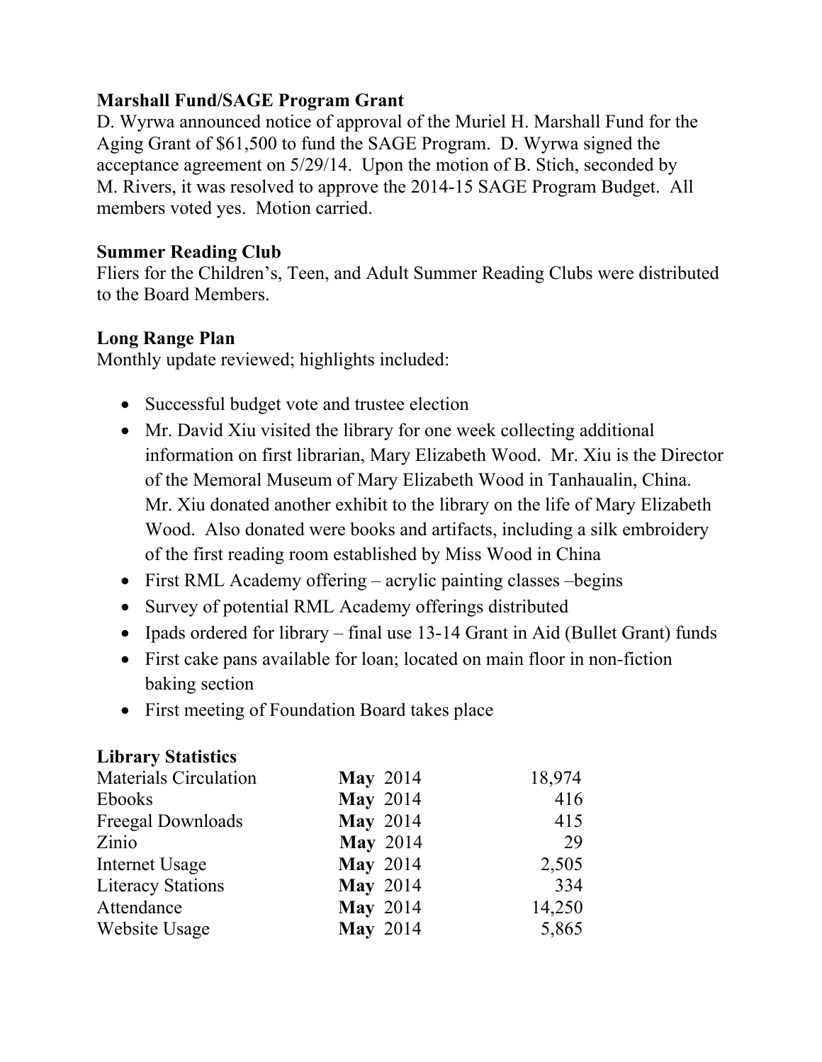**Marshall Fund/SAGE Program Grant**
D. Wyrwa announced notice of approval of the Muriel H. Marshall Fund for the Aging Grant of $61,500 to fund the SAGE Program. D. Wyrwa signed the acceptance agreement on 5/29/14. Upon the motion of B. Stich, seconded by M. Rivers, it was resolved to approve the 2014-15 SAGE Program Budget. All members voted yes. Motion carried.

**Summer Reading Club**
Fliers for the Children's, Teen, and Adult Summer Reading Clubs were distributed to the Board Members.

**Long Range Plan**
Monthly update reviewed; highlights included:

- Successful budget vote and trustee election
- Mr. David Xiu visited the library for one week collecting additional information on first librarian, Mary Elizabeth Wood. Mr. Xiu is the Director of the Memoral Museum of Mary Elizabeth Wood in Tanhaualin, China. Mr. Xiu donated another exhibit to the library on the life of Mary Elizabeth Wood. Also donated were books and artifacts, including a silk embroidery of the first reading room established by Miss Wood in China
- First RML Academy offering – acrylic painting classes –begins
- Survey of potential RML Academy offerings distributed
- Ipads ordered for library – final use 13-14 Grant in Aid (Bullet Grant) funds
- First cake pans available for loan; located on main floor in non-fiction baking section
- First meeting of Foundation Board takes place

**Library Statistics**

| | | |
|---|---|---|
| Materials Circulation | **May** 2014 | 18,974 |
| Ebooks | **May** 2014 | 416 |
| Freegal Downloads | **May** 2014 | 415 |
| Zinio | **May** 2014 | 29 |
| Internet Usage | **May** 2014 | 2,505 |
| Literacy Stations | **May** 2014 | 334 |
| Attendance | **May** 2014 | 14,250 |
| Website Usage | **May** 2014 | 5,865 |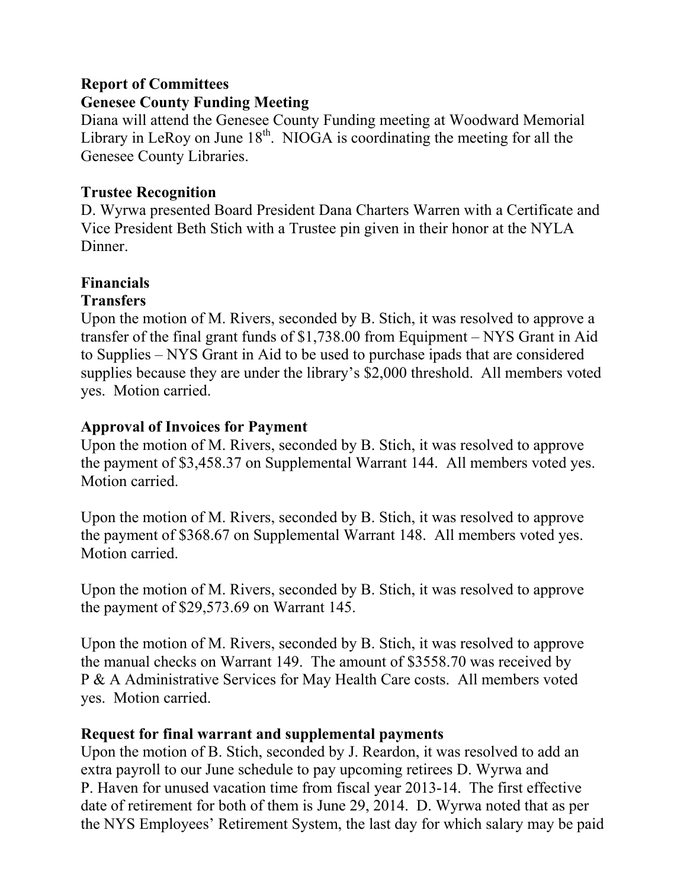**Report of Committees**

**Genesee County Funding Meeting**

Diana will attend the Genesee County Funding meeting at Woodward Memorial Library in LeRoy on June 18th. NIOGA is coordinating the meeting for all the Genesee County Libraries.

**Trustee Recognition**

D. Wyrwa presented Board President Dana Charters Warren with a Certificate and Vice President Beth Stich with a Trustee pin given in their honor at the NYLA Dinner.

**Financials**

**Transfers**

Upon the motion of M. Rivers, seconded by B. Stich, it was resolved to approve a transfer of the final grant funds of $1,738.00 from Equipment – NYS Grant in Aid to Supplies – NYS Grant in Aid to be used to purchase ipads that are considered supplies because they are under the library's $2,000 threshold. All members voted yes. Motion carried.

**Approval of Invoices for Payment**

Upon the motion of M. Rivers, seconded by B. Stich, it was resolved to approve the payment of $3,458.37 on Supplemental Warrant 144. All members voted yes. Motion carried.

Upon the motion of M. Rivers, seconded by B. Stich, it was resolved to approve the payment of $368.67 on Supplemental Warrant 148. All members voted yes. Motion carried.

Upon the motion of M. Rivers, seconded by B. Stich, it was resolved to approve the payment of $29,573.69 on Warrant 145.

Upon the motion of M. Rivers, seconded by B. Stich, it was resolved to approve the manual checks on Warrant 149. The amount of $3558.70 was received by P & A Administrative Services for May Health Care costs. All members voted yes. Motion carried.

**Request for final warrant and supplemental payments**

Upon the motion of B. Stich, seconded by J. Reardon, it was resolved to add an extra payroll to our June schedule to pay upcoming retirees D. Wyrwa and P. Haven for unused vacation time from fiscal year 2013-14. The first effective date of retirement for both of them is June 29, 2014. D. Wyrwa noted that as per the NYS Employees' Retirement System, the last day for which salary may be paid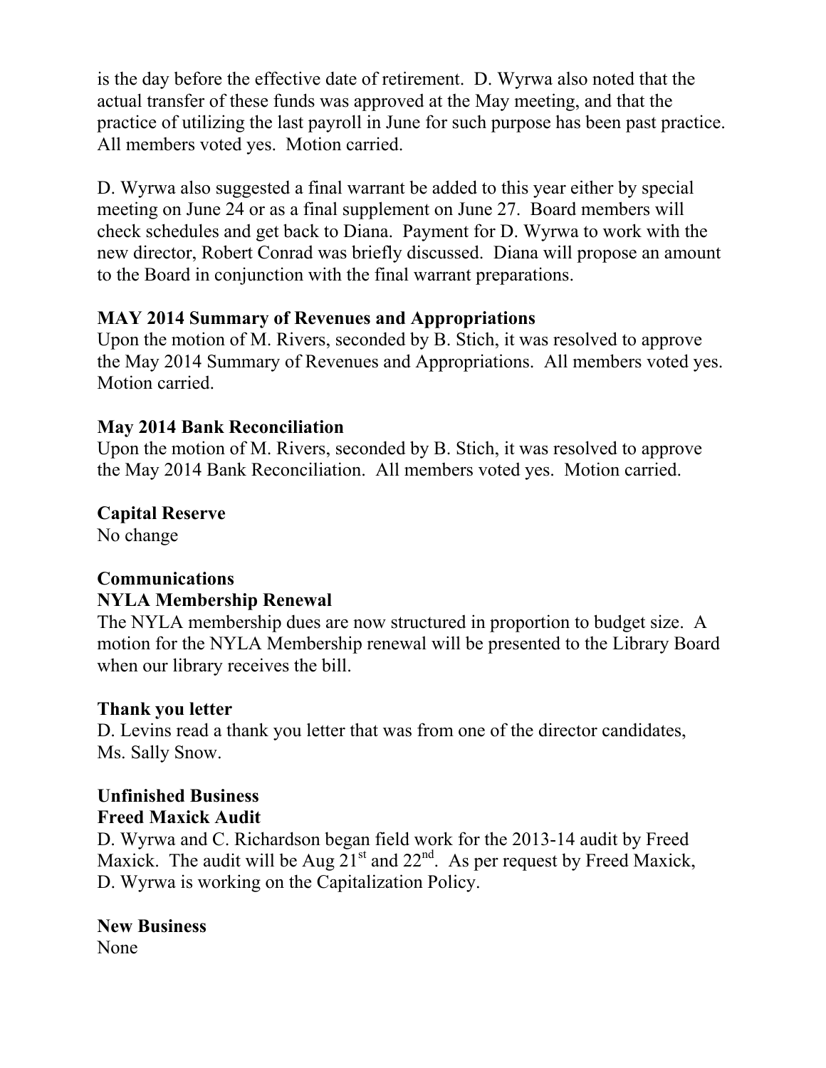is the day before the effective date of retirement. D. Wyrwa also noted that the actual transfer of these funds was approved at the May meeting, and that the practice of utilizing the last payroll in June for such purpose has been past practice. All members voted yes. Motion carried.

D. Wyrwa also suggested a final warrant be added to this year either by special meeting on June 24 or as a final supplement on June 27. Board members will check schedules and get back to Diana. Payment for D. Wyrwa to work with the new director, Robert Conrad was briefly discussed. Diana will propose an amount to the Board in conjunction with the final warrant preparations.

**MAY 2014 Summary of Revenues and Appropriations**

Upon the motion of M. Rivers, seconded by B. Stich, it was resolved to approve the May 2014 Summary of Revenues and Appropriations. All members voted yes. Motion carried.

**May 2014 Bank Reconciliation**

Upon the motion of M. Rivers, seconded by B. Stich, it was resolved to approve the May 2014 Bank Reconciliation. All members voted yes. Motion carried.

**Capital Reserve**

No change

**Communications**

**NYLA Membership Renewal**

The NYLA membership dues are now structured in proportion to budget size. A motion for the NYLA Membership renewal will be presented to the Library Board when our library receives the bill.

**Thank you letter**

D. Levins read a thank you letter that was from one of the director candidates, Ms. Sally Snow.

**Unfinished Business**

**Freed Maxick Audit**

D. Wyrwa and C. Richardson began field work for the 2013-14 audit by Freed Maxick. The audit will be Aug 21st and 22nd. As per request by Freed Maxick, D. Wyrwa is working on the Capitalization Policy.

**New Business**

None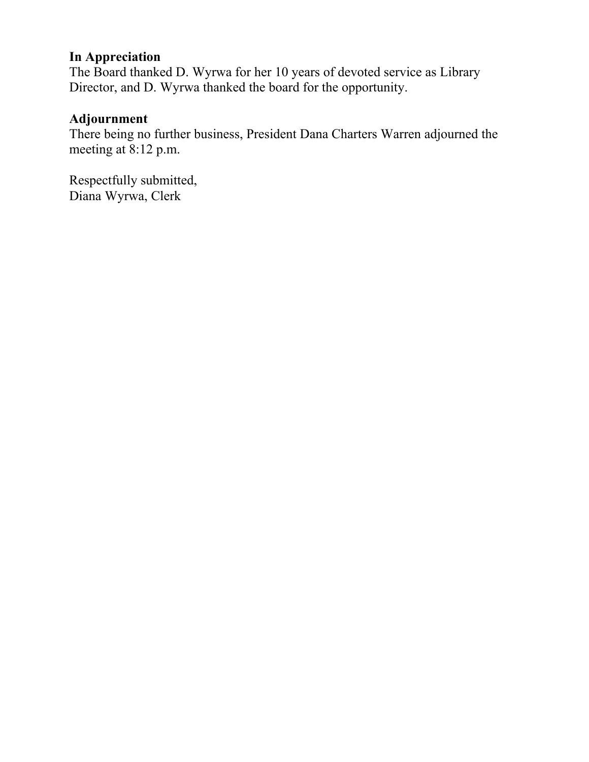**In Appreciation**
The Board thanked D. Wyrwa for her 10 years of devoted service as Library Director, and D. Wyrwa thanked the board for the opportunity.

**Adjournment**
There being no further business, President Dana Charters Warren adjourned the meeting at 8:12 p.m.

Respectfully submitted,
Diana Wyrwa, Clerk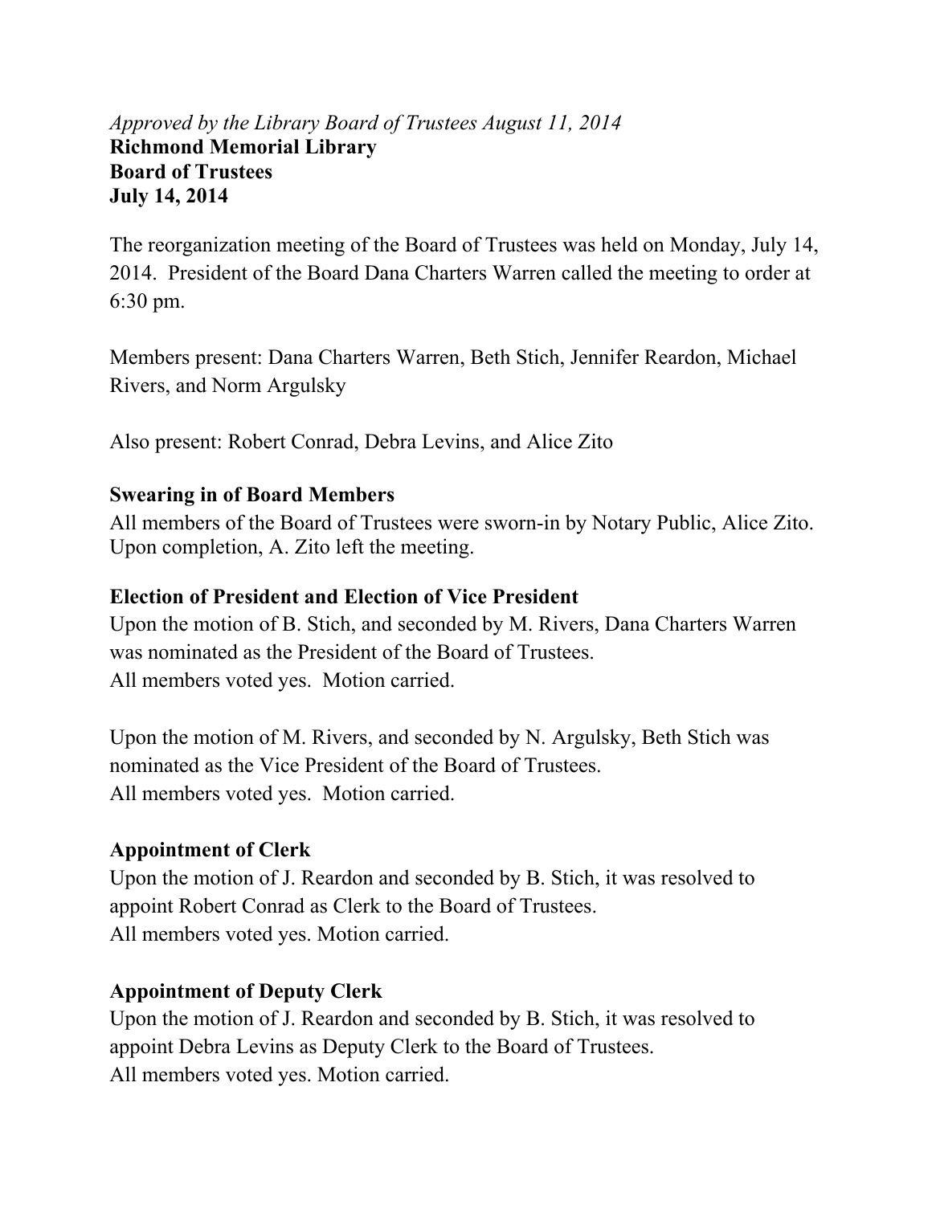*Approved by the Library Board of Trustees August 11, 2014*

**Richmond Memorial Library**
**Board of Trustees**
**July 14, 2014**

The reorganization meeting of the Board of Trustees was held on Monday, July 14, 2014. President of the Board Dana Charters Warren called the meeting to order at 6:30 pm.

Members present: Dana Charters Warren, Beth Stich, Jennifer Reardon, Michael Rivers, and Norm Argulsky

Also present: Robert Conrad, Debra Levins, and Alice Zito

**Swearing in of Board Members**

All members of the Board of Trustees were sworn-in by Notary Public, Alice Zito. Upon completion, A. Zito left the meeting.

**Election of President and Election of Vice President**

Upon the motion of B. Stich, and seconded by M. Rivers, Dana Charters Warren was nominated as the President of the Board of Trustees.
All members voted yes. Motion carried.

Upon the motion of M. Rivers, and seconded by N. Argulsky, Beth Stich was nominated as the Vice President of the Board of Trustees.
All members voted yes. Motion carried.

**Appointment of Clerk**

Upon the motion of J. Reardon and seconded by B. Stich, it was resolved to appoint Robert Conrad as Clerk to the Board of Trustees.
All members voted yes. Motion carried.

**Appointment of Deputy Clerk**

Upon the motion of J. Reardon and seconded by B. Stich, it was resolved to appoint Debra Levins as Deputy Clerk to the Board of Trustees.
All members voted yes. Motion carried.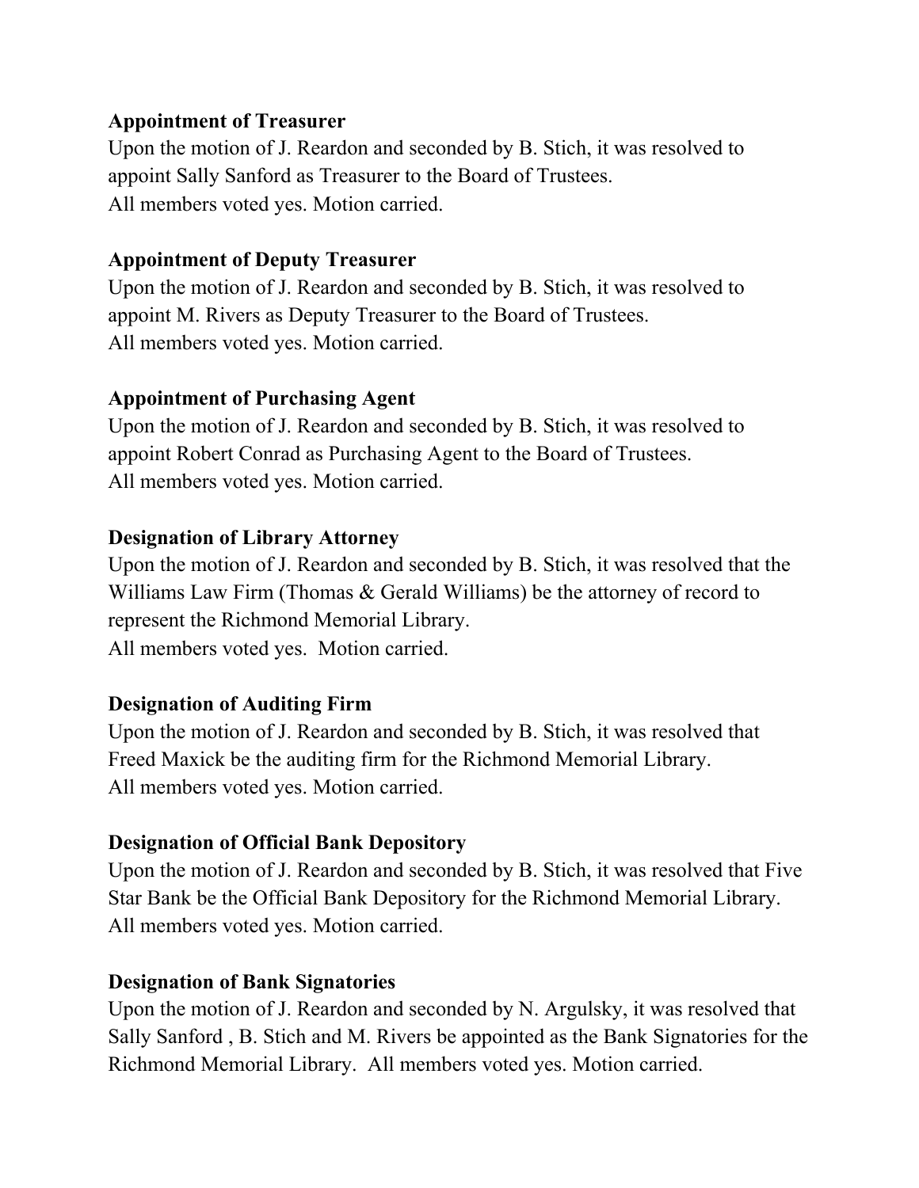**Appointment of Treasurer**
Upon the motion of J. Reardon and seconded by B. Stich, it was resolved to appoint Sally Sanford as Treasurer to the Board of Trustees.
All members voted yes. Motion carried.

**Appointment of Deputy Treasurer**
Upon the motion of J. Reardon and seconded by B. Stich, it was resolved to appoint M. Rivers as Deputy Treasurer to the Board of Trustees.
All members voted yes. Motion carried.

**Appointment of Purchasing Agent**
Upon the motion of J. Reardon and seconded by B. Stich, it was resolved to appoint Robert Conrad as Purchasing Agent to the Board of Trustees.
All members voted yes. Motion carried.

**Designation of Library Attorney**
Upon the motion of J. Reardon and seconded by B. Stich, it was resolved that the Williams Law Firm (Thomas & Gerald Williams) be the attorney of record to represent the Richmond Memorial Library.
All members voted yes. Motion carried.

**Designation of Auditing Firm**
Upon the motion of J. Reardon and seconded by B. Stich, it was resolved that Freed Maxick be the auditing firm for the Richmond Memorial Library.
All members voted yes. Motion carried.

**Designation of Official Bank Depository**
Upon the motion of J. Reardon and seconded by B. Stich, it was resolved that Five Star Bank be the Official Bank Depository for the Richmond Memorial Library.
All members voted yes. Motion carried.

**Designation of Bank Signatories**
Upon the motion of J. Reardon and seconded by N. Argulsky, it was resolved that Sally Sanford , B. Stich and M. Rivers be appointed as the Bank Signatories for the Richmond Memorial Library. All members voted yes. Motion carried.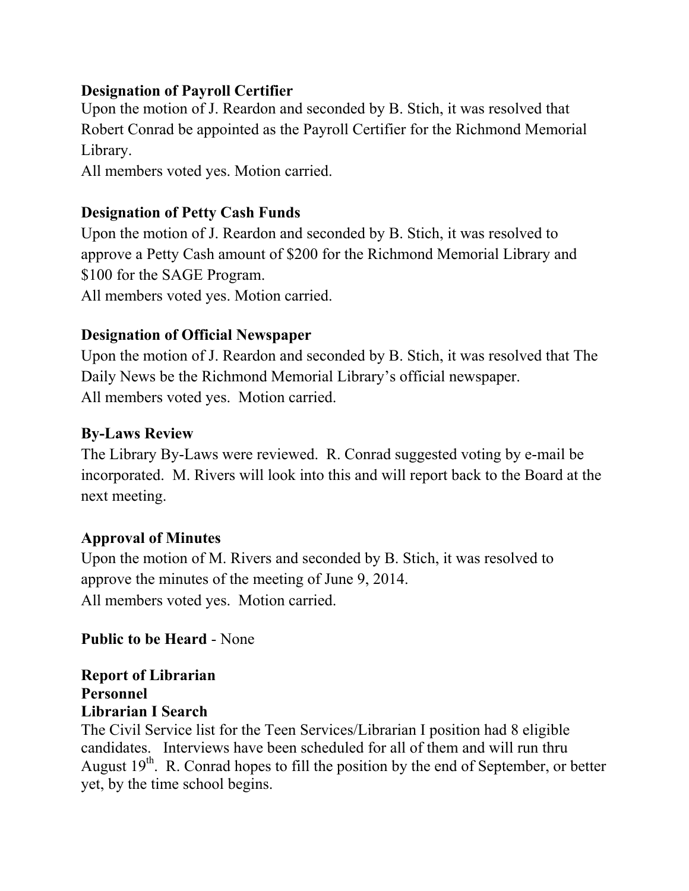**Designation of Payroll Certifier**

Upon the motion of J. Reardon and seconded by B. Stich, it was resolved that Robert Conrad be appointed as the Payroll Certifier for the Richmond Memorial Library.

All members voted yes. Motion carried.

**Designation of Petty Cash Funds**

Upon the motion of J. Reardon and seconded by B. Stich, it was resolved to approve a Petty Cash amount of $200 for the Richmond Memorial Library and $100 for the SAGE Program.

All members voted yes. Motion carried.

**Designation of Official Newspaper**

Upon the motion of J. Reardon and seconded by B. Stich, it was resolved that The Daily News be the Richmond Memorial Library's official newspaper.

All members voted yes. Motion carried.

**By-Laws Review**

The Library By-Laws were reviewed. R. Conrad suggested voting by e-mail be incorporated. M. Rivers will look into this and will report back to the Board at the next meeting.

**Approval of Minutes**

Upon the motion of M. Rivers and seconded by B. Stich, it was resolved to approve the minutes of the meeting of June 9, 2014.

All members voted yes. Motion carried.

**Public to be Heard** - None

**Report of Librarian**

**Personnel**

**Librarian I Search**

The Civil Service list for the Teen Services/Librarian I position had 8 eligible candidates. Interviews have been scheduled for all of them and will run thru August 19th. R. Conrad hopes to fill the position by the end of September, or better yet, by the time school begins.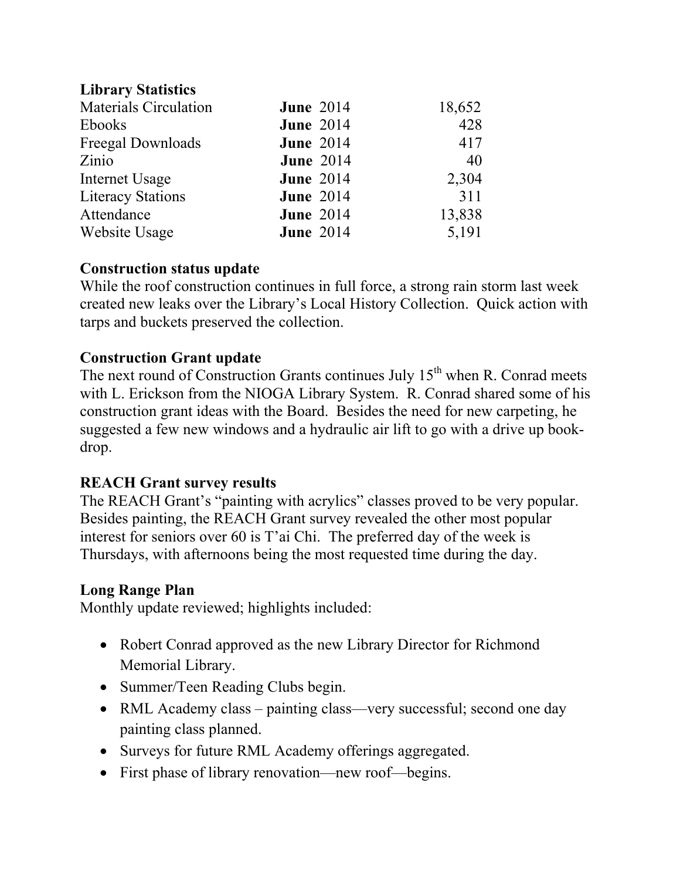**Library Statistics**

| | | |
|---|---|---|
| Materials Circulation | **June** 2014 | 18,652 |
| Ebooks | **June** 2014 | 428 |
| Freegal Downloads | **June** 2014 | 417 |
| Zinio | **June** 2014 | 40 |
| Internet Usage | **June** 2014 | 2,304 |
| Literacy Stations | **June** 2014 | 311 |
| Attendance | **June** 2014 | 13,838 |
| Website Usage | **June** 2014 | 5,191 |

**Construction status update**

While the roof construction continues in full force, a strong rain storm last week created new leaks over the Library's Local History Collection. Quick action with tarps and buckets preserved the collection.

**Construction Grant update**

The next round of Construction Grants continues July 15th when R. Conrad meets with L. Erickson from the NIOGA Library System. R. Conrad shared some of his construction grant ideas with the Board. Besides the need for new carpeting, he suggested a few new windows and a hydraulic air lift to go with a drive up book-drop.

**REACH Grant survey results**

The REACH Grant's "painting with acrylics" classes proved to be very popular. Besides painting, the REACH Grant survey revealed the other most popular interest for seniors over 60 is T'ai Chi. The preferred day of the week is Thursdays, with afternoons being the most requested time during the day.

**Long Range Plan**

Monthly update reviewed; highlights included:

- Robert Conrad approved as the new Library Director for Richmond Memorial Library.
- Summer/Teen Reading Clubs begin.
- RML Academy class – painting class—very successful; second one day painting class planned.
- Surveys for future RML Academy offerings aggregated.
- First phase of library renovation—new roof—begins.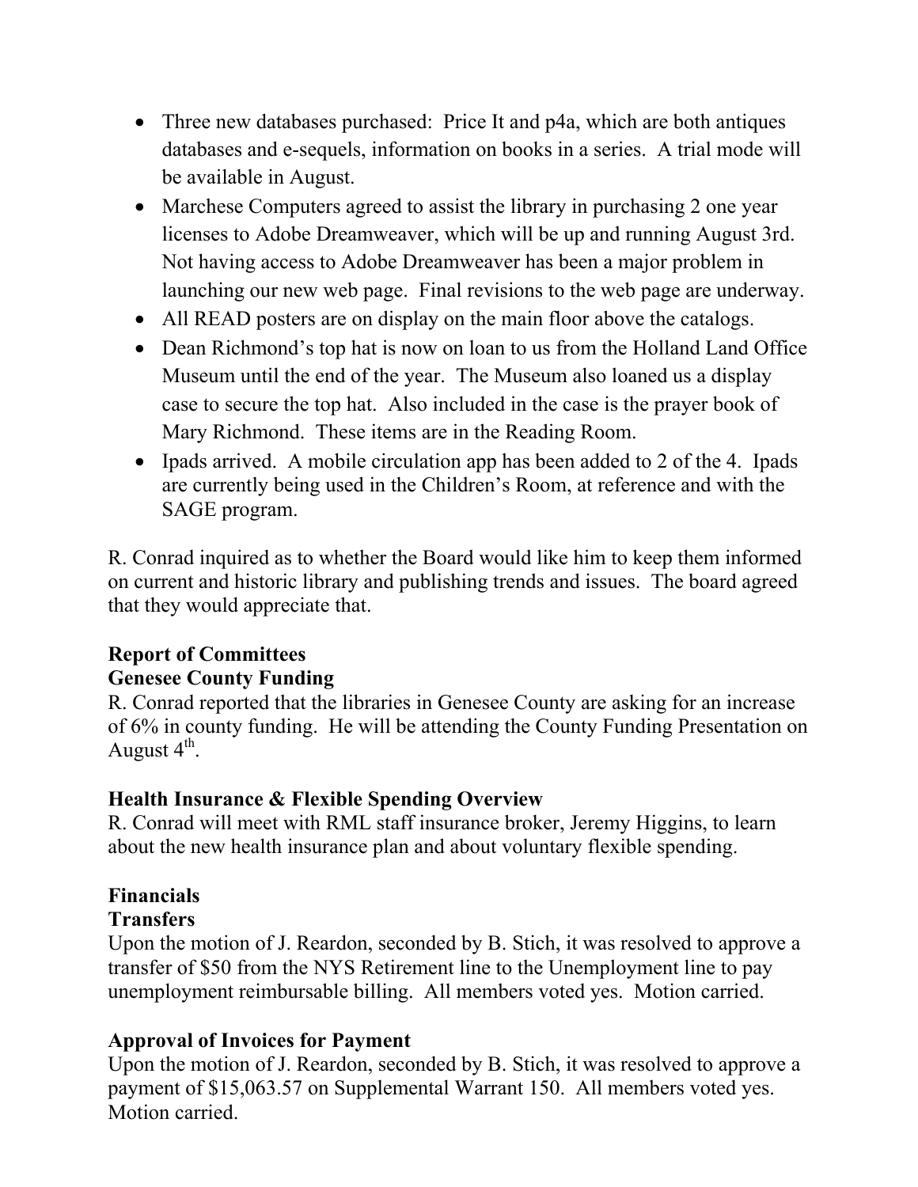- Three new databases purchased: Price It and p4a, which are both antiques databases and e-sequels, information on books in a series. A trial mode will be available in August.
- Marchese Computers agreed to assist the library in purchasing 2 one year licenses to Adobe Dreamweaver, which will be up and running August 3rd. Not having access to Adobe Dreamweaver has been a major problem in launching our new web page. Final revisions to the web page are underway.
- All READ posters are on display on the main floor above the catalogs.
- Dean Richmond's top hat is now on loan to us from the Holland Land Office Museum until the end of the year. The Museum also loaned us a display case to secure the top hat. Also included in the case is the prayer book of Mary Richmond. These items are in the Reading Room.
- Ipads arrived. A mobile circulation app has been added to 2 of the 4. Ipads are currently being used in the Children's Room, at reference and with the SAGE program.

R. Conrad inquired as to whether the Board would like him to keep them informed on current and historic library and publishing trends and issues. The board agreed that they would appreciate that.

**Report of Committees**

**Genesee County Funding**

R. Conrad reported that the libraries in Genesee County are asking for an increase of 6% in county funding. He will be attending the County Funding Presentation on August 4th.

**Health Insurance & Flexible Spending Overview**

R. Conrad will meet with RML staff insurance broker, Jeremy Higgins, to learn about the new health insurance plan and about voluntary flexible spending.

**Financials**

**Transfers**

Upon the motion of J. Reardon, seconded by B. Stich, it was resolved to approve a transfer of $50 from the NYS Retirement line to the Unemployment line to pay unemployment reimbursable billing. All members voted yes. Motion carried.

**Approval of Invoices for Payment**

Upon the motion of J. Reardon, seconded by B. Stich, it was resolved to approve a payment of $15,063.57 on Supplemental Warrant 150. All members voted yes. Motion carried.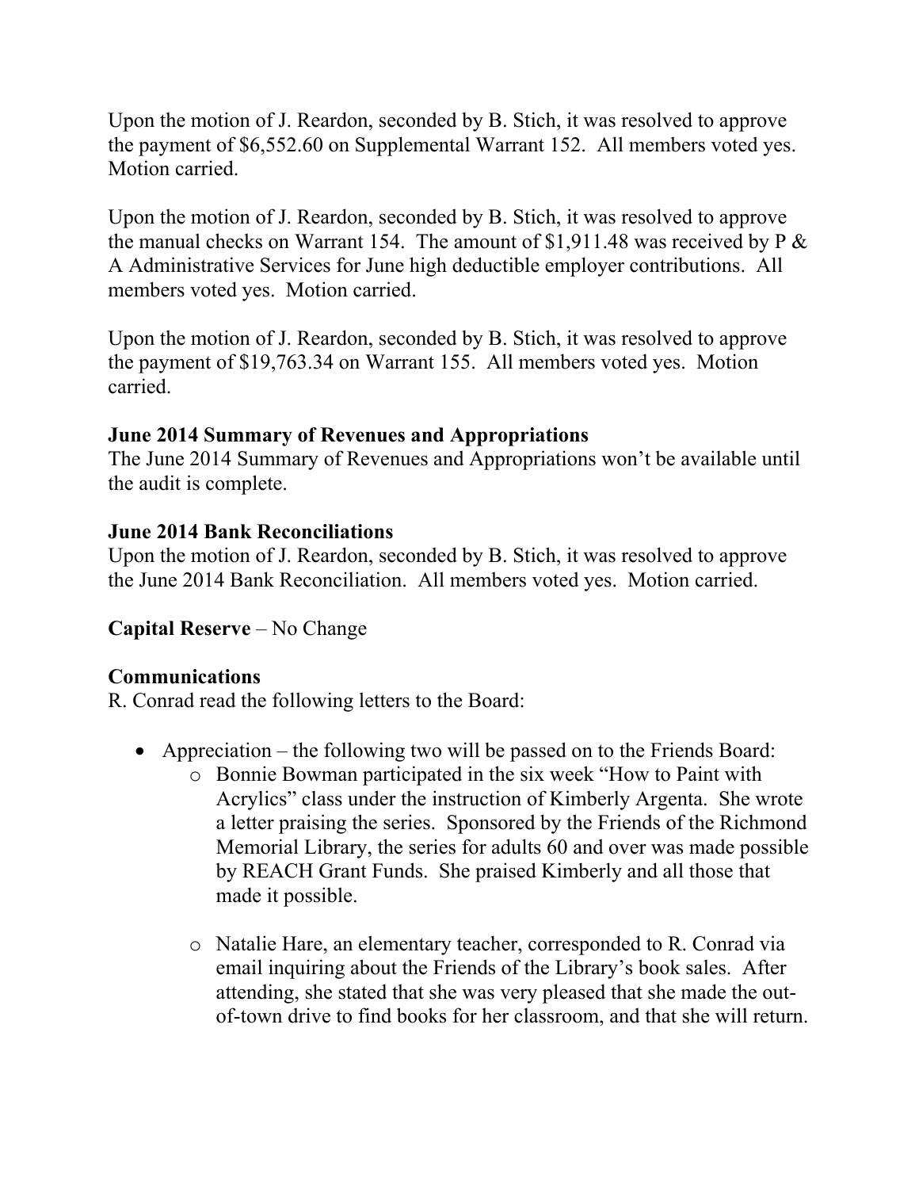Upon the motion of J. Reardon, seconded by B. Stich, it was resolved to approve the payment of $6,552.60 on Supplemental Warrant 152. All members voted yes. Motion carried.

Upon the motion of J. Reardon, seconded by B. Stich, it was resolved to approve the manual checks on Warrant 154. The amount of $1,911.48 was received by P & A Administrative Services for June high deductible employer contributions. All members voted yes. Motion carried.

Upon the motion of J. Reardon, seconded by B. Stich, it was resolved to approve the payment of $19,763.34 on Warrant 155. All members voted yes. Motion carried.

**June 2014 Summary of Revenues and Appropriations**
The June 2014 Summary of Revenues and Appropriations won't be available until the audit is complete.

**June 2014 Bank Reconciliations**
Upon the motion of J. Reardon, seconded by B. Stich, it was resolved to approve the June 2014 Bank Reconciliation. All members voted yes. Motion carried.

**Capital Reserve** – No Change

**Communications**
R. Conrad read the following letters to the Board:

- Appreciation – the following two will be passed on to the Friends Board:
    - Bonnie Bowman participated in the six week "How to Paint with Acrylics" class under the instruction of Kimberly Argenta. She wrote a letter praising the series. Sponsored by the Friends of the Richmond Memorial Library, the series for adults 60 and over was made possible by REACH Grant Funds. She praised Kimberly and all those that made it possible.
    - Natalie Hare, an elementary teacher, corresponded to R. Conrad via email inquiring about the Friends of the Library's book sales. After attending, she stated that she was very pleased that she made the out-of-town drive to find books for her classroom, and that she will return.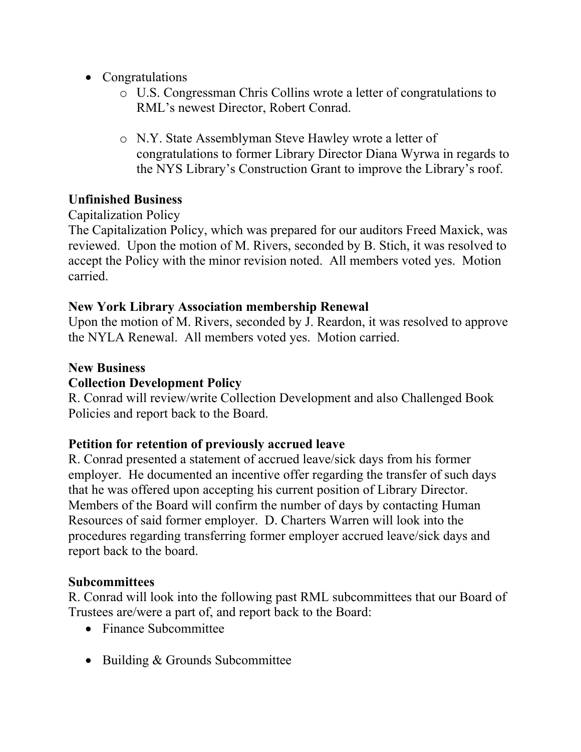- Congratulations
    - U.S. Congressman Chris Collins wrote a letter of congratulations to RML's newest Director, Robert Conrad.

    - N.Y. State Assemblyman Steve Hawley wrote a letter of congratulations to former Library Director Diana Wyrwa in regards to the NYS Library's Construction Grant to improve the Library's roof.

**Unfinished Business**

Capitalization Policy

The Capitalization Policy, which was prepared for our auditors Freed Maxick, was reviewed. Upon the motion of M. Rivers, seconded by B. Stich, it was resolved to accept the Policy with the minor revision noted. All members voted yes. Motion carried.

**New York Library Association membership Renewal**

Upon the motion of M. Rivers, seconded by J. Reardon, it was resolved to approve the NYLA Renewal. All members voted yes. Motion carried.

**New Business**

**Collection Development Policy**

R. Conrad will review/write Collection Development and also Challenged Book Policies and report back to the Board.

**Petition for retention of previously accrued leave**

R. Conrad presented a statement of accrued leave/sick days from his former employer. He documented an incentive offer regarding the transfer of such days that he was offered upon accepting his current position of Library Director. Members of the Board will confirm the number of days by contacting Human Resources of said former employer. D. Charters Warren will look into the procedures regarding transferring former employer accrued leave/sick days and report back to the board.

**Subcommittees**

R. Conrad will look into the following past RML subcommittees that our Board of Trustees are/were a part of, and report back to the Board:

- Finance Subcommittee

- Building & Grounds Subcommittee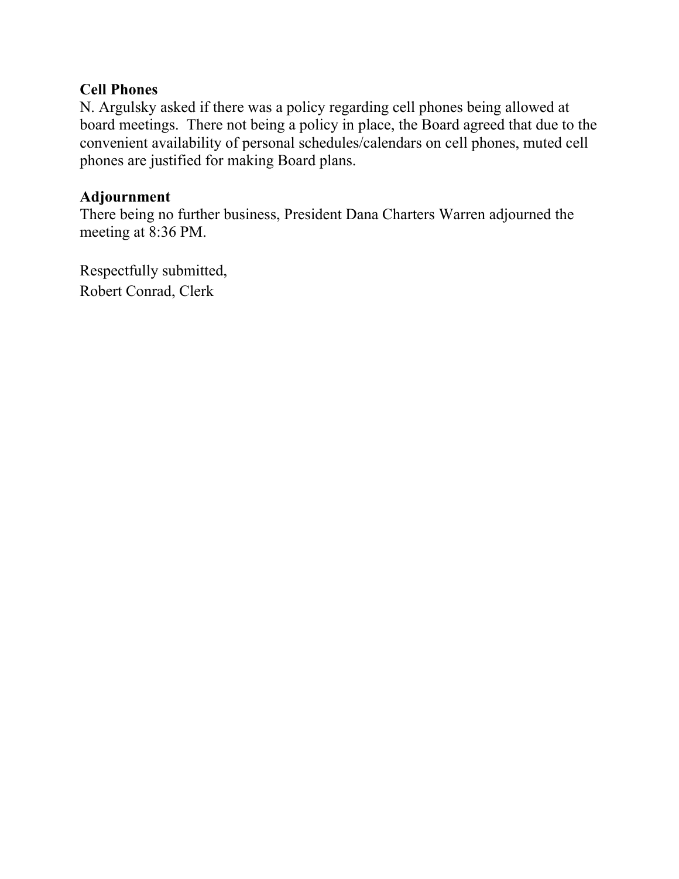**Cell Phones**
N. Argulsky asked if there was a policy regarding cell phones being allowed at board meetings. There not being a policy in place, the Board agreed that due to the convenient availability of personal schedules/calendars on cell phones, muted cell phones are justified for making Board plans.

**Adjournment**
There being no further business, President Dana Charters Warren adjourned the meeting at 8:36 PM.

Respectfully submitted,
Robert Conrad, Clerk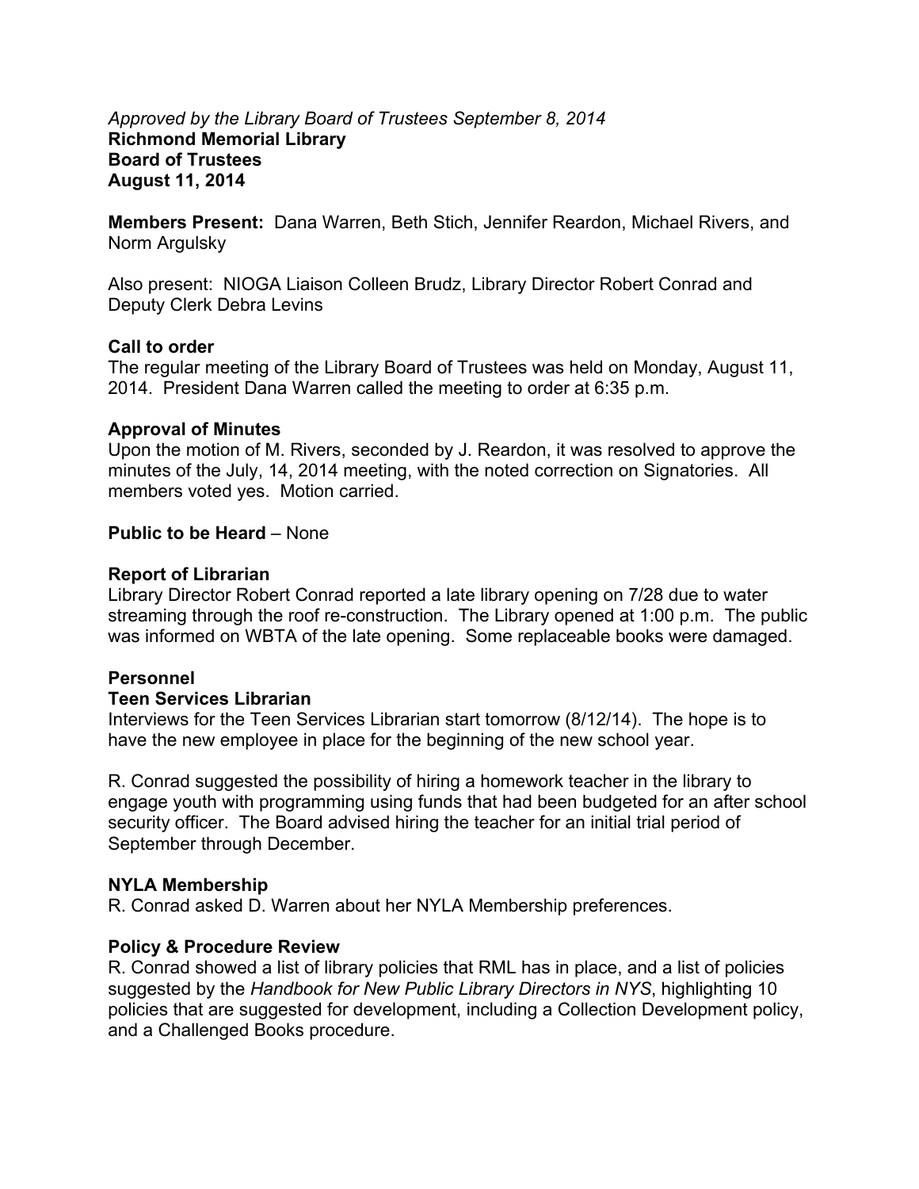*Approved by the Library Board of Trustees September 8, 2014*
**Richmond Memorial Library**
**Board of Trustees**
**August 11, 2014**

**Members Present:** Dana Warren, Beth Stich, Jennifer Reardon, Michael Rivers, and Norm Argulsky

Also present: NIOGA Liaison Colleen Brudz, Library Director Robert Conrad and Deputy Clerk Debra Levins

**Call to order**
The regular meeting of the Library Board of Trustees was held on Monday, August 11, 2014. President Dana Warren called the meeting to order at 6:35 p.m.

**Approval of Minutes**
Upon the motion of M. Rivers, seconded by J. Reardon, it was resolved to approve the minutes of the July, 14, 2014 meeting, with the noted correction on Signatories. All members voted yes. Motion carried.

**Public to be Heard** – None

**Report of Librarian**
Library Director Robert Conrad reported a late library opening on 7/28 due to water streaming through the roof re-construction. The Library opened at 1:00 p.m. The public was informed on WBTA of the late opening. Some replaceable books were damaged.

**Personnel**
**Teen Services Librarian**
Interviews for the Teen Services Librarian start tomorrow (8/12/14). The hope is to have the new employee in place for the beginning of the new school year.

R. Conrad suggested the possibility of hiring a homework teacher in the library to engage youth with programming using funds that had been budgeted for an after school security officer. The Board advised hiring the teacher for an initial trial period of September through December.

**NYLA Membership**
R. Conrad asked D. Warren about her NYLA Membership preferences.

**Policy & Procedure Review**
R. Conrad showed a list of library policies that RML has in place, and a list of policies suggested by the *Handbook for New Public Library Directors in NYS*, highlighting 10 policies that are suggested for development, including a Collection Development policy, and a Challenged Books procedure.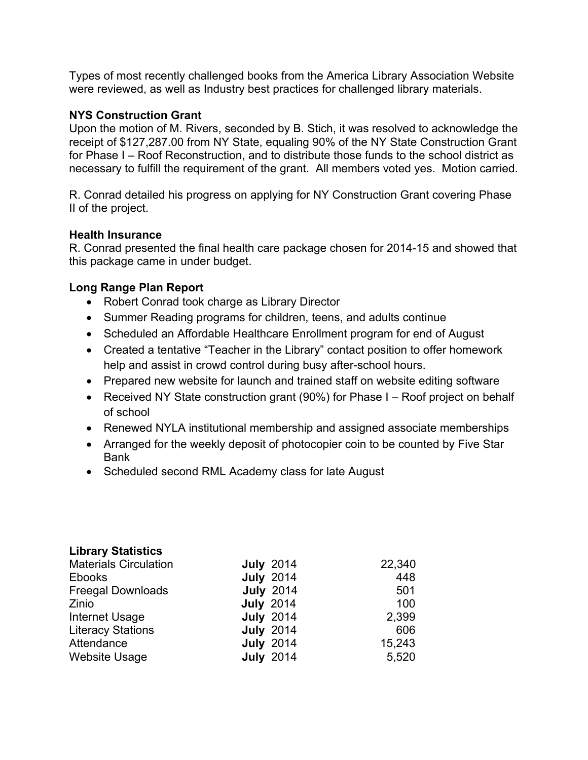Types of most recently challenged books from the America Library Association Website were reviewed, as well as Industry best practices for challenged library materials.

**NYS Construction Grant**
Upon the motion of M. Rivers, seconded by B. Stich, it was resolved to acknowledge the receipt of $127,287.00 from NY State, equaling 90% of the NY State Construction Grant for Phase I – Roof Reconstruction, and to distribute those funds to the school district as necessary to fulfill the requirement of the grant. All members voted yes. Motion carried.

R. Conrad detailed his progress on applying for NY Construction Grant covering Phase II of the project.

**Health Insurance**
R. Conrad presented the final health care package chosen for 2014-15 and showed that this package came in under budget.

**Long Range Plan Report**

- Robert Conrad took charge as Library Director
- Summer Reading programs for children, teens, and adults continue
- Scheduled an Affordable Healthcare Enrollment program for end of August
- Created a tentative "Teacher in the Library" contact position to offer homework help and assist in crowd control during busy after-school hours.
- Prepared new website for launch and trained staff on website editing software
- Received NY State construction grant (90%) for Phase I – Roof project on behalf of school
- Renewed NYLA institutional membership and assigned associate memberships
- Arranged for the weekly deposit of photocopier coin to be counted by Five Star Bank
- Scheduled second RML Academy class for late August

**Library Statistics**

| | | |
|---|---|---|
| Materials Circulation | **July** 2014 | 22,340 |
| Ebooks | **July** 2014 | 448 |
| Freegal Downloads | **July** 2014 | 501 |
| Zinio | **July** 2014 | 100 |
| Internet Usage | **July** 2014 | 2,399 |
| Literacy Stations | **July** 2014 | 606 |
| Attendance | **July** 2014 | 15,243 |
| Website Usage | **July** 2014 | 5,520 |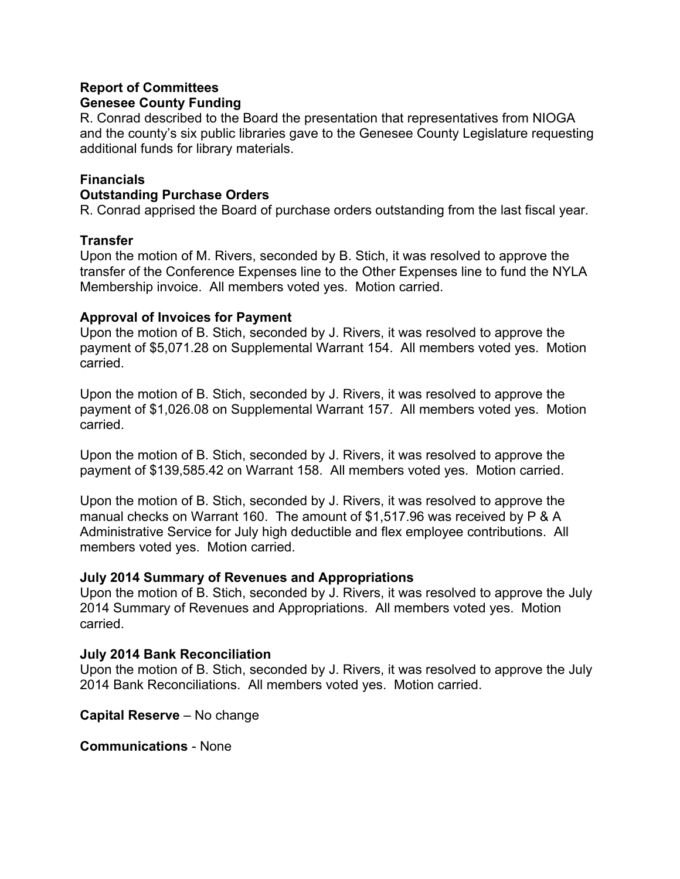**Report of Committees**
**Genesee County Funding**
R. Conrad described to the Board the presentation that representatives from NIOGA and the county's six public libraries gave to the Genesee County Legislature requesting additional funds for library materials.

**Financials**
**Outstanding Purchase Orders**
R. Conrad apprised the Board of purchase orders outstanding from the last fiscal year.

**Transfer**
Upon the motion of M. Rivers, seconded by B. Stich, it was resolved to approve the transfer of the Conference Expenses line to the Other Expenses line to fund the NYLA Membership invoice. All members voted yes. Motion carried.

**Approval of Invoices for Payment**
Upon the motion of B. Stich, seconded by J. Rivers, it was resolved to approve the payment of $5,071.28 on Supplemental Warrant 154. All members voted yes. Motion carried.

Upon the motion of B. Stich, seconded by J. Rivers, it was resolved to approve the payment of $1,026.08 on Supplemental Warrant 157. All members voted yes. Motion carried.

Upon the motion of B. Stich, seconded by J. Rivers, it was resolved to approve the payment of $139,585.42 on Warrant 158. All members voted yes. Motion carried.

Upon the motion of B. Stich, seconded by J. Rivers, it was resolved to approve the manual checks on Warrant 160. The amount of $1,517.96 was received by P & A Administrative Service for July high deductible and flex employee contributions. All members voted yes. Motion carried.

**July 2014 Summary of Revenues and Appropriations**
Upon the motion of B. Stich, seconded by J. Rivers, it was resolved to approve the July 2014 Summary of Revenues and Appropriations. All members voted yes. Motion carried.

**July 2014 Bank Reconciliation**
Upon the motion of B. Stich, seconded by J. Rivers, it was resolved to approve the July 2014 Bank Reconciliations. All members voted yes. Motion carried.

**Capital Reserve** – No change

**Communications** - None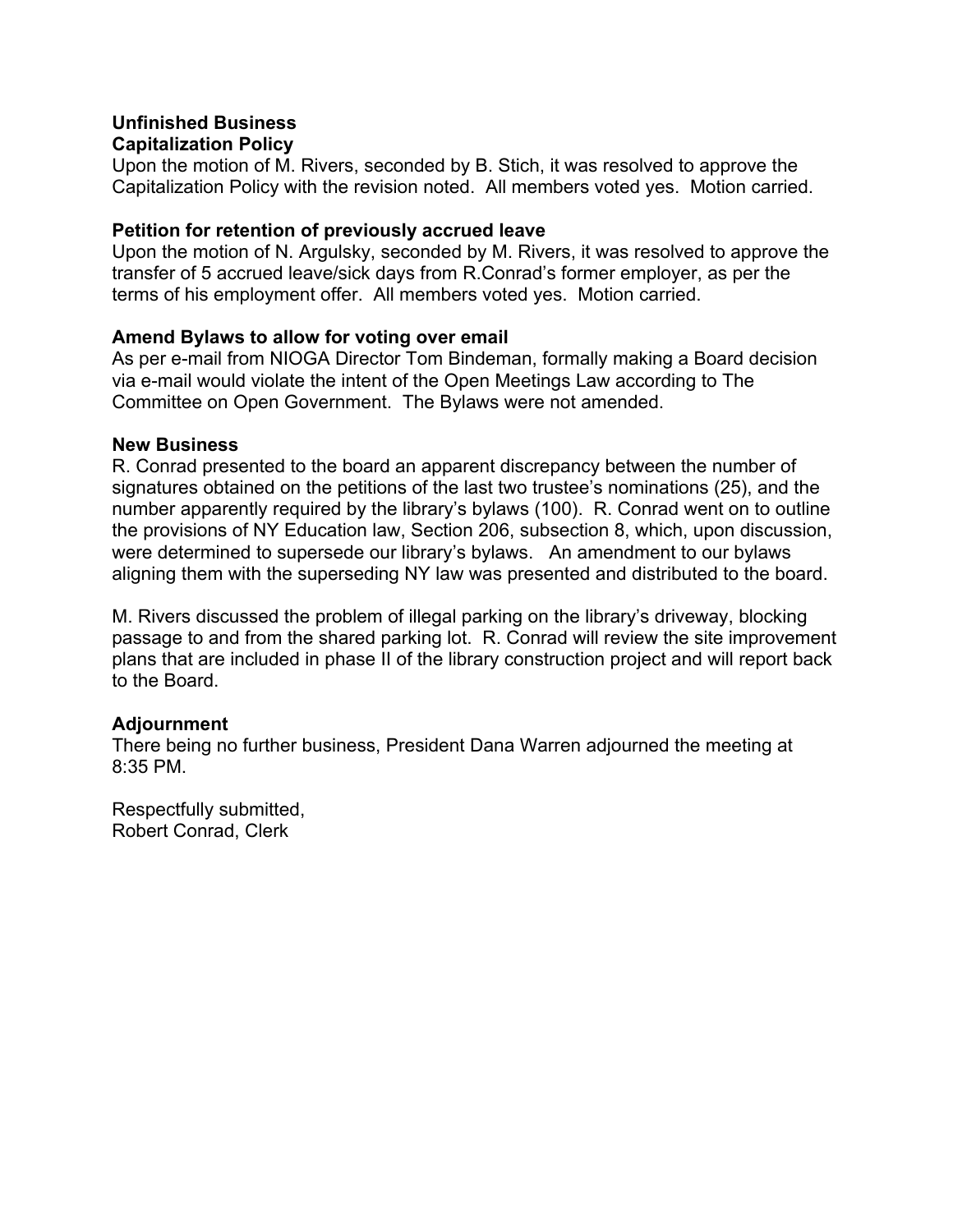**Unfinished Business**

**Capitalization Policy**

Upon the motion of M. Rivers, seconded by B. Stich, it was resolved to approve the Capitalization Policy with the revision noted. All members voted yes. Motion carried.

**Petition for retention of previously accrued leave**

Upon the motion of N. Argulsky, seconded by M. Rivers, it was resolved to approve the transfer of 5 accrued leave/sick days from R.Conrad's former employer, as per the terms of his employment offer. All members voted yes. Motion carried.

**Amend Bylaws to allow for voting over email**

As per e-mail from NIOGA Director Tom Bindeman, formally making a Board decision via e-mail would violate the intent of the Open Meetings Law according to The Committee on Open Government. The Bylaws were not amended.

**New Business**

R. Conrad presented to the board an apparent discrepancy between the number of signatures obtained on the petitions of the last two trustee's nominations (25), and the number apparently required by the library's bylaws (100). R. Conrad went on to outline the provisions of NY Education law, Section 206, subsection 8, which, upon discussion, were determined to supersede our library's bylaws. An amendment to our bylaws aligning them with the superseding NY law was presented and distributed to the board.

M. Rivers discussed the problem of illegal parking on the library's driveway, blocking passage to and from the shared parking lot. R. Conrad will review the site improvement plans that are included in phase II of the library construction project and will report back to the Board.

**Adjournment**

There being no further business, President Dana Warren adjourned the meeting at 8:35 PM.

Respectfully submitted,
Robert Conrad, Clerk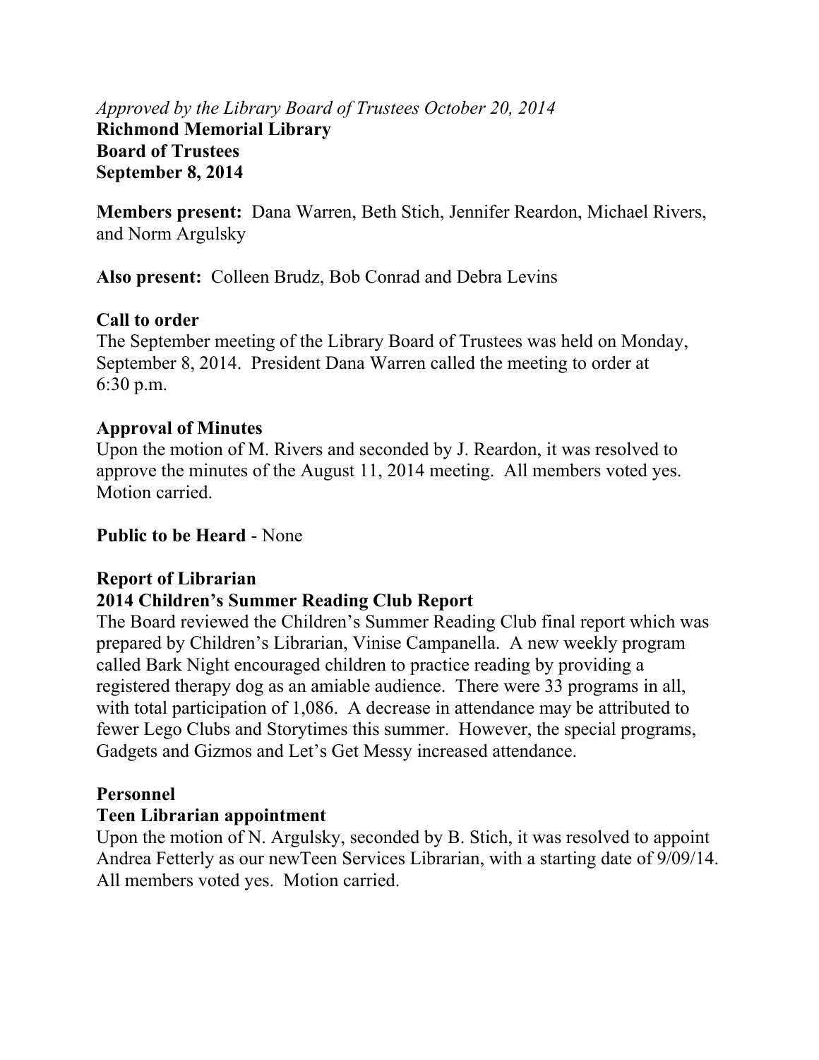*Approved by the Library Board of Trustees October 20, 2014*

**Richmond Memorial Library**
**Board of Trustees**
**September 8, 2014**

**Members present:** Dana Warren, Beth Stich, Jennifer Reardon, Michael Rivers, and Norm Argulsky

**Also present:** Colleen Brudz, Bob Conrad and Debra Levins

**Call to order**

The September meeting of the Library Board of Trustees was held on Monday, September 8, 2014. President Dana Warren called the meeting to order at 6:30 p.m.

**Approval of Minutes**

Upon the motion of M. Rivers and seconded by J. Reardon, it was resolved to approve the minutes of the August 11, 2014 meeting. All members voted yes. Motion carried.

**Public to be Heard** - None

**Report of Librarian**

**2014 Children's Summer Reading Club Report**

The Board reviewed the Children's Summer Reading Club final report which was prepared by Children's Librarian, Vinise Campanella. A new weekly program called Bark Night encouraged children to practice reading by providing a registered therapy dog as an amiable audience. There were 33 programs in all, with total participation of 1,086. A decrease in attendance may be attributed to fewer Lego Clubs and Storytimes this summer. However, the special programs, Gadgets and Gizmos and Let's Get Messy increased attendance.

**Personnel**

**Teen Librarian appointment**

Upon the motion of N. Argulsky, seconded by B. Stich, it was resolved to appoint Andrea Fetterly as our newTeen Services Librarian, with a starting date of 9/09/14. All members voted yes. Motion carried.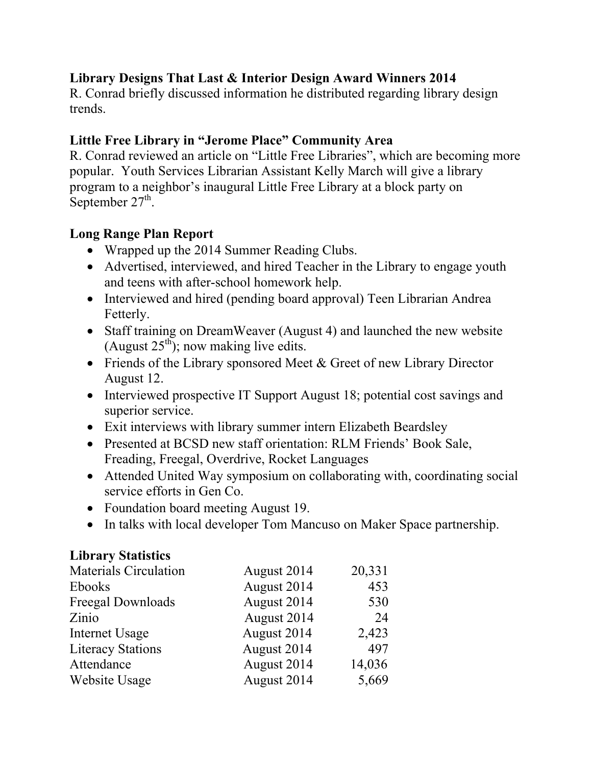**Library Designs That Last & Interior Design Award Winners 2014**
R. Conrad briefly discussed information he distributed regarding library design trends.

**Little Free Library in "Jerome Place" Community Area**
R. Conrad reviewed an article on "Little Free Libraries", which are becoming more popular. Youth Services Librarian Assistant Kelly March will give a library program to a neighbor's inaugural Little Free Library at a block party on September 27th.

**Long Range Plan Report**

- Wrapped up the 2014 Summer Reading Clubs.
- Advertised, interviewed, and hired Teacher in the Library to engage youth and teens with after-school homework help.
- Interviewed and hired (pending board approval) Teen Librarian Andrea Fetterly.
- Staff training on DreamWeaver (August 4) and launched the new website (August 25th); now making live edits.
- Friends of the Library sponsored Meet & Greet of new Library Director August 12.
- Interviewed prospective IT Support August 18; potential cost savings and superior service.
- Exit interviews with library summer intern Elizabeth Beardsley
- Presented at BCSD new staff orientation: RLM Friends' Book Sale, Freading, Freegal, Overdrive, Rocket Languages
- Attended United Way symposium on collaborating with, coordinating social service efforts in Gen Co.
- Foundation board meeting August 19.
- In talks with local developer Tom Mancuso on Maker Space partnership.

**Library Statistics**

| | | |
|---|---|---|
| Materials Circulation | August 2014 | 20,331 |
| Ebooks | August 2014 | 453 |
| Freegal Downloads | August 2014 | 530 |
| Zinio | August 2014 | 24 |
| Internet Usage | August 2014 | 2,423 |
| Literacy Stations | August 2014 | 497 |
| Attendance | August 2014 | 14,036 |
| Website Usage | August 2014 | 5,669 |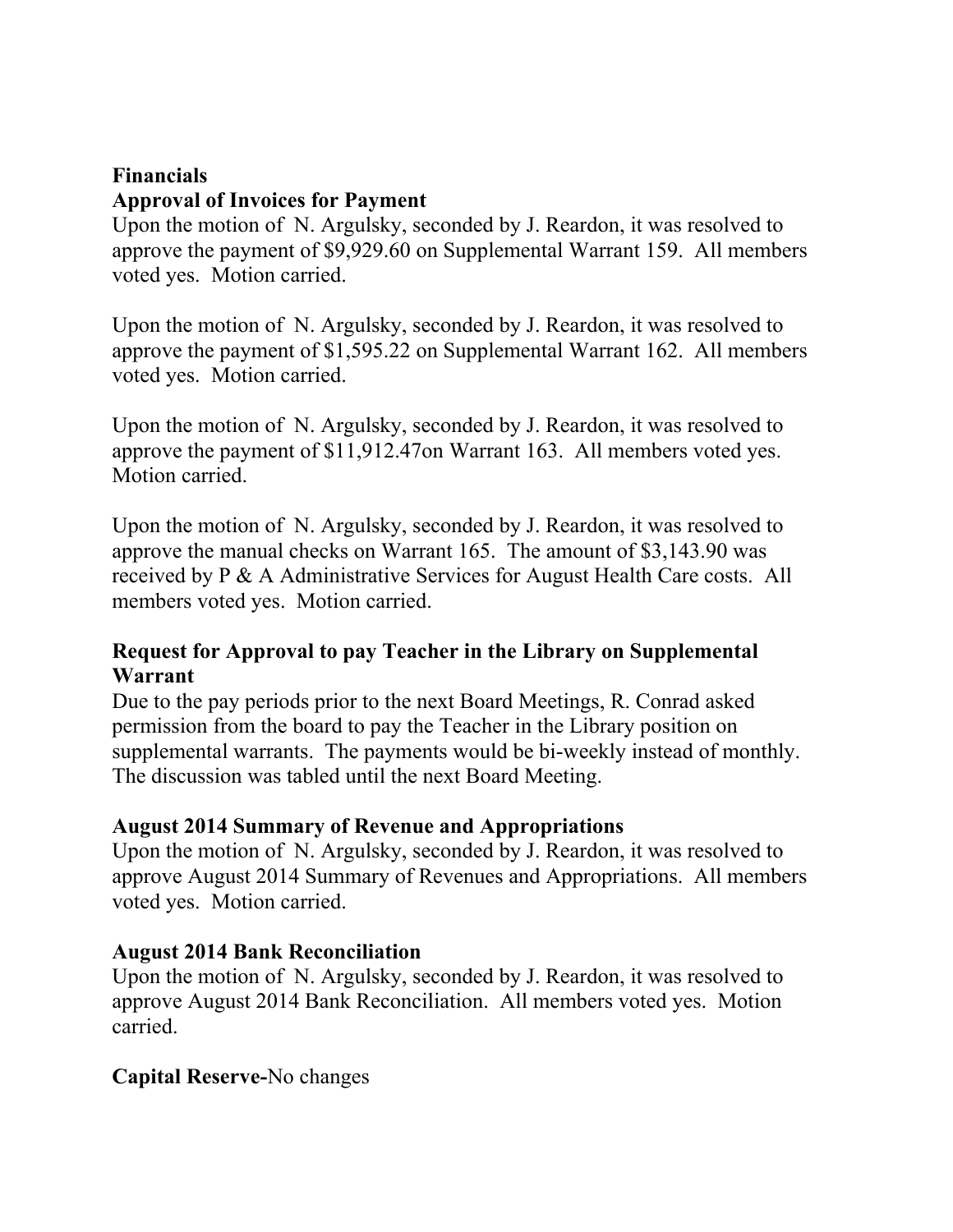**Financials**

**Approval of Invoices for Payment**

Upon the motion of N. Argulsky, seconded by J. Reardon, it was resolved to approve the payment of $9,929.60 on Supplemental Warrant 159. All members voted yes. Motion carried.

Upon the motion of N. Argulsky, seconded by J. Reardon, it was resolved to approve the payment of $1,595.22 on Supplemental Warrant 162. All members voted yes. Motion carried.

Upon the motion of N. Argulsky, seconded by J. Reardon, it was resolved to approve the payment of $11,912.47on Warrant 163. All members voted yes. Motion carried.

Upon the motion of N. Argulsky, seconded by J. Reardon, it was resolved to approve the manual checks on Warrant 165. The amount of $3,143.90 was received by P & A Administrative Services for August Health Care costs. All members voted yes. Motion carried.

**Request for Approval to pay Teacher in the Library on Supplemental Warrant**

Due to the pay periods prior to the next Board Meetings, R. Conrad asked permission from the board to pay the Teacher in the Library position on supplemental warrants. The payments would be bi-weekly instead of monthly. The discussion was tabled until the next Board Meeting.

**August 2014 Summary of Revenue and Appropriations**

Upon the motion of N. Argulsky, seconded by J. Reardon, it was resolved to approve August 2014 Summary of Revenues and Appropriations. All members voted yes. Motion carried.

**August 2014 Bank Reconciliation**

Upon the motion of N. Argulsky, seconded by J. Reardon, it was resolved to approve August 2014 Bank Reconciliation. All members voted yes. Motion carried.

**Capital Reserve-**No changes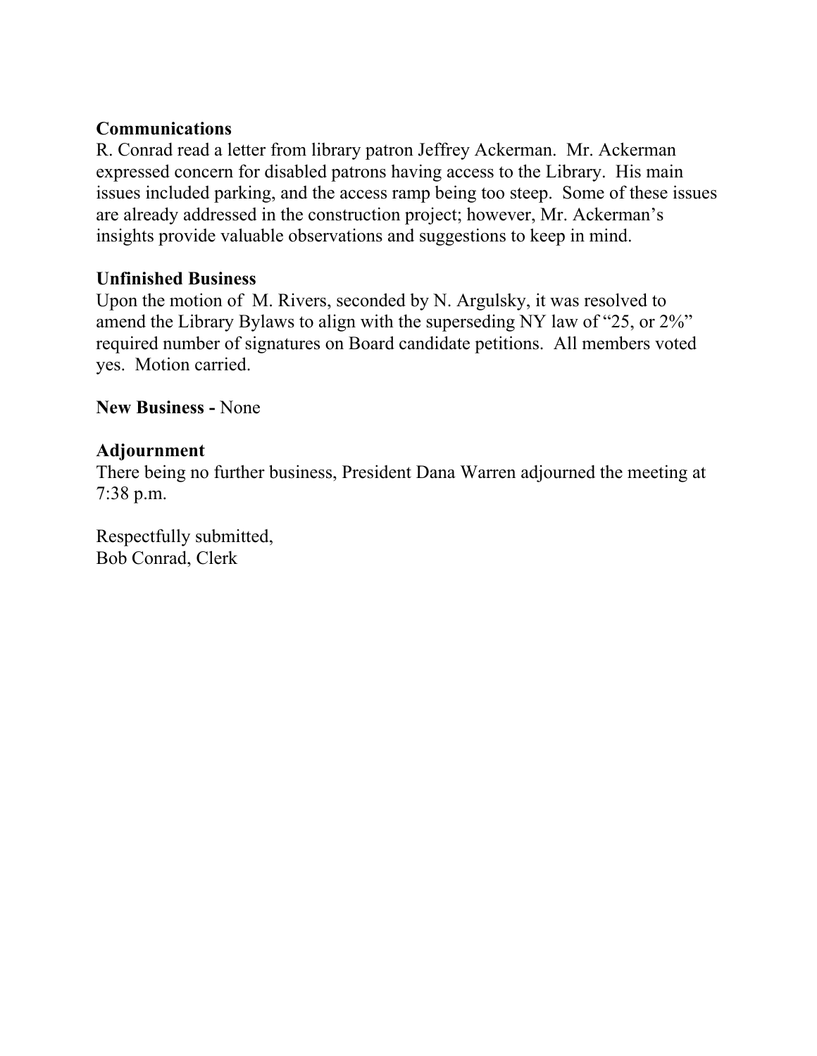**Communications**
R. Conrad read a letter from library patron Jeffrey Ackerman. Mr. Ackerman expressed concern for disabled patrons having access to the Library. His main issues included parking, and the access ramp being too steep. Some of these issues are already addressed in the construction project; however, Mr. Ackerman's insights provide valuable observations and suggestions to keep in mind.

**Unfinished Business**
Upon the motion of M. Rivers, seconded by N. Argulsky, it was resolved to amend the Library Bylaws to align with the superseding NY law of "25, or 2%" required number of signatures on Board candidate petitions. All members voted yes. Motion carried.

**New Business -** None

**Adjournment**
There being no further business, President Dana Warren adjourned the meeting at 7:38 p.m.

Respectfully submitted,
Bob Conrad, Clerk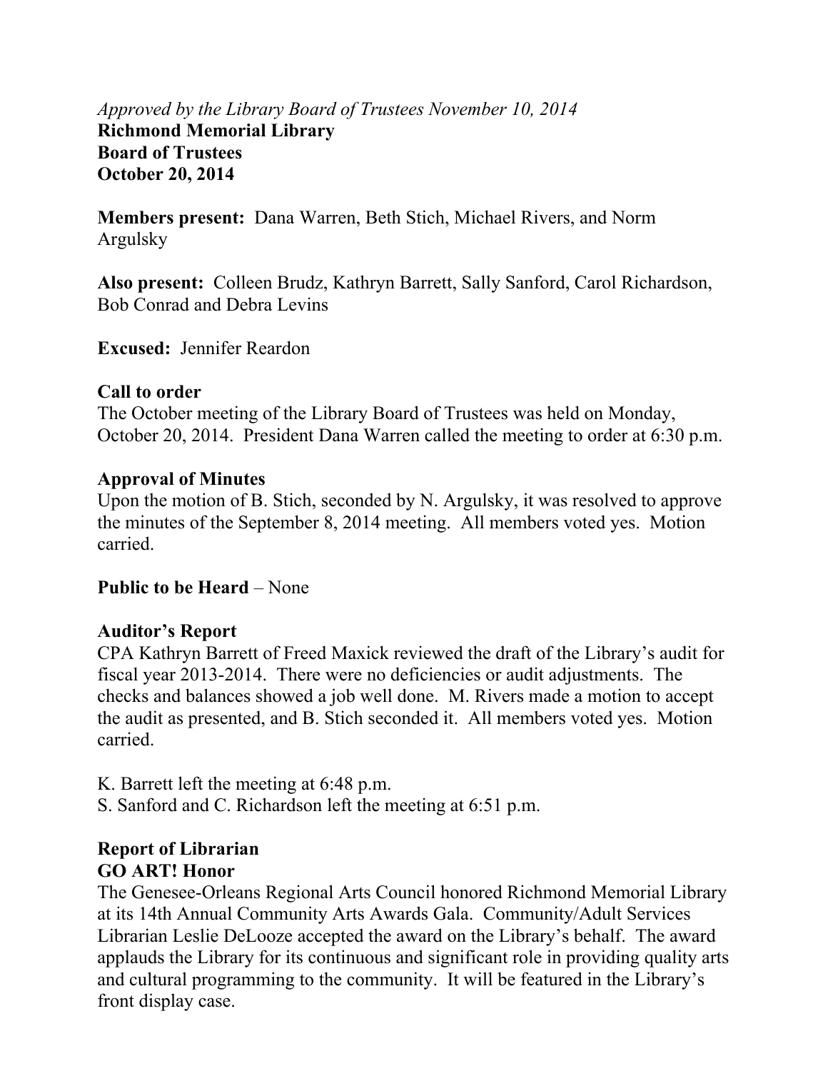*Approved by the Library Board of Trustees November 10, 2014*

**Richmond Memorial Library**
**Board of Trustees**
**October 20, 2014**

**Members present:** Dana Warren, Beth Stich, Michael Rivers, and Norm Argulsky

**Also present:** Colleen Brudz, Kathryn Barrett, Sally Sanford, Carol Richardson, Bob Conrad and Debra Levins

**Excused:** Jennifer Reardon

**Call to order**
The October meeting of the Library Board of Trustees was held on Monday, October 20, 2014. President Dana Warren called the meeting to order at 6:30 p.m.

**Approval of Minutes**
Upon the motion of B. Stich, seconded by N. Argulsky, it was resolved to approve the minutes of the September 8, 2014 meeting. All members voted yes. Motion carried.

**Public to be Heard** – None

**Auditor's Report**
CPA Kathryn Barrett of Freed Maxick reviewed the draft of the Library's audit for fiscal year 2013-2014. There were no deficiencies or audit adjustments. The checks and balances showed a job well done. M. Rivers made a motion to accept the audit as presented, and B. Stich seconded it. All members voted yes. Motion carried.

K. Barrett left the meeting at 6:48 p.m.
S. Sanford and C. Richardson left the meeting at 6:51 p.m.

**Report of Librarian**
**GO ART! Honor**
The Genesee-Orleans Regional Arts Council honored Richmond Memorial Library at its 14th Annual Community Arts Awards Gala. Community/Adult Services Librarian Leslie DeLooze accepted the award on the Library's behalf. The award applauds the Library for its continuous and significant role in providing quality arts and cultural programming to the community. It will be featured in the Library's front display case.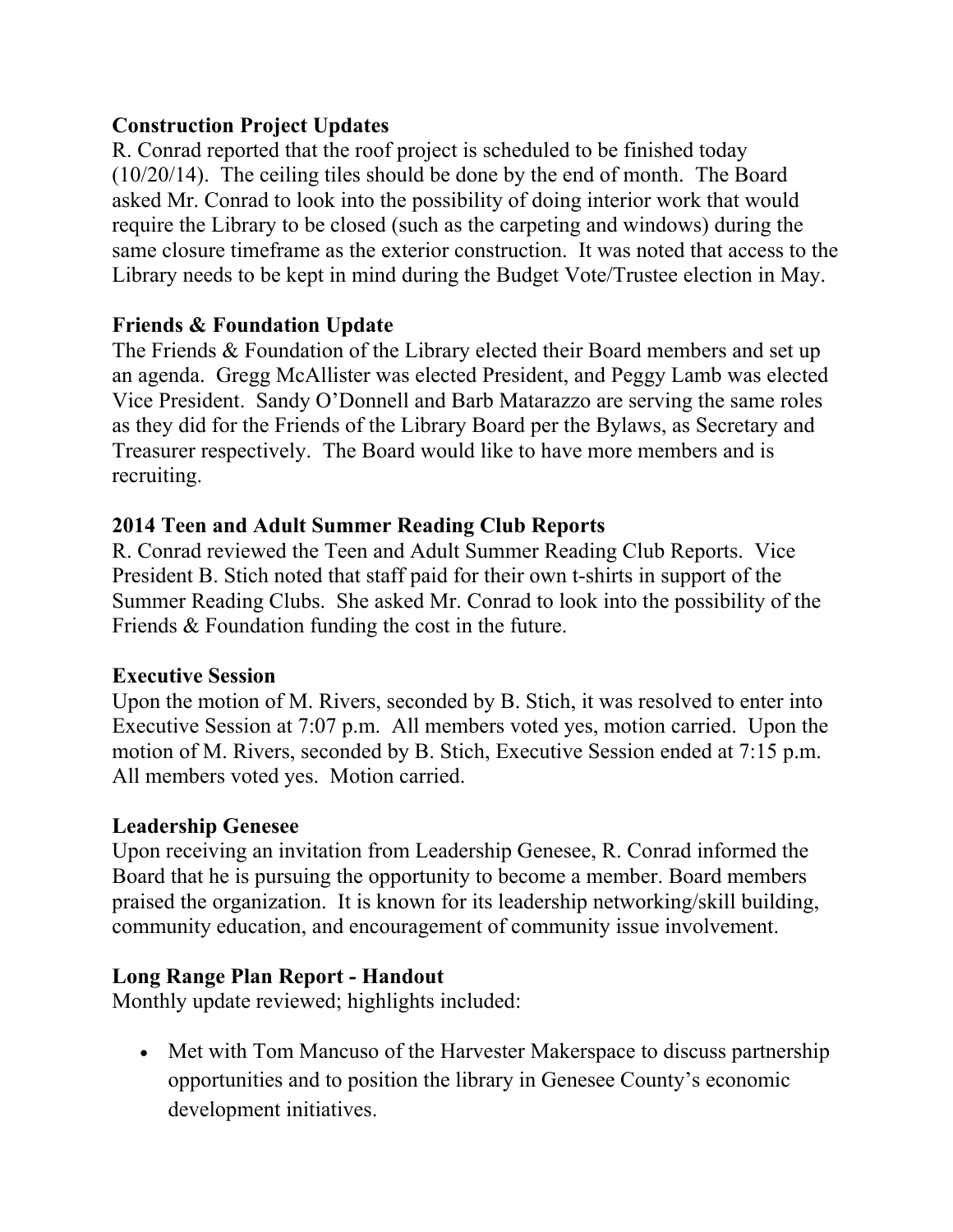**Construction Project Updates**

R. Conrad reported that the roof project is scheduled to be finished today (10/20/14). The ceiling tiles should be done by the end of month. The Board asked Mr. Conrad to look into the possibility of doing interior work that would require the Library to be closed (such as the carpeting and windows) during the same closure timeframe as the exterior construction. It was noted that access to the Library needs to be kept in mind during the Budget Vote/Trustee election in May.

**Friends & Foundation Update**

The Friends & Foundation of the Library elected their Board members and set up an agenda. Gregg McAllister was elected President, and Peggy Lamb was elected Vice President. Sandy O'Donnell and Barb Matarazzo are serving the same roles as they did for the Friends of the Library Board per the Bylaws, as Secretary and Treasurer respectively. The Board would like to have more members and is recruiting.

**2014 Teen and Adult Summer Reading Club Reports**

R. Conrad reviewed the Teen and Adult Summer Reading Club Reports. Vice President B. Stich noted that staff paid for their own t-shirts in support of the Summer Reading Clubs. She asked Mr. Conrad to look into the possibility of the Friends & Foundation funding the cost in the future.

**Executive Session**

Upon the motion of M. Rivers, seconded by B. Stich, it was resolved to enter into Executive Session at 7:07 p.m. All members voted yes, motion carried. Upon the motion of M. Rivers, seconded by B. Stich, Executive Session ended at 7:15 p.m. All members voted yes. Motion carried.

**Leadership Genesee**

Upon receiving an invitation from Leadership Genesee, R. Conrad informed the Board that he is pursuing the opportunity to become a member. Board members praised the organization. It is known for its leadership networking/skill building, community education, and encouragement of community issue involvement.

**Long Range Plan Report - Handout**

Monthly update reviewed; highlights included:

- Met with Tom Mancuso of the Harvester Makerspace to discuss partnership opportunities and to position the library in Genesee County's economic development initiatives.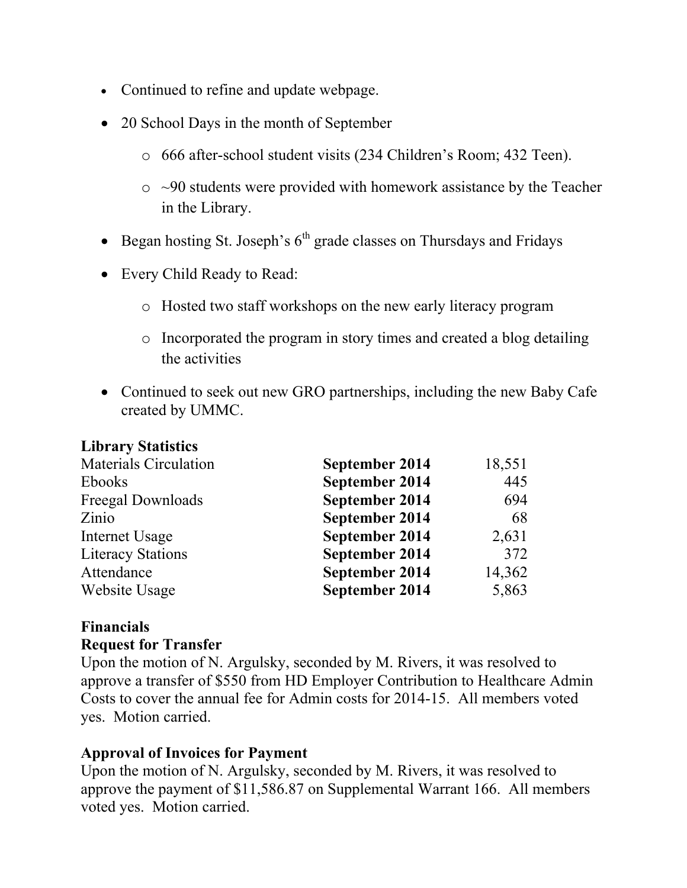- Continued to refine and update webpage.
- 20 School Days in the month of September
  - 666 after-school student visits (234 Children's Room; 432 Teen).
  - ~90 students were provided with homework assistance by the Teacher in the Library.
- Began hosting St. Joseph's 6th grade classes on Thursdays and Fridays
- Every Child Ready to Read:
  - Hosted two staff workshops on the new early literacy program
  - Incorporated the program in story times and created a blog detailing the activities
- Continued to seek out new GRO partnerships, including the new Baby Cafe created by UMMC.

**Library Statistics**

| | | |
|---|---|---|
| Materials Circulation | **September 2014** | 18,551 |
| Ebooks | **September 2014** | 445 |
| Freegal Downloads | **September 2014** | 694 |
| Zinio | **September 2014** | 68 |
| Internet Usage | **September 2014** | 2,631 |
| Literacy Stations | **September 2014** | 372 |
| Attendance | **September 2014** | 14,362 |
| Website Usage | **September 2014** | 5,863 |

**Financials**

**Request for Transfer**

Upon the motion of N. Argulsky, seconded by M. Rivers, it was resolved to approve a transfer of $550 from HD Employer Contribution to Healthcare Admin Costs to cover the annual fee for Admin costs for 2014-15. All members voted yes. Motion carried.

**Approval of Invoices for Payment**

Upon the motion of N. Argulsky, seconded by M. Rivers, it was resolved to approve the payment of $11,586.87 on Supplemental Warrant 166. All members voted yes. Motion carried.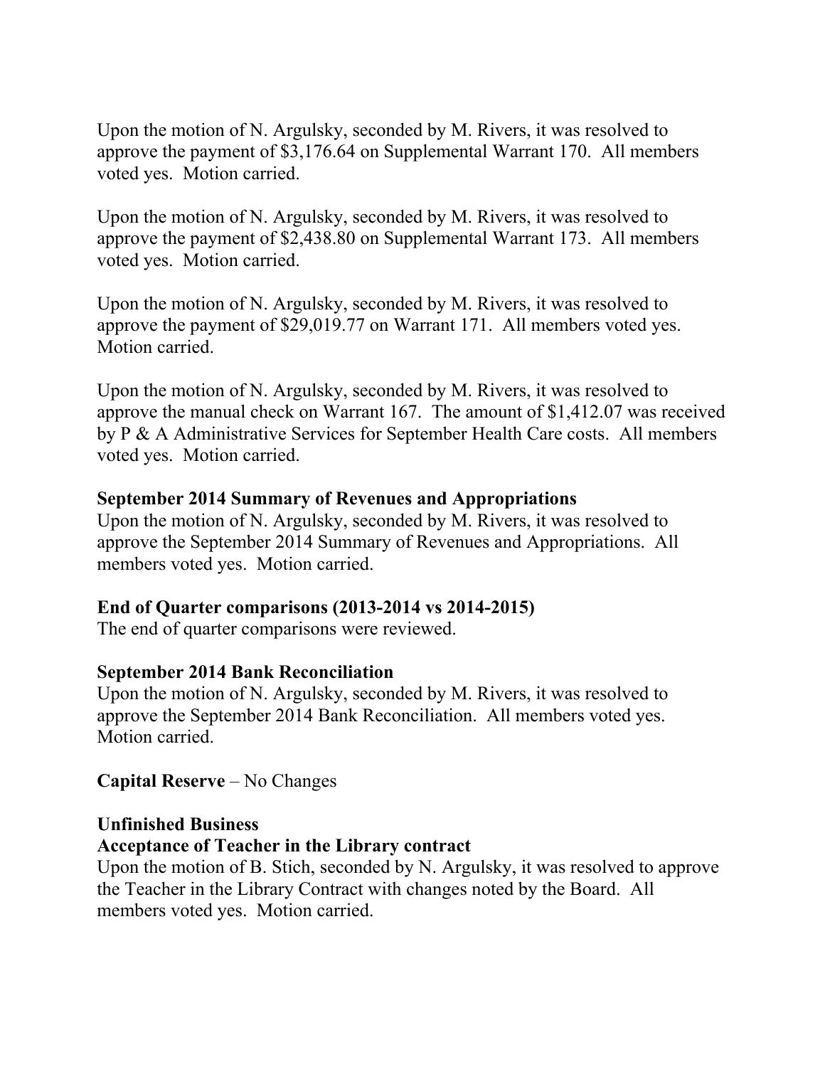Upon the motion of N. Argulsky, seconded by M. Rivers, it was resolved to approve the payment of $3,176.64 on Supplemental Warrant 170. All members voted yes. Motion carried.

Upon the motion of N. Argulsky, seconded by M. Rivers, it was resolved to approve the payment of $2,438.80 on Supplemental Warrant 173. All members voted yes. Motion carried.

Upon the motion of N. Argulsky, seconded by M. Rivers, it was resolved to approve the payment of $29,019.77 on Warrant 171. All members voted yes. Motion carried.

Upon the motion of N. Argulsky, seconded by M. Rivers, it was resolved to approve the manual check on Warrant 167. The amount of $1,412.07 was received by P & A Administrative Services for September Health Care costs. All members voted yes. Motion carried.

**September 2014 Summary of Revenues and Appropriations**

Upon the motion of N. Argulsky, seconded by M. Rivers, it was resolved to approve the September 2014 Summary of Revenues and Appropriations. All members voted yes. Motion carried.

**End of Quarter comparisons (2013-2014 vs 2014-2015)**

The end of quarter comparisons were reviewed.

**September 2014 Bank Reconciliation**

Upon the motion of N. Argulsky, seconded by M. Rivers, it was resolved to approve the September 2014 Bank Reconciliation. All members voted yes. Motion carried.

**Capital Reserve** – No Changes

**Unfinished Business**

**Acceptance of Teacher in the Library contract**

Upon the motion of B. Stich, seconded by N. Argulsky, it was resolved to approve the Teacher in the Library Contract with changes noted by the Board. All members voted yes. Motion carried.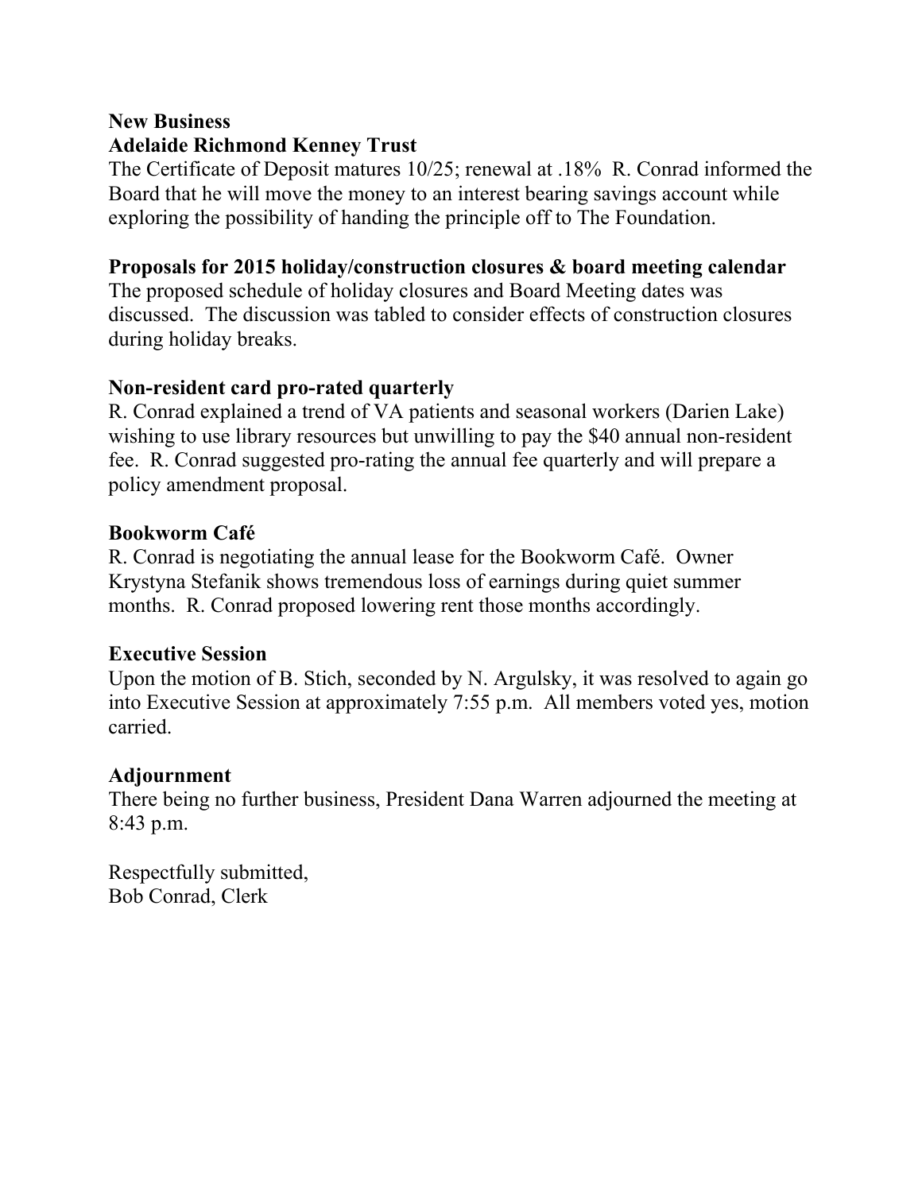**New Business**

**Adelaide Richmond Kenney Trust**

The Certificate of Deposit matures 10/25; renewal at .18% R. Conrad informed the Board that he will move the money to an interest bearing savings account while exploring the possibility of handing the principle off to The Foundation.

**Proposals for 2015 holiday/construction closures & board meeting calendar**

The proposed schedule of holiday closures and Board Meeting dates was discussed. The discussion was tabled to consider effects of construction closures during holiday breaks.

**Non-resident card pro-rated quarterly**

R. Conrad explained a trend of VA patients and seasonal workers (Darien Lake) wishing to use library resources but unwilling to pay the $40 annual non-resident fee. R. Conrad suggested pro-rating the annual fee quarterly and will prepare a policy amendment proposal.

**Bookworm Café**

R. Conrad is negotiating the annual lease for the Bookworm Café. Owner Krystyna Stefanik shows tremendous loss of earnings during quiet summer months. R. Conrad proposed lowering rent those months accordingly.

**Executive Session**

Upon the motion of B. Stich, seconded by N. Argulsky, it was resolved to again go into Executive Session at approximately 7:55 p.m. All members voted yes, motion carried.

**Adjournment**

There being no further business, President Dana Warren adjourned the meeting at 8:43 p.m.

Respectfully submitted,
Bob Conrad, Clerk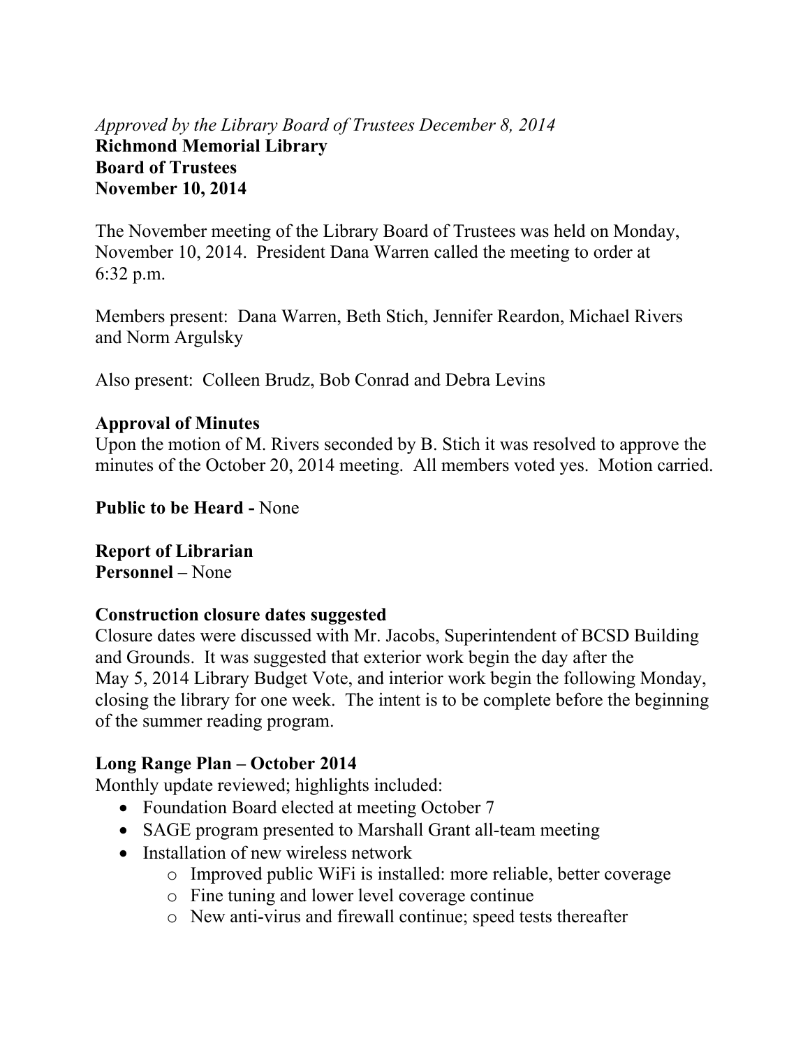*Approved by the Library Board of Trustees December 8, 2014*

**Richmond Memorial Library**
**Board of Trustees**
**November 10, 2014**

The November meeting of the Library Board of Trustees was held on Monday, November 10, 2014. President Dana Warren called the meeting to order at 6:32 p.m.

Members present: Dana Warren, Beth Stich, Jennifer Reardon, Michael Rivers and Norm Argulsky

Also present: Colleen Brudz, Bob Conrad and Debra Levins

**Approval of Minutes**
Upon the motion of M. Rivers seconded by B. Stich it was resolved to approve the minutes of the October 20, 2014 meeting. All members voted yes. Motion carried.

**Public to be Heard -** None

**Report of Librarian**
**Personnel –** None

**Construction closure dates suggested**
Closure dates were discussed with Mr. Jacobs, Superintendent of BCSD Building and Grounds. It was suggested that exterior work begin the day after the May 5, 2014 Library Budget Vote, and interior work begin the following Monday, closing the library for one week. The intent is to be complete before the beginning of the summer reading program.

**Long Range Plan – October 2014**
Monthly update reviewed; highlights included:

- Foundation Board elected at meeting October 7
- SAGE program presented to Marshall Grant all-team meeting
- Installation of new wireless network
    - Improved public WiFi is installed: more reliable, better coverage
    - Fine tuning and lower level coverage continue
    - New anti-virus and firewall continue; speed tests thereafter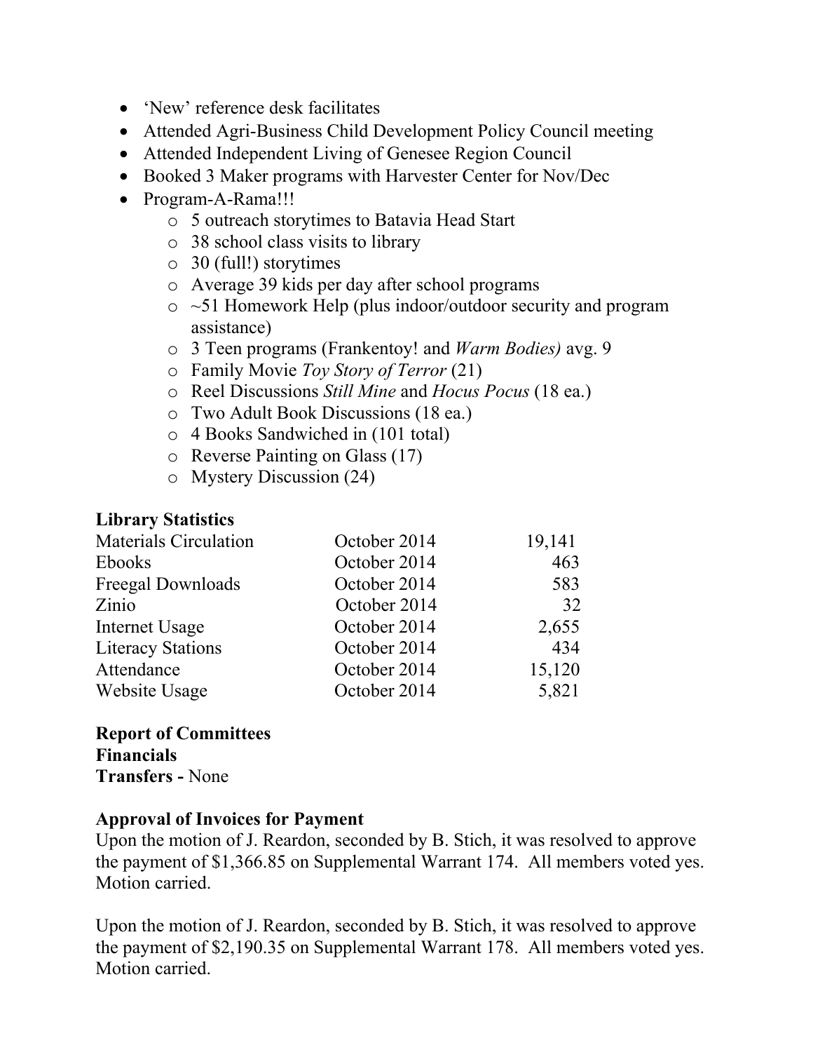- 'New' reference desk facilitates
- Attended Agri-Business Child Development Policy Council meeting
- Attended Independent Living of Genesee Region Council
- Booked 3 Maker programs with Harvester Center for Nov/Dec
- Program-A-Rama!!!
  - 5 outreach storytimes to Batavia Head Start
  - 38 school class visits to library
  - 30 (full!) storytimes
  - Average 39 kids per day after school programs
  - ~51 Homework Help (plus indoor/outdoor security and program assistance)
  - 3 Teen programs (Frankentoy! and *Warm Bodies)* avg. 9
  - Family Movie *Toy Story of Terror* (21)
  - Reel Discussions *Still Mine* and *Hocus Pocus* (18 ea.)
  - Two Adult Book Discussions (18 ea.)
  - 4 Books Sandwiched in (101 total)
  - Reverse Painting on Glass (17)
  - Mystery Discussion (24)

**Library Statistics**

| | | |
|---|---|---|
| Materials Circulation | October 2014 | 19,141 |
| Ebooks | October 2014 | 463 |
| Freegal Downloads | October 2014 | 583 |
| Zinio | October 2014 | 32 |
| Internet Usage | October 2014 | 2,655 |
| Literacy Stations | October 2014 | 434 |
| Attendance | October 2014 | 15,120 |
| Website Usage | October 2014 | 5,821 |

**Report of Committees**
**Financials**
**Transfers -** None

**Approval of Invoices for Payment**
Upon the motion of J. Reardon, seconded by B. Stich, it was resolved to approve the payment of $1,366.85 on Supplemental Warrant 174. All members voted yes. Motion carried.

Upon the motion of J. Reardon, seconded by B. Stich, it was resolved to approve the payment of $2,190.35 on Supplemental Warrant 178. All members voted yes. Motion carried.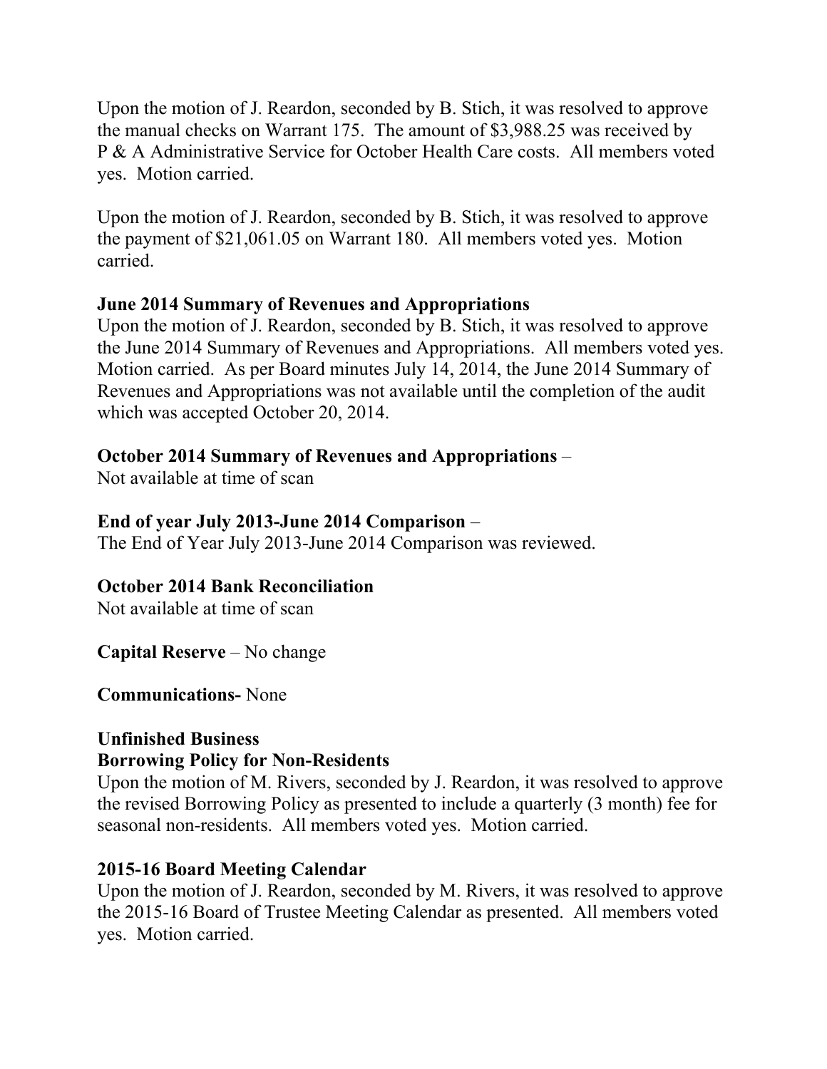Upon the motion of J. Reardon, seconded by B. Stich, it was resolved to approve the manual checks on Warrant 175. The amount of $3,988.25 was received by P & A Administrative Service for October Health Care costs. All members voted yes. Motion carried.

Upon the motion of J. Reardon, seconded by B. Stich, it was resolved to approve the payment of $21,061.05 on Warrant 180. All members voted yes. Motion carried.

**June 2014 Summary of Revenues and Appropriations**
Upon the motion of J. Reardon, seconded by B. Stich, it was resolved to approve the June 2014 Summary of Revenues and Appropriations. All members voted yes. Motion carried. As per Board minutes July 14, 2014, the June 2014 Summary of Revenues and Appropriations was not available until the completion of the audit which was accepted October 20, 2014.

**October 2014 Summary of Revenues and Appropriations** –
Not available at time of scan

**End of year July 2013-June 2014 Comparison** –
The End of Year July 2013-June 2014 Comparison was reviewed.

**October 2014 Bank Reconciliation**
Not available at time of scan

**Capital Reserve** – No change

**Communications-** None

**Unfinished Business**
**Borrowing Policy for Non-Residents**
Upon the motion of M. Rivers, seconded by J. Reardon, it was resolved to approve the revised Borrowing Policy as presented to include a quarterly (3 month) fee for seasonal non-residents. All members voted yes. Motion carried.

**2015-16 Board Meeting Calendar**
Upon the motion of J. Reardon, seconded by M. Rivers, it was resolved to approve the 2015-16 Board of Trustee Meeting Calendar as presented. All members voted yes. Motion carried.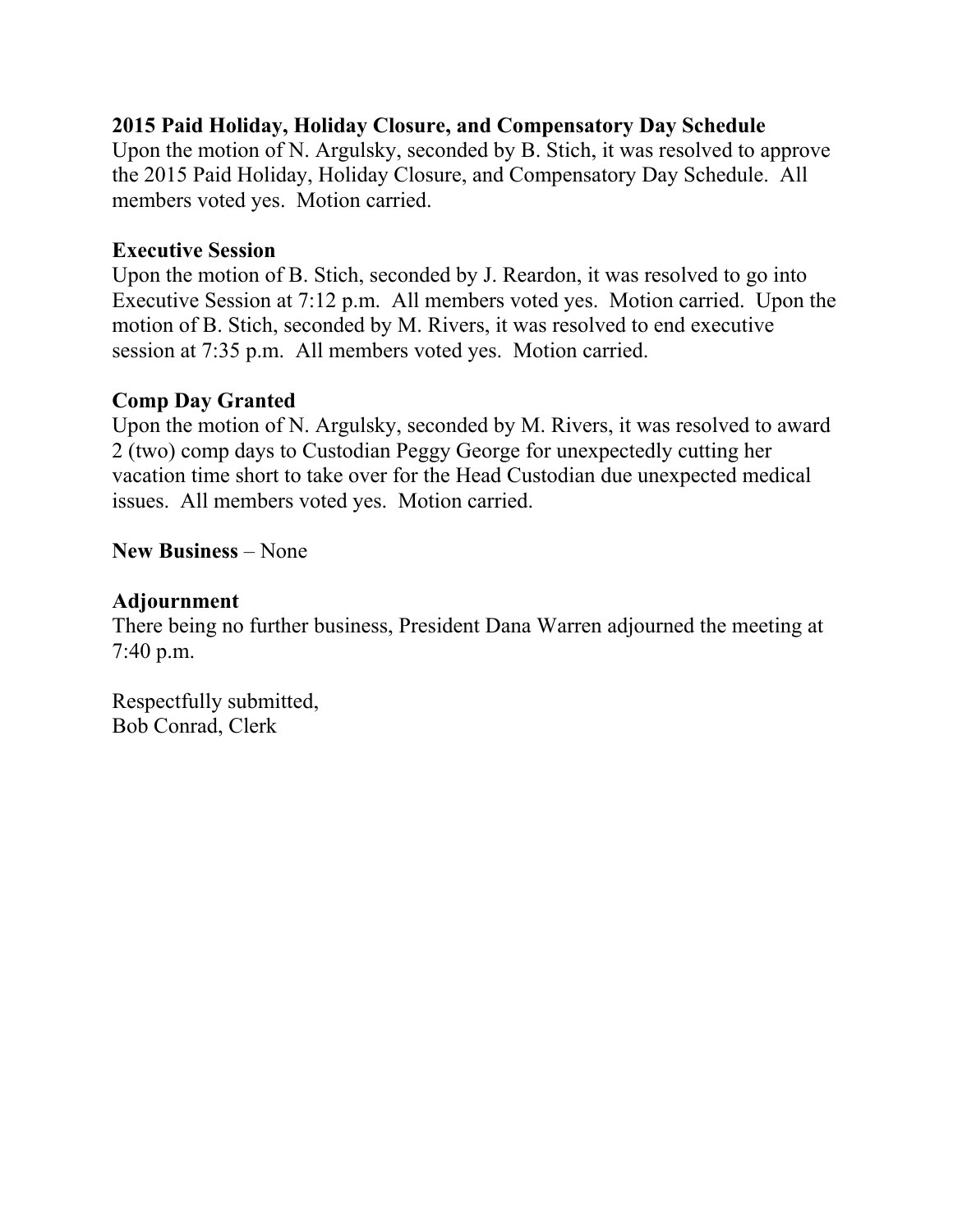**2015 Paid Holiday, Holiday Closure, and Compensatory Day Schedule**
Upon the motion of N. Argulsky, seconded by B. Stich, it was resolved to approve the 2015 Paid Holiday, Holiday Closure, and Compensatory Day Schedule. All members voted yes. Motion carried.

**Executive Session**
Upon the motion of B. Stich, seconded by J. Reardon, it was resolved to go into Executive Session at 7:12 p.m. All members voted yes. Motion carried. Upon the motion of B. Stich, seconded by M. Rivers, it was resolved to end executive session at 7:35 p.m. All members voted yes. Motion carried.

**Comp Day Granted**
Upon the motion of N. Argulsky, seconded by M. Rivers, it was resolved to award 2 (two) comp days to Custodian Peggy George for unexpectedly cutting her vacation time short to take over for the Head Custodian due unexpected medical issues. All members voted yes. Motion carried.

**New Business** – None

**Adjournment**
There being no further business, President Dana Warren adjourned the meeting at 7:40 p.m.

Respectfully submitted,
Bob Conrad, Clerk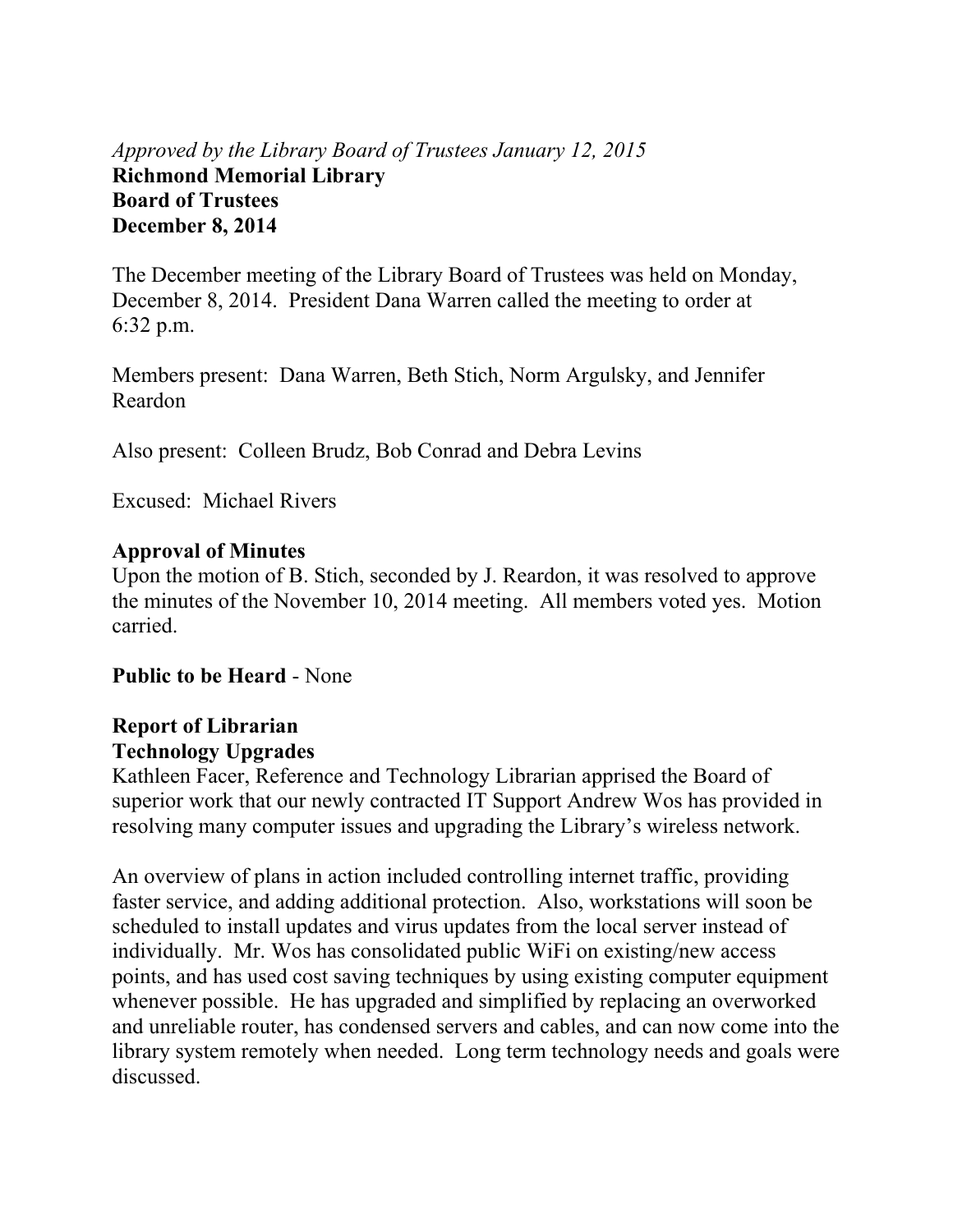*Approved by the Library Board of Trustees January 12, 2015*

**Richmond Memorial Library**
**Board of Trustees**
**December 8, 2014**

The December meeting of the Library Board of Trustees was held on Monday, December 8, 2014. President Dana Warren called the meeting to order at 6:32 p.m.

Members present: Dana Warren, Beth Stich, Norm Argulsky, and Jennifer Reardon

Also present: Colleen Brudz, Bob Conrad and Debra Levins

Excused: Michael Rivers

**Approval of Minutes**

Upon the motion of B. Stich, seconded by J. Reardon, it was resolved to approve the minutes of the November 10, 2014 meeting. All members voted yes. Motion carried.

**Public to be Heard** - None

**Report of Librarian**

**Technology Upgrades**

Kathleen Facer, Reference and Technology Librarian apprised the Board of superior work that our newly contracted IT Support Andrew Wos has provided in resolving many computer issues and upgrading the Library's wireless network.

An overview of plans in action included controlling internet traffic, providing faster service, and adding additional protection. Also, workstations will soon be scheduled to install updates and virus updates from the local server instead of individually. Mr. Wos has consolidated public WiFi on existing/new access points, and has used cost saving techniques by using existing computer equipment whenever possible. He has upgraded and simplified by replacing an overworked and unreliable router, has condensed servers and cables, and can now come into the library system remotely when needed. Long term technology needs and goals were discussed.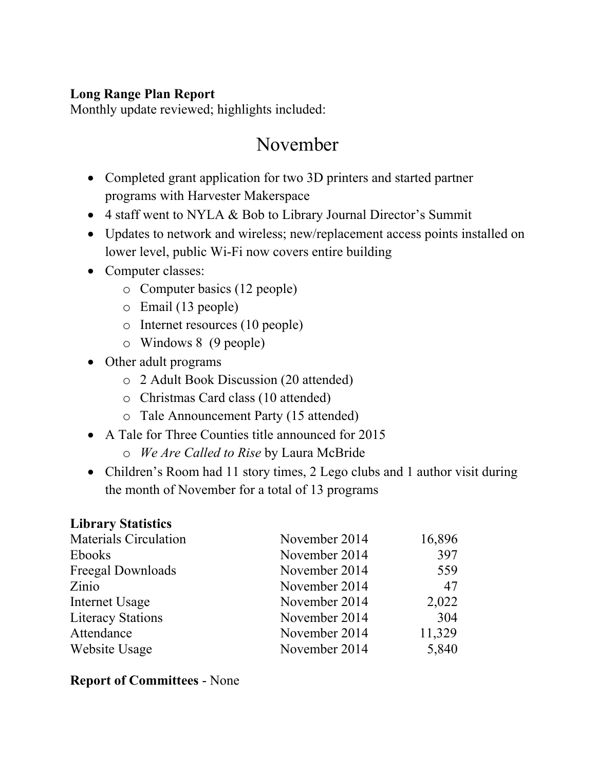**Long Range Plan Report**
Monthly update reviewed; highlights included:

# November

- Completed grant application for two 3D printers and started partner programs with Harvester Makerspace
- 4 staff went to NYLA & Bob to Library Journal Director's Summit
- Updates to network and wireless; new/replacement access points installed on lower level, public Wi-Fi now covers entire building
- Computer classes:
  - Computer basics (12 people)
  - Email (13 people)
  - Internet resources (10 people)
  - Windows 8 (9 people)
- Other adult programs
  - 2 Adult Book Discussion (20 attended)
  - Christmas Card class (10 attended)
  - Tale Announcement Party (15 attended)
- A Tale for Three Counties title announced for 2015
  - *We Are Called to Rise* by Laura McBride
- Children's Room had 11 story times, 2 Lego clubs and 1 author visit during the month of November for a total of 13 programs

**Library Statistics**

| | | |
|---|---|---:|
| Materials Circulation | November 2014 | 16,896 |
| Ebooks | November 2014 | 397 |
| Freegal Downloads | November 2014 | 559 |
| Zinio | November 2014 | 47 |
| Internet Usage | November 2014 | 2,022 |
| Literacy Stations | November 2014 | 304 |
| Attendance | November 2014 | 11,329 |
| Website Usage | November 2014 | 5,840 |

**Report of Committees** - None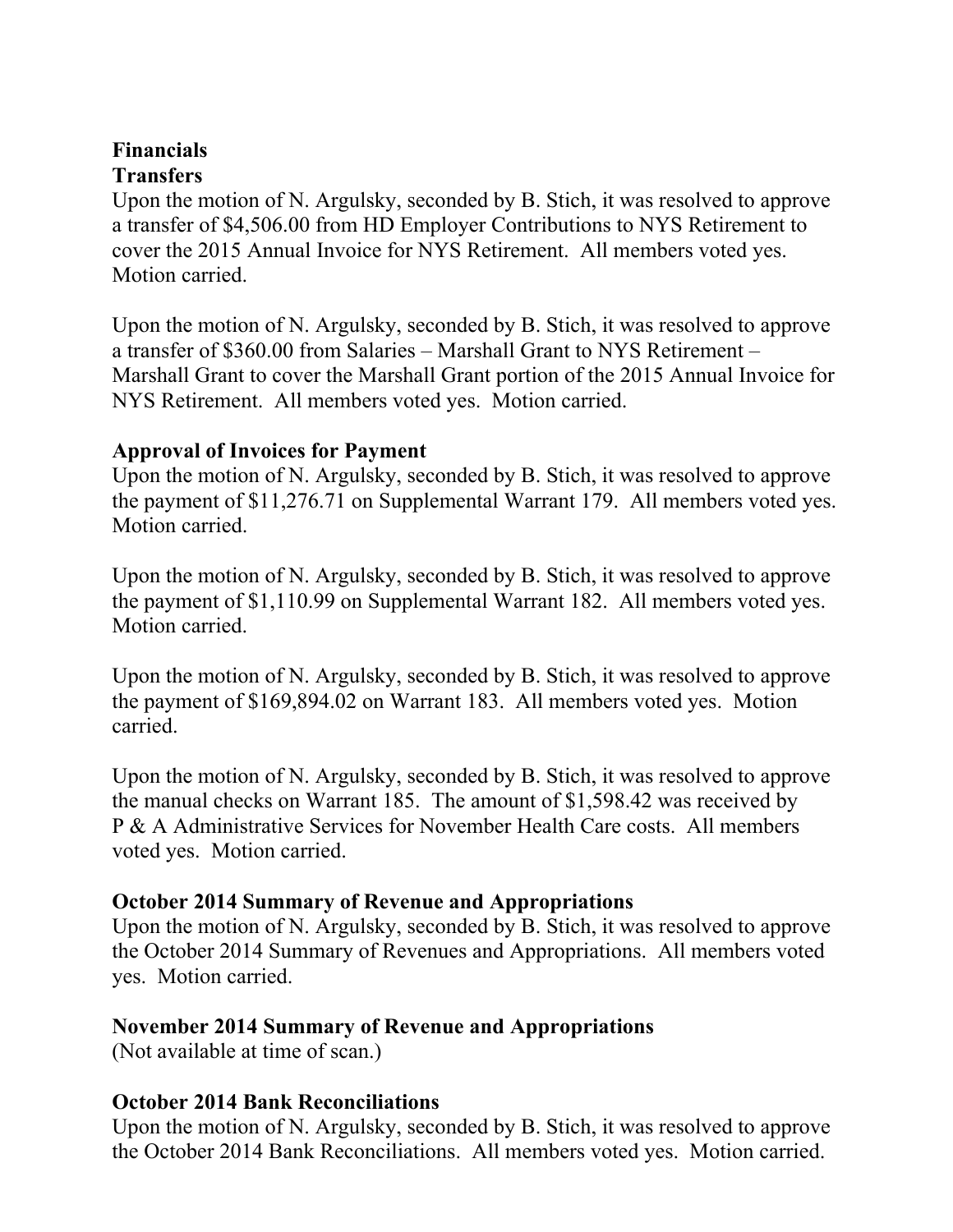## Financials

### Transfers

Upon the motion of N. Argulsky, seconded by B. Stich, it was resolved to approve a transfer of $4,506.00 from HD Employer Contributions to NYS Retirement to cover the 2015 Annual Invoice for NYS Retirement. All members voted yes. Motion carried.

Upon the motion of N. Argulsky, seconded by B. Stich, it was resolved to approve a transfer of $360.00 from Salaries – Marshall Grant to NYS Retirement – Marshall Grant to cover the Marshall Grant portion of the 2015 Annual Invoice for NYS Retirement. All members voted yes. Motion carried.

### Approval of Invoices for Payment

Upon the motion of N. Argulsky, seconded by B. Stich, it was resolved to approve the payment of $11,276.71 on Supplemental Warrant 179. All members voted yes. Motion carried.

Upon the motion of N. Argulsky, seconded by B. Stich, it was resolved to approve the payment of $1,110.99 on Supplemental Warrant 182. All members voted yes. Motion carried.

Upon the motion of N. Argulsky, seconded by B. Stich, it was resolved to approve the payment of $169,894.02 on Warrant 183. All members voted yes. Motion carried.

Upon the motion of N. Argulsky, seconded by B. Stich, it was resolved to approve the manual checks on Warrant 185. The amount of $1,598.42 was received by P & A Administrative Services for November Health Care costs. All members voted yes. Motion carried.

### October 2014 Summary of Revenue and Appropriations

Upon the motion of N. Argulsky, seconded by B. Stich, it was resolved to approve the October 2014 Summary of Revenues and Appropriations. All members voted yes. Motion carried.

### November 2014 Summary of Revenue and Appropriations

(Not available at time of scan.)

### October 2014 Bank Reconciliations

Upon the motion of N. Argulsky, seconded by B. Stich, it was resolved to approve the October 2014 Bank Reconciliations. All members voted yes. Motion carried.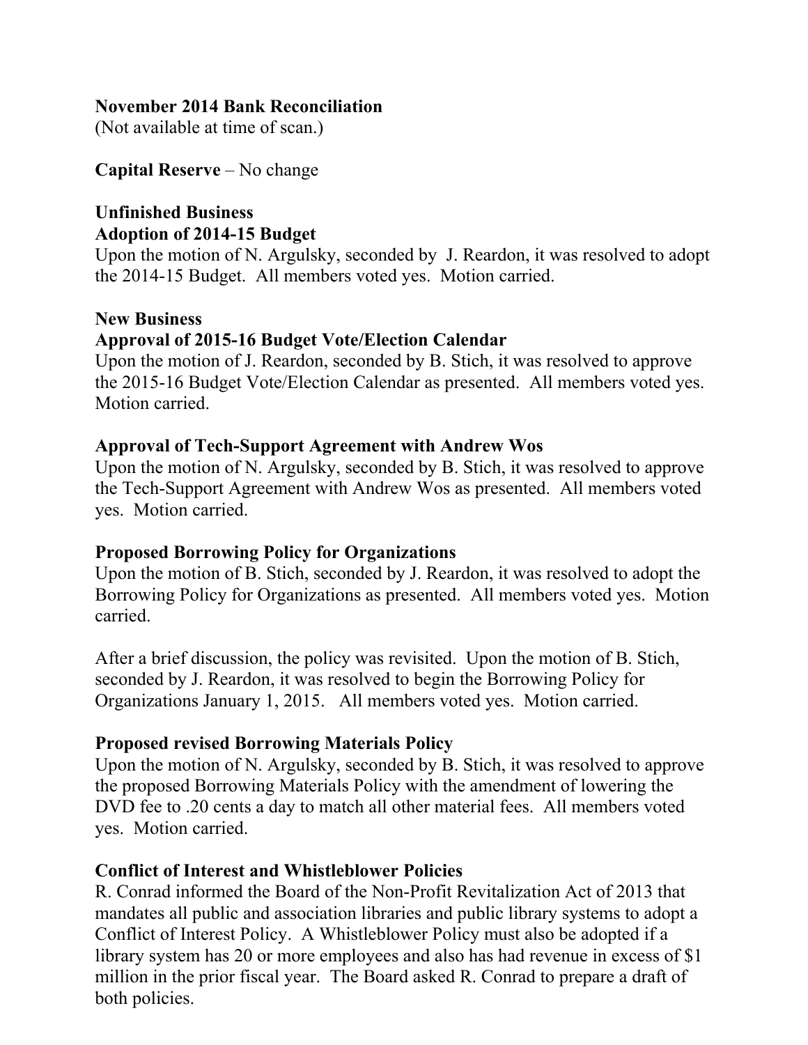**November 2014 Bank Reconciliation**
(Not available at time of scan.)

**Capital Reserve** – No change

**Unfinished Business**
**Adoption of 2014-15 Budget**
Upon the motion of N. Argulsky, seconded by J. Reardon, it was resolved to adopt the 2014-15 Budget. All members voted yes. Motion carried.

**New Business**
**Approval of 2015-16 Budget Vote/Election Calendar**
Upon the motion of J. Reardon, seconded by B. Stich, it was resolved to approve the 2015-16 Budget Vote/Election Calendar as presented. All members voted yes. Motion carried.

**Approval of Tech-Support Agreement with Andrew Wos**
Upon the motion of N. Argulsky, seconded by B. Stich, it was resolved to approve the Tech-Support Agreement with Andrew Wos as presented. All members voted yes. Motion carried.

**Proposed Borrowing Policy for Organizations**
Upon the motion of B. Stich, seconded by J. Reardon, it was resolved to adopt the Borrowing Policy for Organizations as presented. All members voted yes. Motion carried.

After a brief discussion, the policy was revisited. Upon the motion of B. Stich, seconded by J. Reardon, it was resolved to begin the Borrowing Policy for Organizations January 1, 2015. All members voted yes. Motion carried.

**Proposed revised Borrowing Materials Policy**
Upon the motion of N. Argulsky, seconded by B. Stich, it was resolved to approve the proposed Borrowing Materials Policy with the amendment of lowering the DVD fee to .20 cents a day to match all other material fees. All members voted yes. Motion carried.

**Conflict of Interest and Whistleblower Policies**
R. Conrad informed the Board of the Non-Profit Revitalization Act of 2013 that mandates all public and association libraries and public library systems to adopt a Conflict of Interest Policy. A Whistleblower Policy must also be adopted if a library system has 20 or more employees and also has had revenue in excess of $1 million in the prior fiscal year. The Board asked R. Conrad to prepare a draft of both policies.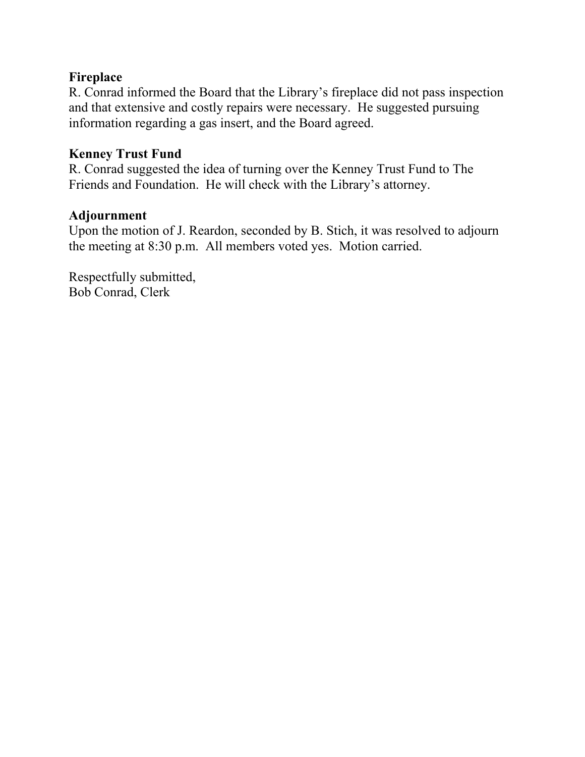**Fireplace**
R. Conrad informed the Board that the Library's fireplace did not pass inspection and that extensive and costly repairs were necessary. He suggested pursuing information regarding a gas insert, and the Board agreed.

**Kenney Trust Fund**
R. Conrad suggested the idea of turning over the Kenney Trust Fund to The Friends and Foundation. He will check with the Library's attorney.

**Adjournment**
Upon the motion of J. Reardon, seconded by B. Stich, it was resolved to adjourn the meeting at 8:30 p.m. All members voted yes. Motion carried.

Respectfully submitted,
Bob Conrad, Clerk